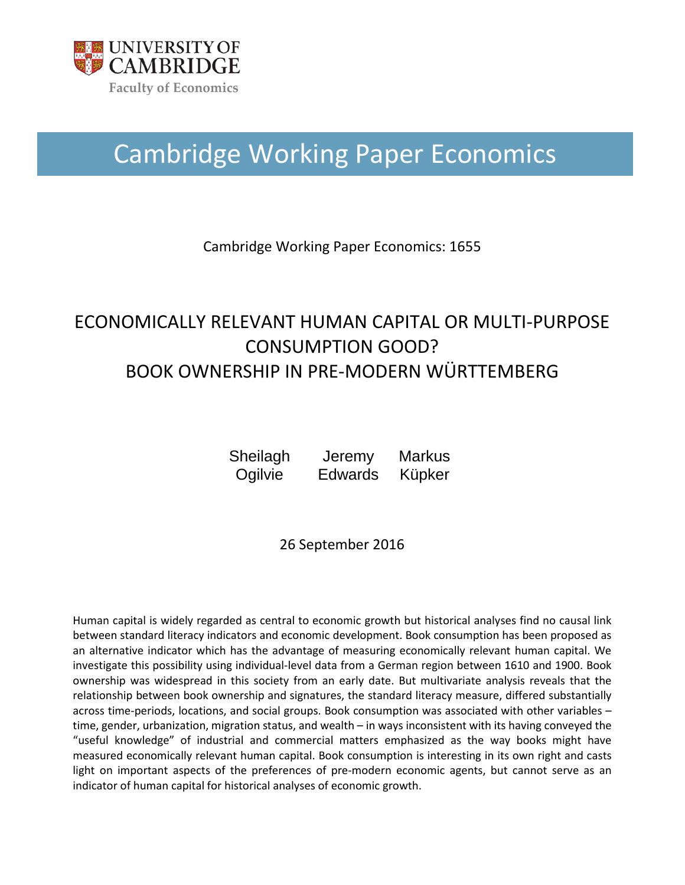UNIVERSITY OF CAMBRIDGE

Faculty of Economics

# Cambridge Working Paper Economics

Cambridge Working Paper Economics: 1655

## ECONOMICALLY RELEVANT HUMAN CAPITAL OR MULTI-PURPOSE CONSUMPTION GOOD? BOOK OWNERSHIP IN PRE-MODERN WÜRTTEMBERG

| Sheilagh Ogilvie | Jeremy Edwards | Markus Küpker |
|---|---|---|

26 September 2016

Human capital is widely regarded as central to economic growth but historical analyses find no causal link between standard literacy indicators and economic development. Book consumption has been proposed as an alternative indicator which has the advantage of measuring economically relevant human capital. We investigate this possibility using individual-level data from a German region between 1610 and 1900. Book ownership was widespread in this society from an early date. But multivariate analysis reveals that the relationship between book ownership and signatures, the standard literacy measure, differed substantially across time-periods, locations, and social groups. Book consumption was associated with other variables – time, gender, urbanization, migration status, and wealth – in ways inconsistent with its having conveyed the "useful knowledge" of industrial and commercial matters emphasized as the way books might have measured economically relevant human capital. Book consumption is interesting in its own right and casts light on important aspects of the preferences of pre-modern economic agents, but cannot serve as an indicator of human capital for historical analyses of economic growth.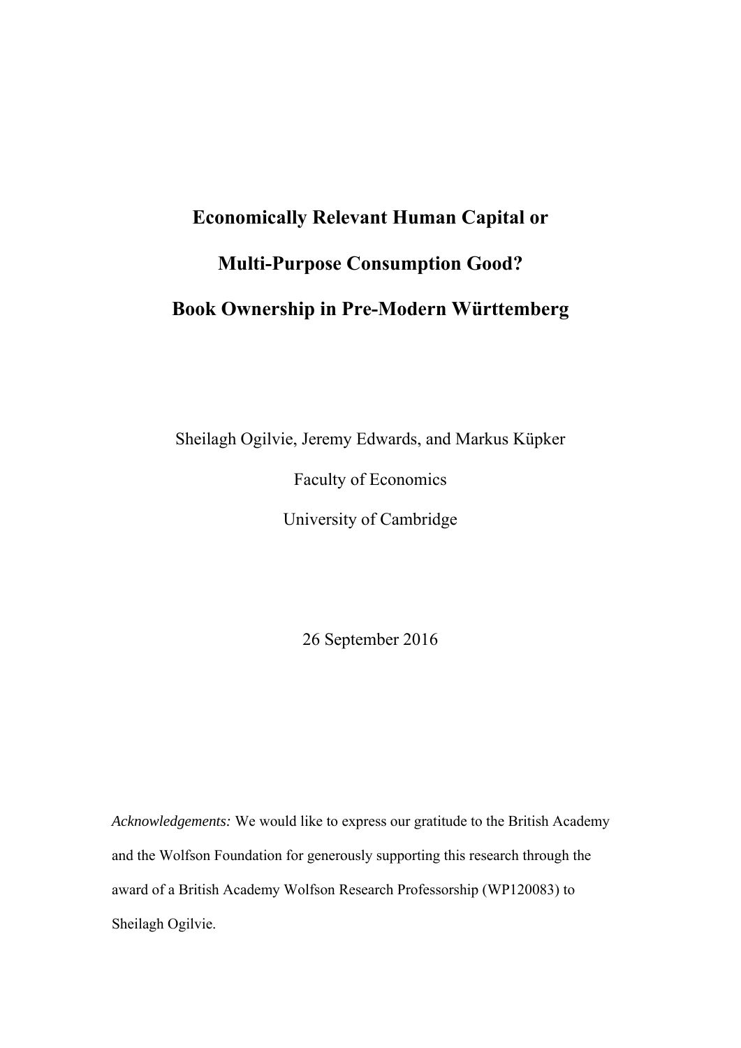# Economically Relevant Human Capital or Multi-Purpose Consumption Good? Book Ownership in Pre-Modern Württemberg

Sheilagh Ogilvie, Jeremy Edwards, and Markus Küpker

Faculty of Economics

University of Cambridge

26 September 2016

*Acknowledgements:* We would like to express our gratitude to the British Academy and the Wolfson Foundation for generously supporting this research through the award of a British Academy Wolfson Research Professorship (WP120083) to Sheilagh Ogilvie.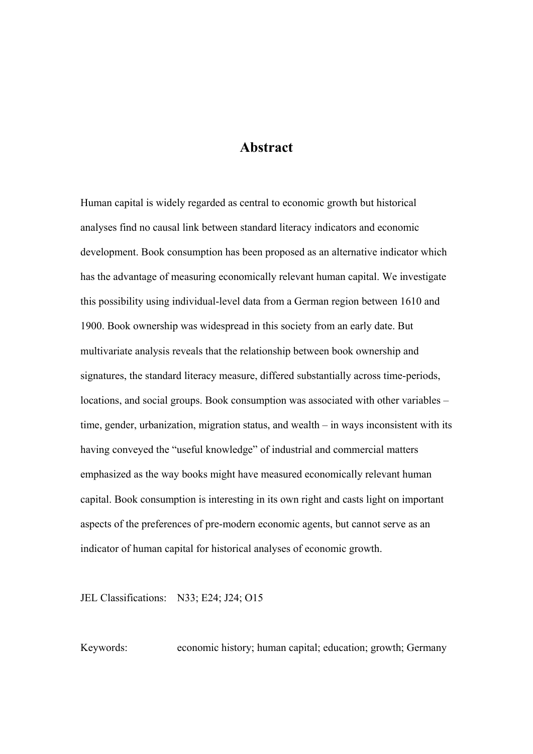# Abstract

Human capital is widely regarded as central to economic growth but historical analyses find no causal link between standard literacy indicators and economic development. Book consumption has been proposed as an alternative indicator which has the advantage of measuring economically relevant human capital. We investigate this possibility using individual-level data from a German region between 1610 and 1900. Book ownership was widespread in this society from an early date. But multivariate analysis reveals that the relationship between book ownership and signatures, the standard literacy measure, differed substantially across time-periods, locations, and social groups. Book consumption was associated with other variables – time, gender, urbanization, migration status, and wealth – in ways inconsistent with its having conveyed the "useful knowledge" of industrial and commercial matters emphasized as the way books might have measured economically relevant human capital. Book consumption is interesting in its own right and casts light on important aspects of the preferences of pre-modern economic agents, but cannot serve as an indicator of human capital for historical analyses of economic growth.

JEL Classifications: N33; E24; J24; O15

Keywords: economic history; human capital; education; growth; Germany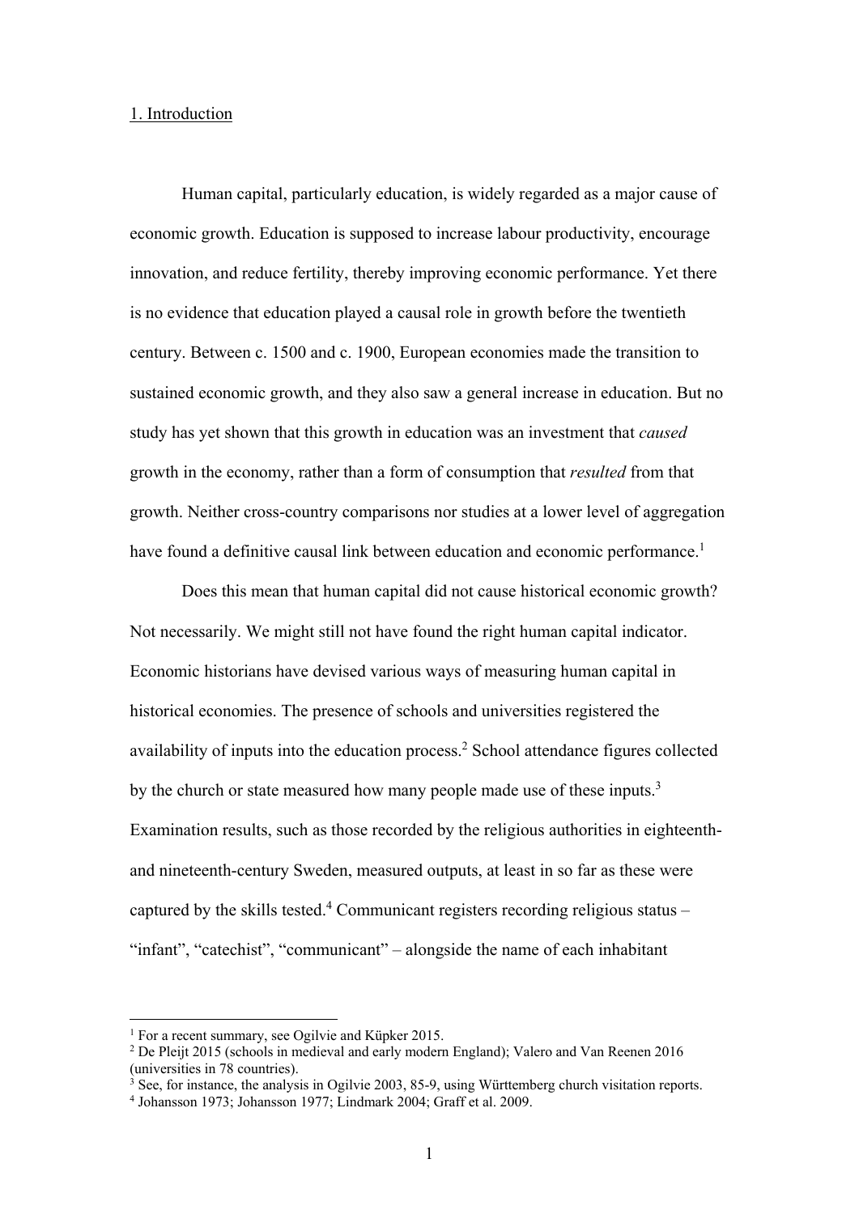## 1. Introduction

Human capital, particularly education, is widely regarded as a major cause of economic growth. Education is supposed to increase labour productivity, encourage innovation, and reduce fertility, thereby improving economic performance. Yet there is no evidence that education played a causal role in growth before the twentieth century. Between c. 1500 and c. 1900, European economies made the transition to sustained economic growth, and they also saw a general increase in education. But no study has yet shown that this growth in education was an investment that *caused* growth in the economy, rather than a form of consumption that *resulted* from that growth. Neither cross-country comparisons nor studies at a lower level of aggregation have found a definitive causal link between education and economic performance.[1]

Does this mean that human capital did not cause historical economic growth? Not necessarily. We might still not have found the right human capital indicator. Economic historians have devised various ways of measuring human capital in historical economies. The presence of schools and universities registered the availability of inputs into the education process.[2] School attendance figures collected by the church or state measured how many people made use of these inputs.[3] Examination results, such as those recorded by the religious authorities in eighteenth- and nineteenth-century Sweden, measured outputs, at least in so far as these were captured by the skills tested.[4] Communicant registers recording religious status – "infant", "catechist", "communicant" – alongside the name of each inhabitant

---

[1] For a recent summary, see Ogilvie and Küpker 2015.

[2] De Pleijt 2015 (schools in medieval and early modern England); Valero and Van Reenen 2016 (universities in 78 countries).

[3] See, for instance, the analysis in Ogilvie 2003, 85-9, using Württemberg church visitation reports.

[4] Johansson 1973; Johansson 1977; Lindmark 2004; Graff et al. 2009.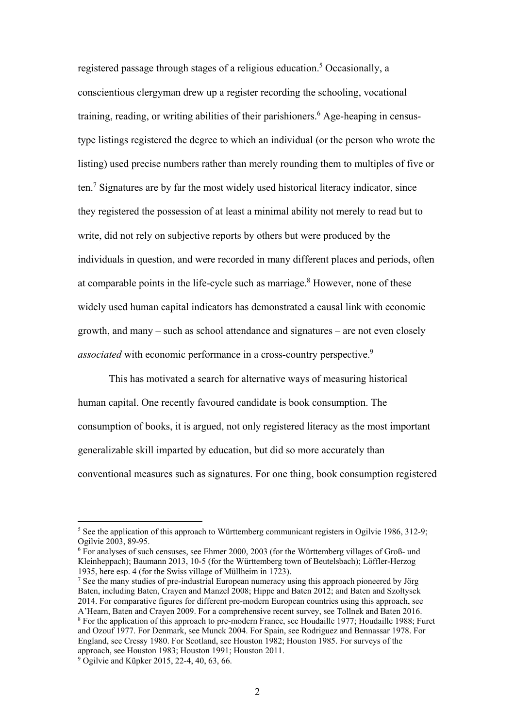registered passage through stages of a religious education.[5] Occasionally, a conscientious clergyman drew up a register recording the schooling, vocational training, reading, or writing abilities of their parishioners.[6] Age-heaping in census-type listings registered the degree to which an individual (or the person who wrote the listing) used precise numbers rather than merely rounding them to multiples of five or ten.[7] Signatures are by far the most widely used historical literacy indicator, since they registered the possession of at least a minimal ability not merely to read but to write, did not rely on subjective reports by others but were produced by the individuals in question, and were recorded in many different places and periods, often at comparable points in the life-cycle such as marriage.[8] However, none of these widely used human capital indicators has demonstrated a causal link with economic growth, and many – such as school attendance and signatures – are not even closely *associated* with economic performance in a cross-country perspective.[9]

This has motivated a search for alternative ways of measuring historical human capital. One recently favoured candidate is book consumption. The consumption of books, it is argued, not only registered literacy as the most important generalizable skill imparted by education, but did so more accurately than conventional measures such as signatures. For one thing, book consumption registered

---

[5] See the application of this approach to Württemberg communicant registers in Ogilvie 1986, 312-9; Ogilvie 2003, 89-95.

[6] For analyses of such censuses, see Ehmer 2000, 2003 (for the Württemberg villages of Groß- und Kleinheppach); Baumann 2013, 10-5 (for the Württemberg town of Beutelsbach); Löffler-Herzog 1935, here esp. 4 (for the Swiss village of Müllheim in 1723).

[7] See the many studies of pre-industrial European numeracy using this approach pioneered by Jörg Baten, including Baten, Crayen and Manzel 2008; Hippe and Baten 2012; and Baten and Szołtysek 2014. For comparative figures for different pre-modern European countries using this approach, see A'Hearn, Baten and Crayen 2009. For a comprehensive recent survey, see Tollnek and Baten 2016.

[8] For the application of this approach to pre-modern France, see Houdaille 1977; Houdaille 1988; Furet and Ozouf 1977. For Denmark, see Munck 2004. For Spain, see Rodriguez and Bennassar 1978. For England, see Cressy 1980. For Scotland, see Houston 1982; Houston 1985. For surveys of the approach, see Houston 1983; Houston 1991; Houston 2011.

[9] Ogilvie and Küpker 2015, 22-4, 40, 63, 66.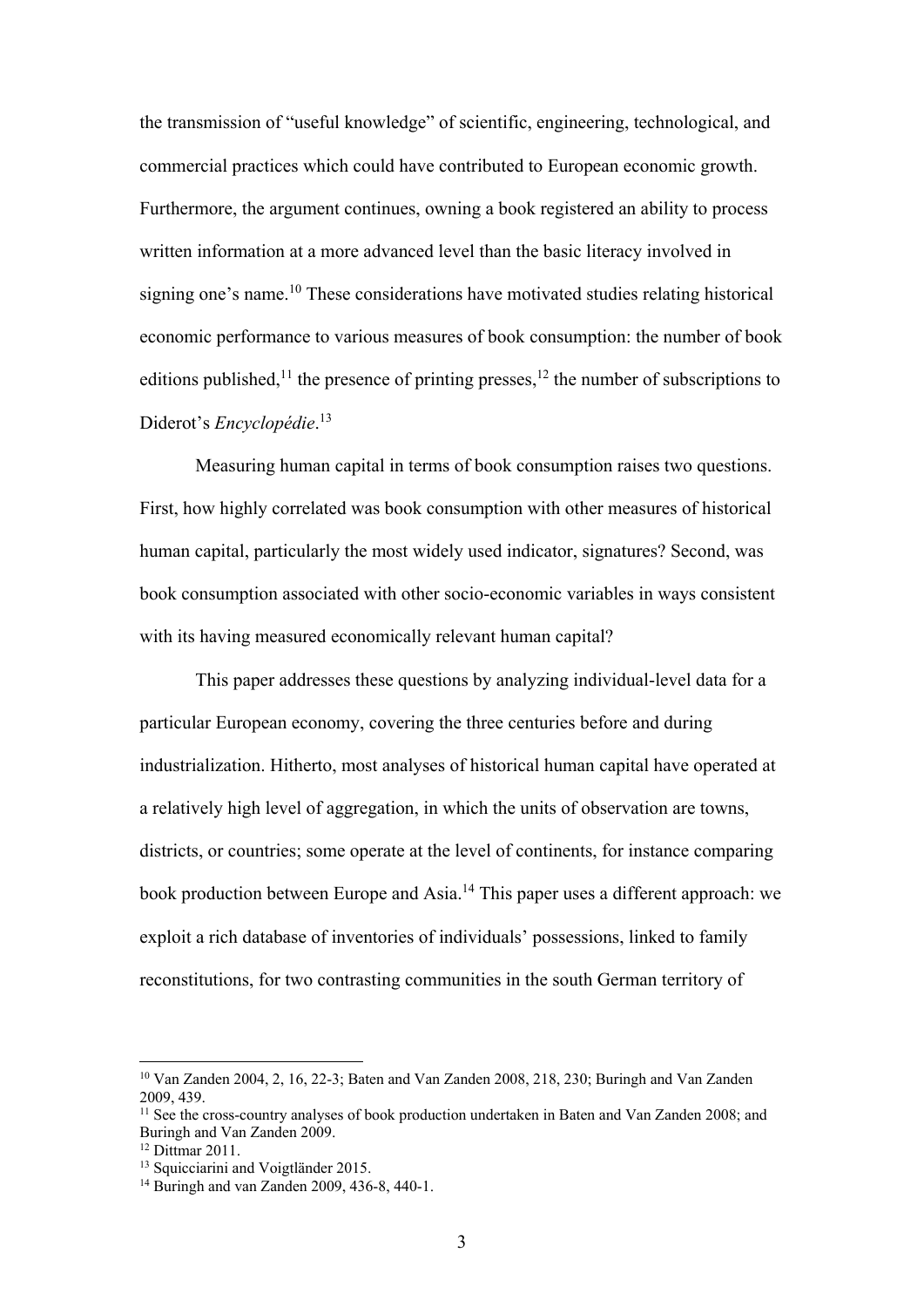the transmission of "useful knowledge" of scientific, engineering, technological, and commercial practices which could have contributed to European economic growth. Furthermore, the argument continues, owning a book registered an ability to process written information at a more advanced level than the basic literacy involved in signing one's name.[10] These considerations have motivated studies relating historical economic performance to various measures of book consumption: the number of book editions published,[11] the presence of printing presses,[12] the number of subscriptions to Diderot's *Encyclopédie*.[13]

Measuring human capital in terms of book consumption raises two questions. First, how highly correlated was book consumption with other measures of historical human capital, particularly the most widely used indicator, signatures? Second, was book consumption associated with other socio-economic variables in ways consistent with its having measured economically relevant human capital?

This paper addresses these questions by analyzing individual-level data for a particular European economy, covering the three centuries before and during industrialization. Hitherto, most analyses of historical human capital have operated at a relatively high level of aggregation, in which the units of observation are towns, districts, or countries; some operate at the level of continents, for instance comparing book production between Europe and Asia.[14] This paper uses a different approach: we exploit a rich database of inventories of individuals' possessions, linked to family reconstitutions, for two contrasting communities in the south German territory of

---

[10] Van Zanden 2004, 2, 16, 22-3; Baten and Van Zanden 2008, 218, 230; Buringh and Van Zanden 2009, 439.

[11] See the cross-country analyses of book production undertaken in Baten and Van Zanden 2008; and Buringh and Van Zanden 2009.

[12] Dittmar 2011.

[13] Squicciarini and Voigtländer 2015.

[14] Buringh and van Zanden 2009, 436-8, 440-1.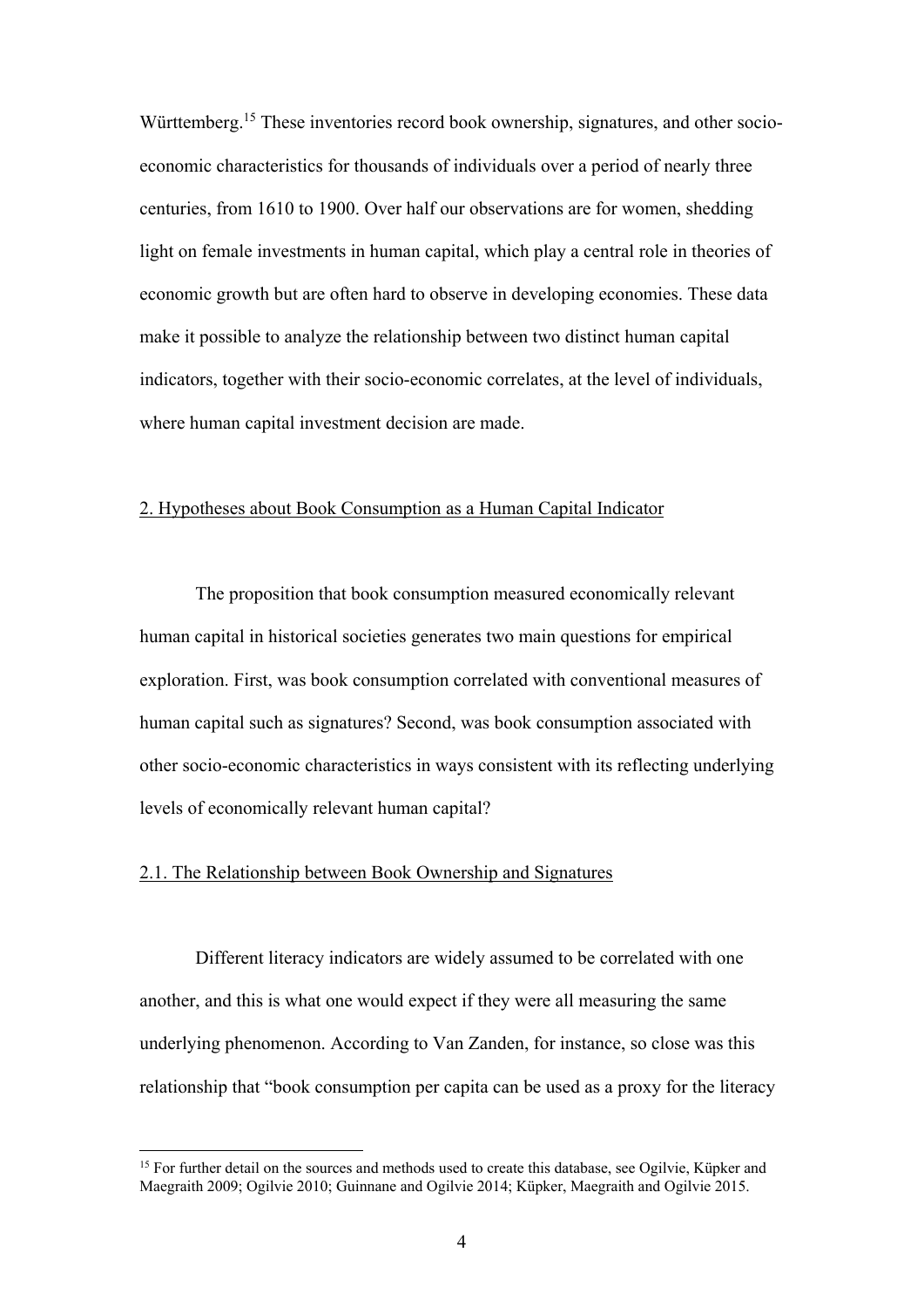Württemberg.[15] These inventories record book ownership, signatures, and other socio-economic characteristics for thousands of individuals over a period of nearly three centuries, from 1610 to 1900. Over half our observations are for women, shedding light on female investments in human capital, which play a central role in theories of economic growth but are often hard to observe in developing economies. These data make it possible to analyze the relationship between two distinct human capital indicators, together with their socio-economic correlates, at the level of individuals, where human capital investment decision are made.

## 2. Hypotheses about Book Consumption as a Human Capital Indicator

The proposition that book consumption measured economically relevant human capital in historical societies generates two main questions for empirical exploration. First, was book consumption correlated with conventional measures of human capital such as signatures? Second, was book consumption associated with other socio-economic characteristics in ways consistent with its reflecting underlying levels of economically relevant human capital?

### 2.1. The Relationship between Book Ownership and Signatures

Different literacy indicators are widely assumed to be correlated with one another, and this is what one would expect if they were all measuring the same underlying phenomenon. According to Van Zanden, for instance, so close was this relationship that "book consumption per capita can be used as a proxy for the literacy

[15] For further detail on the sources and methods used to create this database, see Ogilvie, Küpker and Maegraith 2009; Ogilvie 2010; Guinnane and Ogilvie 2014; Küpker, Maegraith and Ogilvie 2015.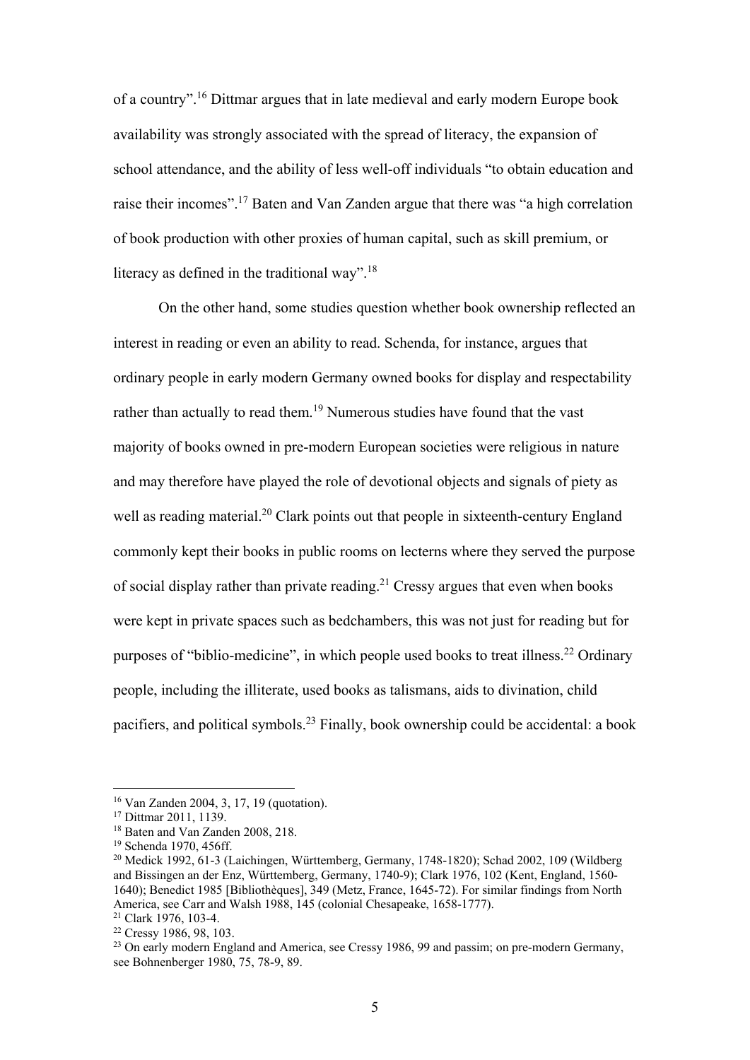of a country".[16] Dittmar argues that in late medieval and early modern Europe book availability was strongly associated with the spread of literacy, the expansion of school attendance, and the ability of less well-off individuals "to obtain education and raise their incomes".[17] Baten and Van Zanden argue that there was "a high correlation of book production with other proxies of human capital, such as skill premium, or literacy as defined in the traditional way".[18]

On the other hand, some studies question whether book ownership reflected an interest in reading or even an ability to read. Schenda, for instance, argues that ordinary people in early modern Germany owned books for display and respectability rather than actually to read them.[19] Numerous studies have found that the vast majority of books owned in pre-modern European societies were religious in nature and may therefore have played the role of devotional objects and signals of piety as well as reading material.[20] Clark points out that people in sixteenth-century England commonly kept their books in public rooms on lecterns where they served the purpose of social display rather than private reading.[21] Cressy argues that even when books were kept in private spaces such as bedchambers, this was not just for reading but for purposes of "biblio-medicine", in which people used books to treat illness.[22] Ordinary people, including the illiterate, used books as talismans, aids to divination, child pacifiers, and political symbols.[23] Finally, book ownership could be accidental: a book

---

[16] Van Zanden 2004, 3, 17, 19 (quotation).

[17] Dittmar 2011, 1139.

[18] Baten and Van Zanden 2008, 218.

[19] Schenda 1970, 456ff.

[20] Medick 1992, 61-3 (Laichingen, Württemberg, Germany, 1748-1820); Schad 2002, 109 (Wildberg and Bissingen an der Enz, Württemberg, Germany, 1740-9); Clark 1976, 102 (Kent, England, 1560-1640); Benedict 1985 [Bibliothèques], 349 (Metz, France, 1645-72). For similar findings from North America, see Carr and Walsh 1988, 145 (colonial Chesapeake, 1658-1777).

[21] Clark 1976, 103-4.

[22] Cressy 1986, 98, 103.

[23] On early modern England and America, see Cressy 1986, 99 and passim; on pre-modern Germany, see Bohnenberger 1980, 75, 78-9, 89.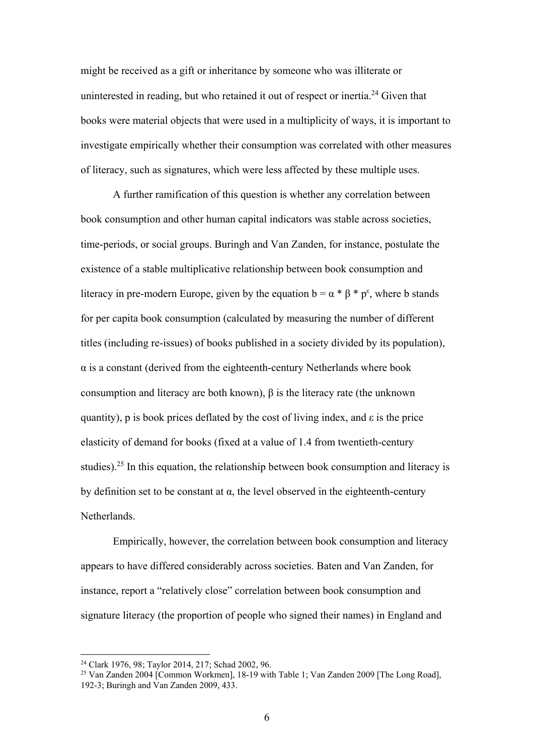might be received as a gift or inheritance by someone who was illiterate or uninterested in reading, but who retained it out of respect or inertia.[24] Given that books were material objects that were used in a multiplicity of ways, it is important to investigate empirically whether their consumption was correlated with other measures of literacy, such as signatures, which were less affected by these multiple uses.

A further ramification of this question is whether any correlation between book consumption and other human capital indicators was stable across societies, time-periods, or social groups. Buringh and Van Zanden, for instance, postulate the existence of a stable multiplicative relationship between book consumption and literacy in pre-modern Europe, given by the equation $b = \alpha * \beta * p^{\varepsilon}$, where b stands for per capita book consumption (calculated by measuring the number of different titles (including re-issues) of books published in a society divided by its population), $\alpha$ is a constant (derived from the eighteenth-century Netherlands where book consumption and literacy are both known), $\beta$ is the literacy rate (the unknown quantity), p is book prices deflated by the cost of living index, and $\varepsilon$ is the price elasticity of demand for books (fixed at a value of 1.4 from twentieth-century studies).[25] In this equation, the relationship between book consumption and literacy is by definition set to be constant at $\alpha$, the level observed in the eighteenth-century Netherlands.

Empirically, however, the correlation between book consumption and literacy appears to have differed considerably across societies. Baten and Van Zanden, for instance, report a "relatively close" correlation between book consumption and signature literacy (the proportion of people who signed their names) in England and

---

[24] Clark 1976, 98; Taylor 2014, 217; Schad 2002, 96.

[25] Van Zanden 2004 [Common Workmen], 18-19 with Table 1; Van Zanden 2009 [The Long Road], 192-3; Buringh and Van Zanden 2009, 433.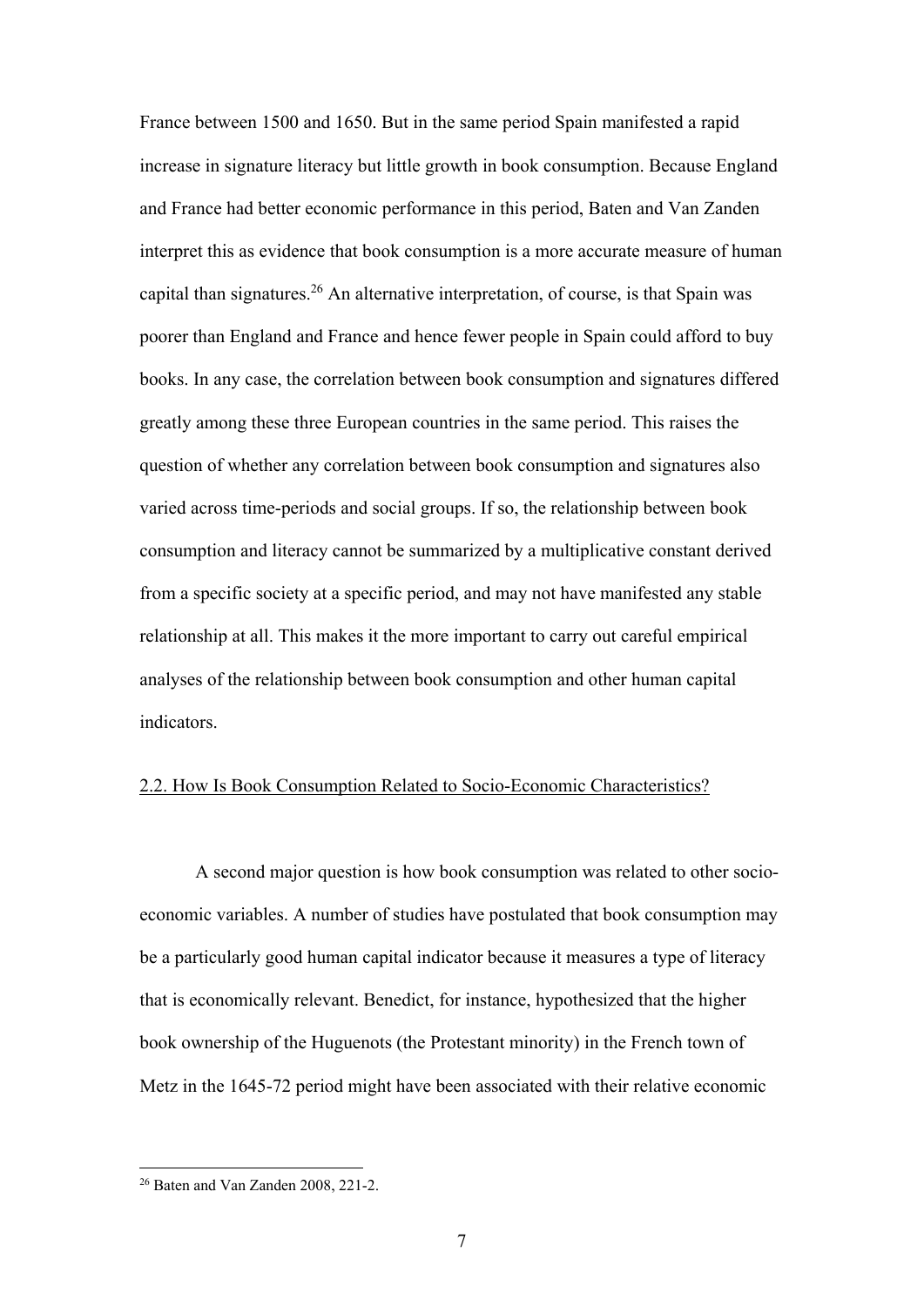France between 1500 and 1650. But in the same period Spain manifested a rapid increase in signature literacy but little growth in book consumption. Because England and France had better economic performance in this period, Baten and Van Zanden interpret this as evidence that book consumption is a more accurate measure of human capital than signatures.[26] An alternative interpretation, of course, is that Spain was poorer than England and France and hence fewer people in Spain could afford to buy books. In any case, the correlation between book consumption and signatures differed greatly among these three European countries in the same period. This raises the question of whether any correlation between book consumption and signatures also varied across time-periods and social groups. If so, the relationship between book consumption and literacy cannot be summarized by a multiplicative constant derived from a specific society at a specific period, and may not have manifested any stable relationship at all. This makes it the more important to carry out careful empirical analyses of the relationship between book consumption and other human capital indicators.

## 2.2. How Is Book Consumption Related to Socio-Economic Characteristics?

A second major question is how book consumption was related to other socio-economic variables. A number of studies have postulated that book consumption may be a particularly good human capital indicator because it measures a type of literacy that is economically relevant. Benedict, for instance, hypothesized that the higher book ownership of the Huguenots (the Protestant minority) in the French town of Metz in the 1645-72 period might have been associated with their relative economic

[26] Baten and Van Zanden 2008, 221-2.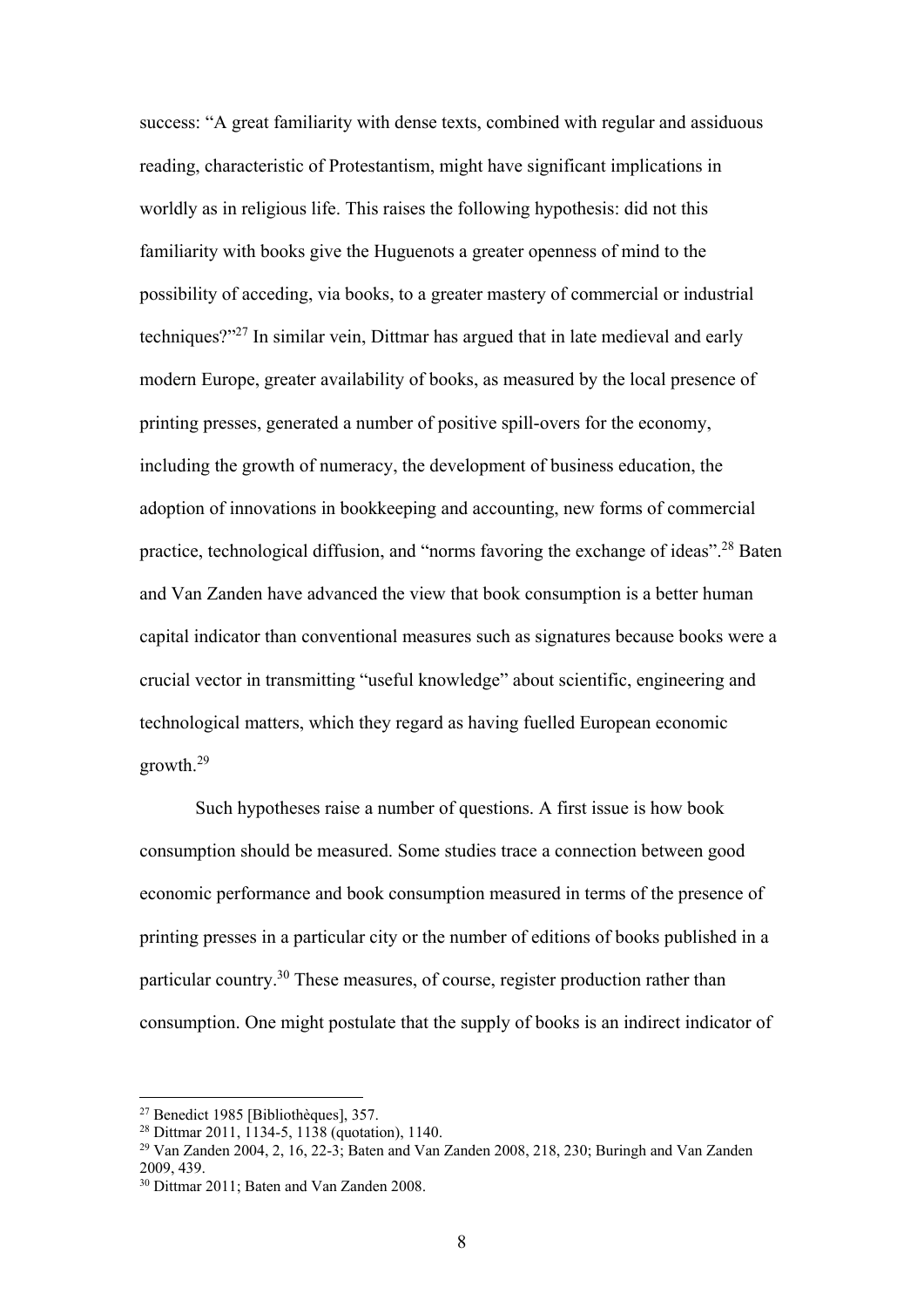success: "A great familiarity with dense texts, combined with regular and assiduous reading, characteristic of Protestantism, might have significant implications in worldly as in religious life. This raises the following hypothesis: did not this familiarity with books give the Huguenots a greater openness of mind to the possibility of acceding, via books, to a greater mastery of commercial or industrial techniques?"[27] In similar vein, Dittmar has argued that in late medieval and early modern Europe, greater availability of books, as measured by the local presence of printing presses, generated a number of positive spill-overs for the economy, including the growth of numeracy, the development of business education, the adoption of innovations in bookkeeping and accounting, new forms of commercial practice, technological diffusion, and "norms favoring the exchange of ideas".[28] Baten and Van Zanden have advanced the view that book consumption is a better human capital indicator than conventional measures such as signatures because books were a crucial vector in transmitting "useful knowledge" about scientific, engineering and technological matters, which they regard as having fuelled European economic growth.[29]

Such hypotheses raise a number of questions. A first issue is how book consumption should be measured. Some studies trace a connection between good economic performance and book consumption measured in terms of the presence of printing presses in a particular city or the number of editions of books published in a particular country.[30] These measures, of course, register production rather than consumption. One might postulate that the supply of books is an indirect indicator of

---

[27] Benedict 1985 [Bibliothèques], 357.

[28] Dittmar 2011, 1134-5, 1138 (quotation), 1140.

[29] Van Zanden 2004, 2, 16, 22-3; Baten and Van Zanden 2008, 218, 230; Buringh and Van Zanden 2009, 439.

[30] Dittmar 2011; Baten and Van Zanden 2008.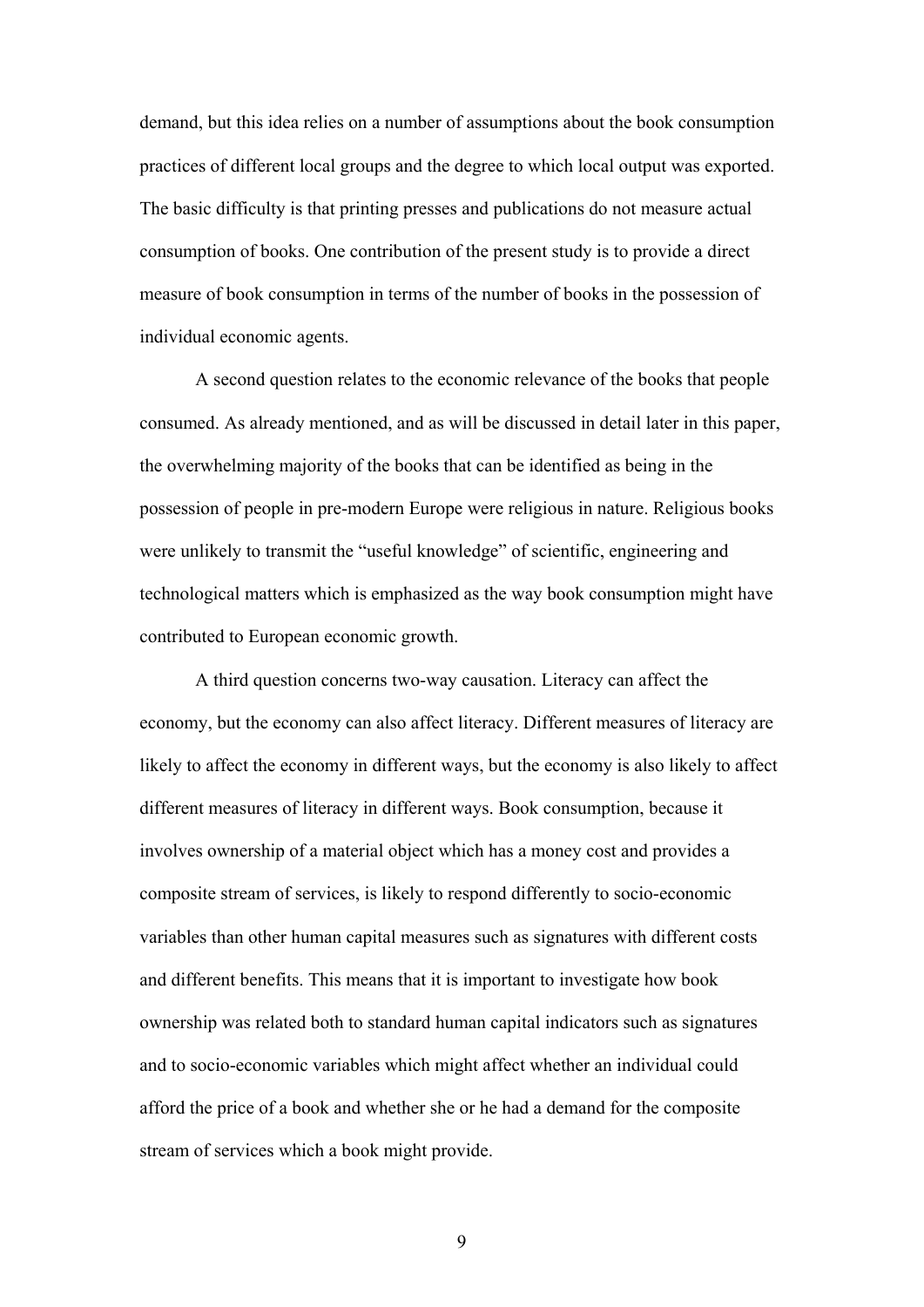demand, but this idea relies on a number of assumptions about the book consumption practices of different local groups and the degree to which local output was exported. The basic difficulty is that printing presses and publications do not measure actual consumption of books. One contribution of the present study is to provide a direct measure of book consumption in terms of the number of books in the possession of individual economic agents.

A second question relates to the economic relevance of the books that people consumed. As already mentioned, and as will be discussed in detail later in this paper, the overwhelming majority of the books that can be identified as being in the possession of people in pre-modern Europe were religious in nature. Religious books were unlikely to transmit the "useful knowledge" of scientific, engineering and technological matters which is emphasized as the way book consumption might have contributed to European economic growth.

A third question concerns two-way causation. Literacy can affect the economy, but the economy can also affect literacy. Different measures of literacy are likely to affect the economy in different ways, but the economy is also likely to affect different measures of literacy in different ways. Book consumption, because it involves ownership of a material object which has a money cost and provides a composite stream of services, is likely to respond differently to socio-economic variables than other human capital measures such as signatures with different costs and different benefits. This means that it is important to investigate how book ownership was related both to standard human capital indicators such as signatures and to socio-economic variables which might affect whether an individual could afford the price of a book and whether she or he had a demand for the composite stream of services which a book might provide.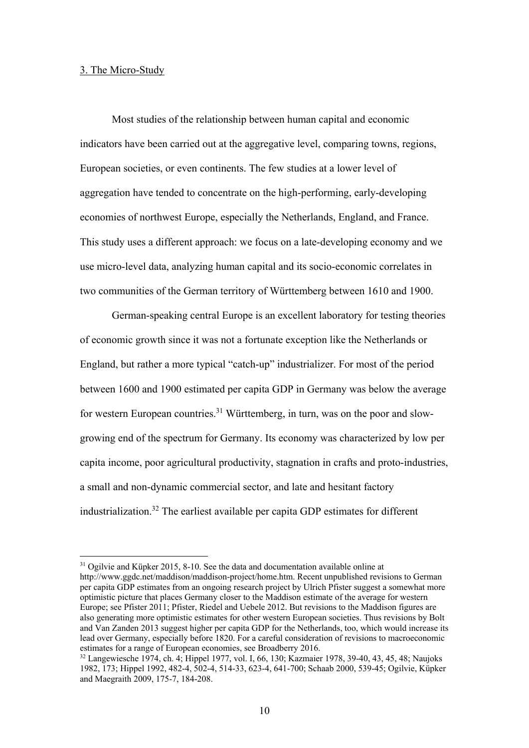## 3. The Micro-Study

Most studies of the relationship between human capital and economic indicators have been carried out at the aggregative level, comparing towns, regions, European societies, or even continents. The few studies at a lower level of aggregation have tended to concentrate on the high-performing, early-developing economies of northwest Europe, especially the Netherlands, England, and France. This study uses a different approach: we focus on a late-developing economy and we use micro-level data, analyzing human capital and its socio-economic correlates in two communities of the German territory of Württemberg between 1610 and 1900.

German-speaking central Europe is an excellent laboratory for testing theories of economic growth since it was not a fortunate exception like the Netherlands or England, but rather a more typical "catch-up" industrializer. For most of the period between 1600 and 1900 estimated per capita GDP in Germany was below the average for western European countries.[31] Württemberg, in turn, was on the poor and slow-growing end of the spectrum for Germany. Its economy was characterized by low per capita income, poor agricultural productivity, stagnation in crafts and proto-industries, a small and non-dynamic commercial sector, and late and hesitant factory industrialization.[32] The earliest available per capita GDP estimates for different

---

[31] Ogilvie and Küpker 2015, 8-10. See the data and documentation available online at http://www.ggdc.net/maddison/maddison-project/home.htm. Recent unpublished revisions to German per capita GDP estimates from an ongoing research project by Ulrich Pfister suggest a somewhat more optimistic picture that places Germany closer to the Maddison estimate of the average for western Europe; see Pfister 2011; Pfister, Riedel and Uebele 2012. But revisions to the Maddison figures are also generating more optimistic estimates for other western European societies. Thus revisions by Bolt and Van Zanden 2013 suggest higher per capita GDP for the Netherlands, too, which would increase its lead over Germany, especially before 1820. For a careful consideration of revisions to macroeconomic estimates for a range of European economies, see Broadberry 2016.

[32] Langewiesche 1974, ch. 4; Hippel 1977, vol. I, 66, 130; Kazmaier 1978, 39-40, 43, 45, 48; Naujoks 1982, 173; Hippel 1992, 482-4, 502-4, 514-33, 623-4, 641-700; Schaab 2000, 539-45; Ogilvie, Küpker and Maegraith 2009, 175-7, 184-208.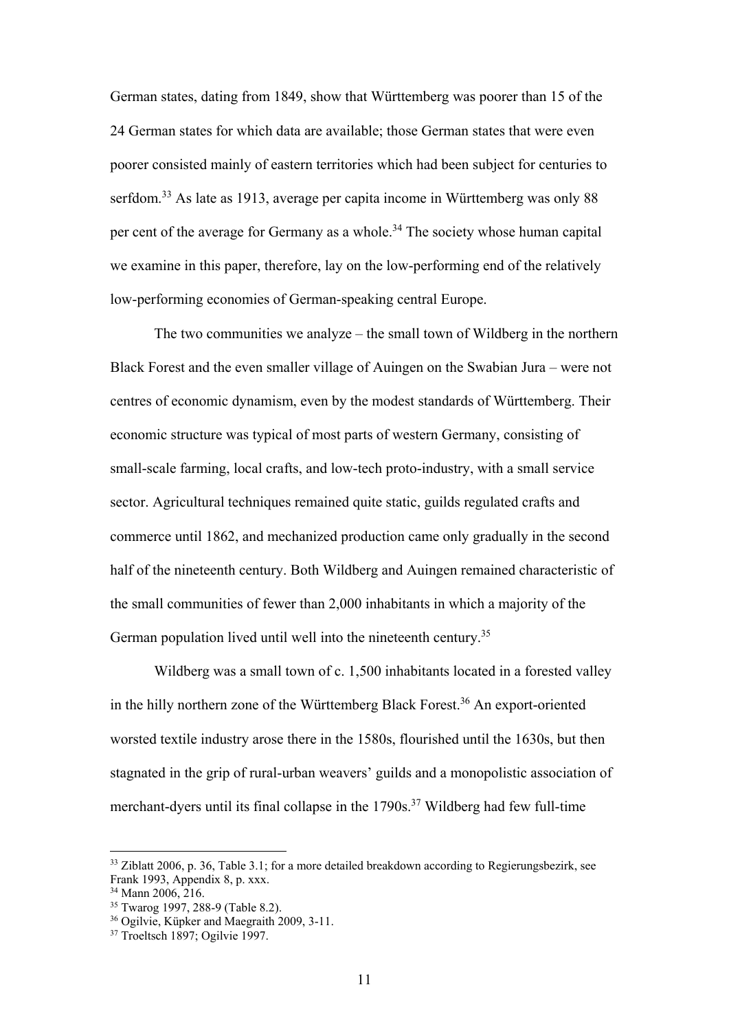German states, dating from 1849, show that Württemberg was poorer than 15 of the 24 German states for which data are available; those German states that were even poorer consisted mainly of eastern territories which had been subject for centuries to serfdom.[33] As late as 1913, average per capita income in Württemberg was only 88 per cent of the average for Germany as a whole.[34] The society whose human capital we examine in this paper, therefore, lay on the low-performing end of the relatively low-performing economies of German-speaking central Europe.

The two communities we analyze – the small town of Wildberg in the northern Black Forest and the even smaller village of Auingen on the Swabian Jura – were not centres of economic dynamism, even by the modest standards of Württemberg. Their economic structure was typical of most parts of western Germany, consisting of small-scale farming, local crafts, and low-tech proto-industry, with a small service sector. Agricultural techniques remained quite static, guilds regulated crafts and commerce until 1862, and mechanized production came only gradually in the second half of the nineteenth century. Both Wildberg and Auingen remained characteristic of the small communities of fewer than 2,000 inhabitants in which a majority of the German population lived until well into the nineteenth century.[35]

Wildberg was a small town of c. 1,500 inhabitants located in a forested valley in the hilly northern zone of the Württemberg Black Forest.[36] An export-oriented worsted textile industry arose there in the 1580s, flourished until the 1630s, but then stagnated in the grip of rural-urban weavers' guilds and a monopolistic association of merchant-dyers until its final collapse in the 1790s.[37] Wildberg had few full-time

---

[33] Ziblatt 2006, p. 36, Table 3.1; for a more detailed breakdown according to Regierungsbezirk, see Frank 1993, Appendix 8, p. xxx.

[34] Mann 2006, 216.

[35] Twarog 1997, 288-9 (Table 8.2).

[36] Ogilvie, Küpker and Maegraith 2009, 3-11.

[37] Troeltsch 1897; Ogilvie 1997.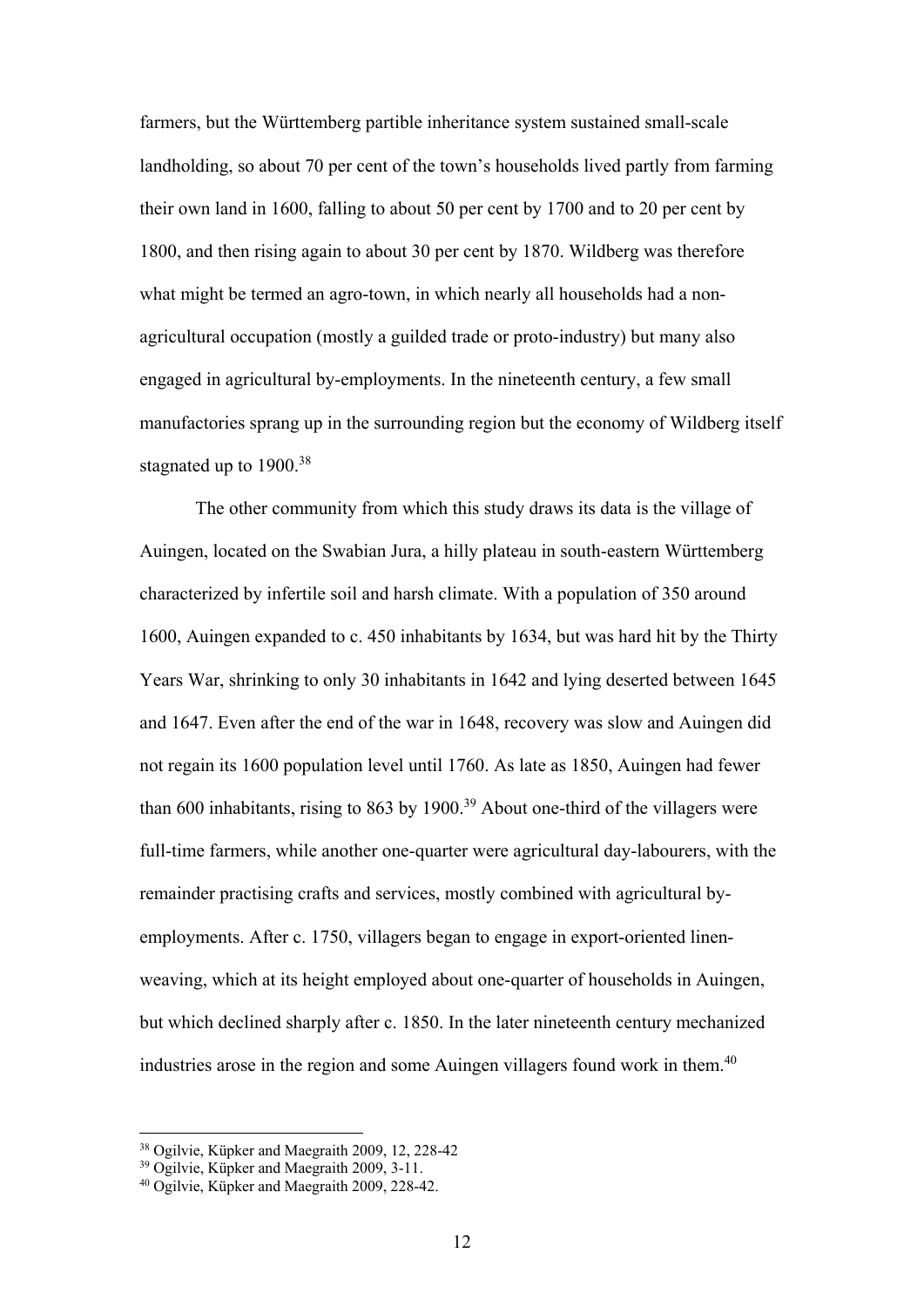farmers, but the Württemberg partible inheritance system sustained small-scale landholding, so about 70 per cent of the town's households lived partly from farming their own land in 1600, falling to about 50 per cent by 1700 and to 20 per cent by 1800, and then rising again to about 30 per cent by 1870. Wildberg was therefore what might be termed an agro-town, in which nearly all households had a non-agricultural occupation (mostly a guilded trade or proto-industry) but many also engaged in agricultural by-employments. In the nineteenth century, a few small manufactories sprang up in the surrounding region but the economy of Wildberg itself stagnated up to 1900.[38]

The other community from which this study draws its data is the village of Auingen, located on the Swabian Jura, a hilly plateau in south-eastern Württemberg characterized by infertile soil and harsh climate. With a population of 350 around 1600, Auingen expanded to c. 450 inhabitants by 1634, but was hard hit by the Thirty Years War, shrinking to only 30 inhabitants in 1642 and lying deserted between 1645 and 1647. Even after the end of the war in 1648, recovery was slow and Auingen did not regain its 1600 population level until 1760. As late as 1850, Auingen had fewer than 600 inhabitants, rising to 863 by 1900.[39] About one-third of the villagers were full-time farmers, while another one-quarter were agricultural day-labourers, with the remainder practising crafts and services, mostly combined with agricultural by-employments. After c. 1750, villagers began to engage in export-oriented linen-weaving, which at its height employed about one-quarter of households in Auingen, but which declined sharply after c. 1850. In the later nineteenth century mechanized industries arose in the region and some Auingen villagers found work in them.[40]

---

[38] Ogilvie, Küpker and Maegraith 2009, 12, 228-42

[39] Ogilvie, Küpker and Maegraith 2009, 3-11.

[40] Ogilvie, Küpker and Maegraith 2009, 228-42.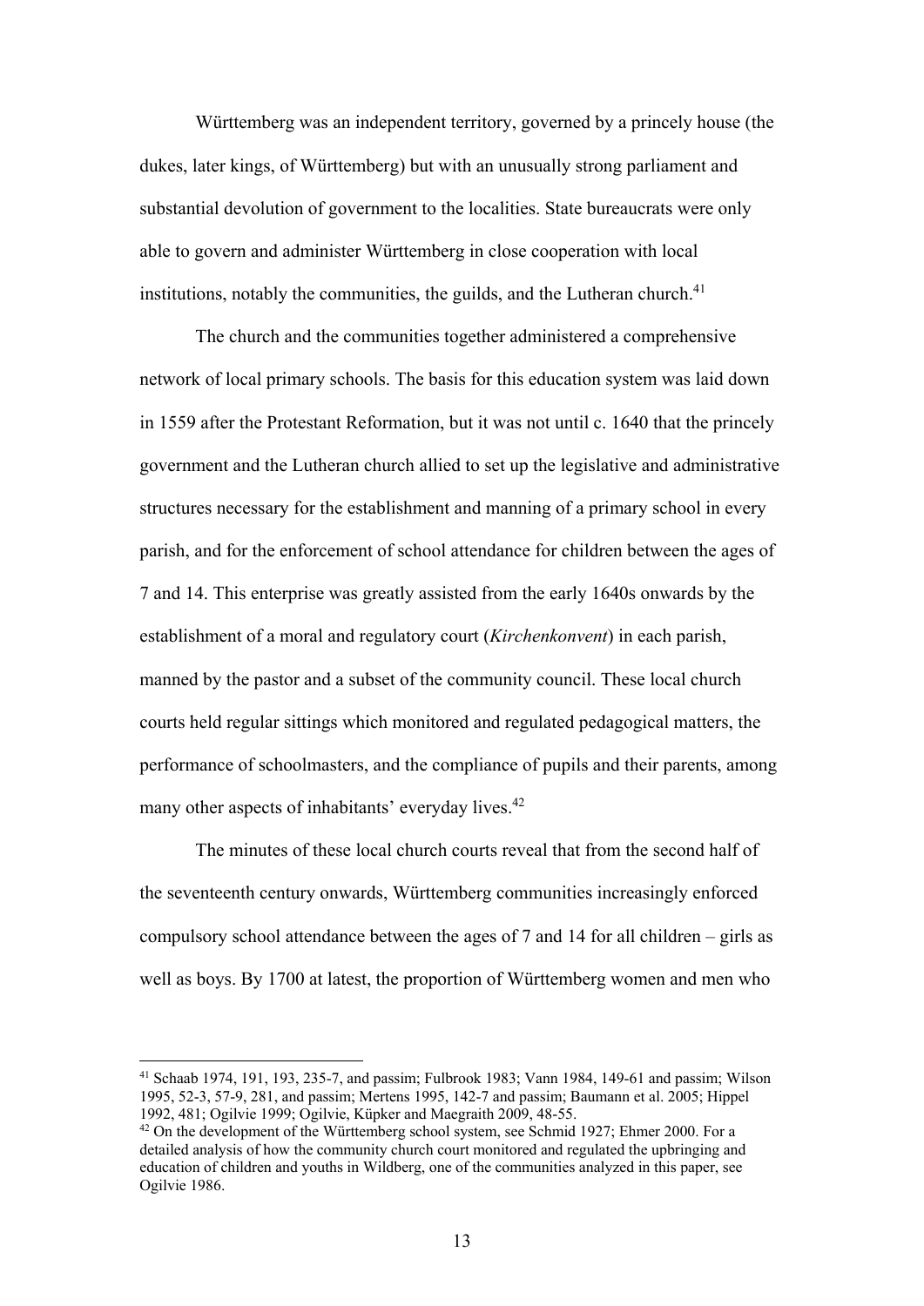Württemberg was an independent territory, governed by a princely house (the dukes, later kings, of Württemberg) but with an unusually strong parliament and substantial devolution of government to the localities. State bureaucrats were only able to govern and administer Württemberg in close cooperation with local institutions, notably the communities, the guilds, and the Lutheran church.[41]

The church and the communities together administered a comprehensive network of local primary schools. The basis for this education system was laid down in 1559 after the Protestant Reformation, but it was not until c. 1640 that the princely government and the Lutheran church allied to set up the legislative and administrative structures necessary for the establishment and manning of a primary school in every parish, and for the enforcement of school attendance for children between the ages of 7 and 14. This enterprise was greatly assisted from the early 1640s onwards by the establishment of a moral and regulatory court (*Kirchenkonvent*) in each parish, manned by the pastor and a subset of the community council. These local church courts held regular sittings which monitored and regulated pedagogical matters, the performance of schoolmasters, and the compliance of pupils and their parents, among many other aspects of inhabitants' everyday lives.[42]

The minutes of these local church courts reveal that from the second half of the seventeenth century onwards, Württemberg communities increasingly enforced compulsory school attendance between the ages of 7 and 14 for all children – girls as well as boys. By 1700 at latest, the proportion of Württemberg women and men who

---

[41] Schaab 1974, 191, 193, 235-7, and passim; Fulbrook 1983; Vann 1984, 149-61 and passim; Wilson 1995, 52-3, 57-9, 281, and passim; Mertens 1995, 142-7 and passim; Baumann et al. 2005; Hippel 1992, 481; Ogilvie 1999; Ogilvie, Küpker and Maegraith 2009, 48-55.

[42] On the development of the Württemberg school system, see Schmid 1927; Ehmer 2000. For a detailed analysis of how the community church court monitored and regulated the upbringing and education of children and youths in Wildberg, one of the communities analyzed in this paper, see Ogilvie 1986.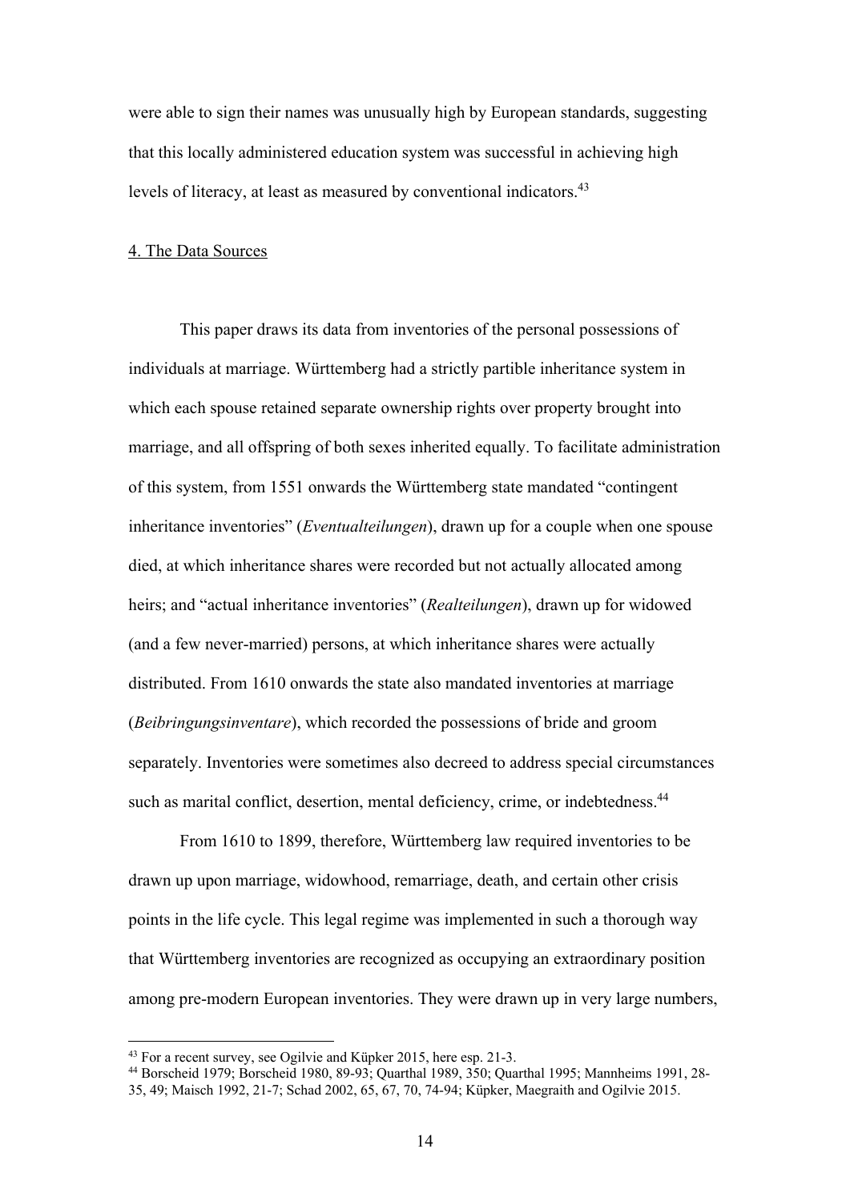were able to sign their names was unusually high by European standards, suggesting that this locally administered education system was successful in achieving high levels of literacy, at least as measured by conventional indicators.[43]

## 4. The Data Sources

This paper draws its data from inventories of the personal possessions of individuals at marriage. Württemberg had a strictly partible inheritance system in which each spouse retained separate ownership rights over property brought into marriage, and all offspring of both sexes inherited equally. To facilitate administration of this system, from 1551 onwards the Württemberg state mandated "contingent inheritance inventories" (*Eventualteilungen*), drawn up for a couple when one spouse died, at which inheritance shares were recorded but not actually allocated among heirs; and "actual inheritance inventories" (*Realteilungen*), drawn up for widowed (and a few never-married) persons, at which inheritance shares were actually distributed. From 1610 onwards the state also mandated inventories at marriage (*Beibringungsinventare*), which recorded the possessions of bride and groom separately. Inventories were sometimes also decreed to address special circumstances such as marital conflict, desertion, mental deficiency, crime, or indebtedness.[44]

From 1610 to 1899, therefore, Württemberg law required inventories to be drawn up upon marriage, widowhood, remarriage, death, and certain other crisis points in the life cycle. This legal regime was implemented in such a thorough way that Württemberg inventories are recognized as occupying an extraordinary position among pre-modern European inventories. They were drawn up in very large numbers,

[43] For a recent survey, see Ogilvie and Küpker 2015, here esp. 21-3.

[44] Borscheid 1979; Borscheid 1980, 89-93; Quarthal 1989, 350; Quarthal 1995; Mannheims 1991, 28-35, 49; Maisch 1992, 21-7; Schad 2002, 65, 67, 70, 74-94; Küpker, Maegraith and Ogilvie 2015.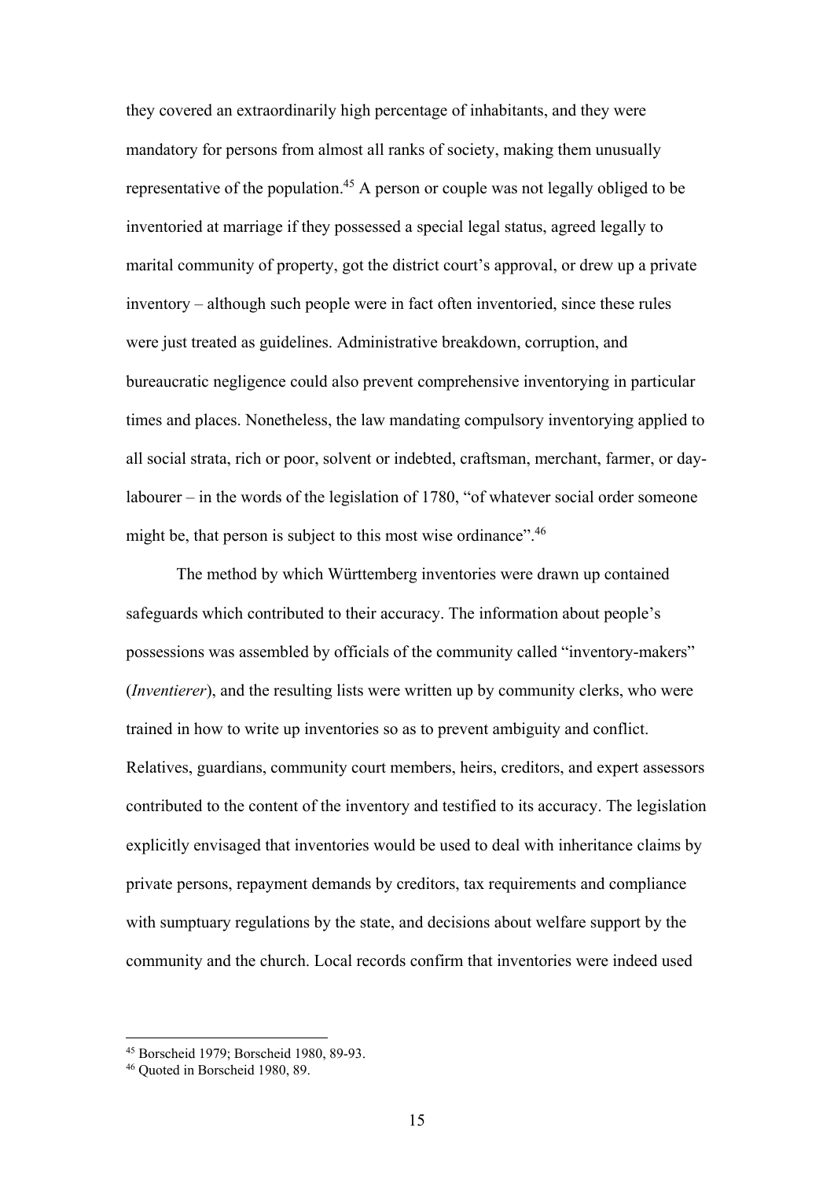they covered an extraordinarily high percentage of inhabitants, and they were mandatory for persons from almost all ranks of society, making them unusually representative of the population.[45] A person or couple was not legally obliged to be inventoried at marriage if they possessed a special legal status, agreed legally to marital community of property, got the district court's approval, or drew up a private inventory – although such people were in fact often inventoried, since these rules were just treated as guidelines. Administrative breakdown, corruption, and bureaucratic negligence could also prevent comprehensive inventorying in particular times and places. Nonetheless, the law mandating compulsory inventorying applied to all social strata, rich or poor, solvent or indebted, craftsman, merchant, farmer, or day-labourer – in the words of the legislation of 1780, "of whatever social order someone might be, that person is subject to this most wise ordinance".[46]

The method by which Württemberg inventories were drawn up contained safeguards which contributed to their accuracy. The information about people's possessions was assembled by officials of the community called "inventory-makers" (*Inventierer*), and the resulting lists were written up by community clerks, who were trained in how to write up inventories so as to prevent ambiguity and conflict. Relatives, guardians, community court members, heirs, creditors, and expert assessors contributed to the content of the inventory and testified to its accuracy. The legislation explicitly envisaged that inventories would be used to deal with inheritance claims by private persons, repayment demands by creditors, tax requirements and compliance with sumptuary regulations by the state, and decisions about welfare support by the community and the church. Local records confirm that inventories were indeed used

[45] Borscheid 1979; Borscheid 1980, 89-93.

[46] Quoted in Borscheid 1980, 89.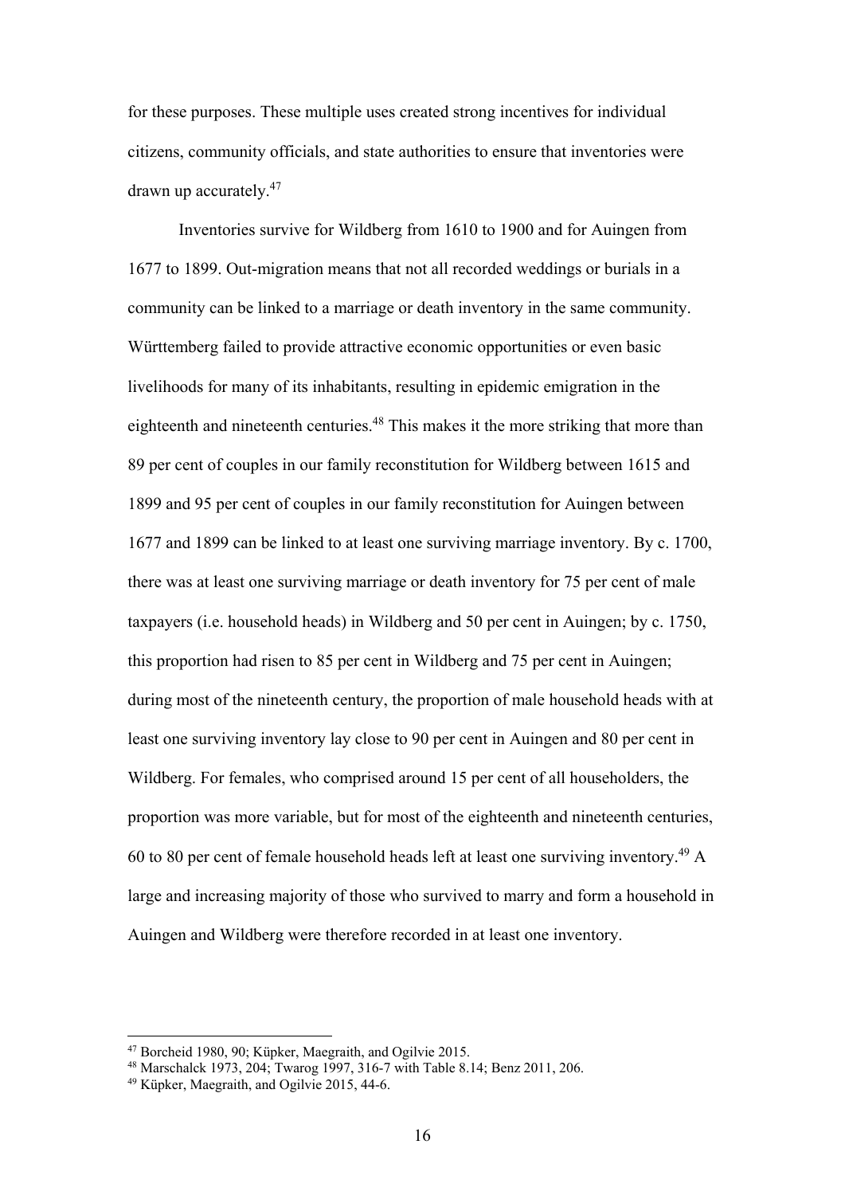for these purposes. These multiple uses created strong incentives for individual citizens, community officials, and state authorities to ensure that inventories were drawn up accurately.[47]

Inventories survive for Wildberg from 1610 to 1900 and for Auingen from 1677 to 1899. Out-migration means that not all recorded weddings or burials in a community can be linked to a marriage or death inventory in the same community. Württemberg failed to provide attractive economic opportunities or even basic livelihoods for many of its inhabitants, resulting in epidemic emigration in the eighteenth and nineteenth centuries.[48] This makes it the more striking that more than 89 per cent of couples in our family reconstitution for Wildberg between 1615 and 1899 and 95 per cent of couples in our family reconstitution for Auingen between 1677 and 1899 can be linked to at least one surviving marriage inventory. By c. 1700, there was at least one surviving marriage or death inventory for 75 per cent of male taxpayers (i.e. household heads) in Wildberg and 50 per cent in Auingen; by c. 1750, this proportion had risen to 85 per cent in Wildberg and 75 per cent in Auingen; during most of the nineteenth century, the proportion of male household heads with at least one surviving inventory lay close to 90 per cent in Auingen and 80 per cent in Wildberg. For females, who comprised around 15 per cent of all householders, the proportion was more variable, but for most of the eighteenth and nineteenth centuries, 60 to 80 per cent of female household heads left at least one surviving inventory.[49] A large and increasing majority of those who survived to marry and form a household in Auingen and Wildberg were therefore recorded in at least one inventory.

[47] Borcheid 1980, 90; Küpker, Maegraith, and Ogilvie 2015.

[48] Marschalck 1973, 204; Twarog 1997, 316-7 with Table 8.14; Benz 2011, 206.

[49] Küpker, Maegraith, and Ogilvie 2015, 44-6.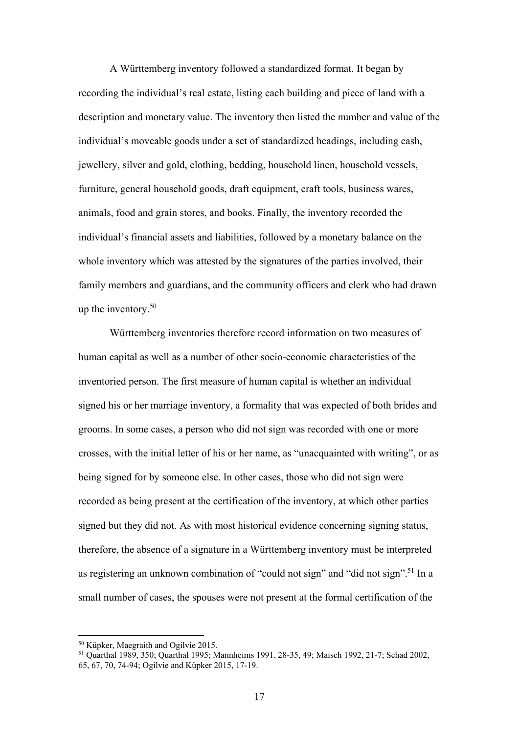A Württemberg inventory followed a standardized format. It began by recording the individual's real estate, listing each building and piece of land with a description and monetary value. The inventory then listed the number and value of the individual's moveable goods under a set of standardized headings, including cash, jewellery, silver and gold, clothing, bedding, household linen, household vessels, furniture, general household goods, draft equipment, craft tools, business wares, animals, food and grain stores, and books. Finally, the inventory recorded the individual's financial assets and liabilities, followed by a monetary balance on the whole inventory which was attested by the signatures of the parties involved, their family members and guardians, and the community officers and clerk who had drawn up the inventory.[50]

Württemberg inventories therefore record information on two measures of human capital as well as a number of other socio-economic characteristics of the inventoried person. The first measure of human capital is whether an individual signed his or her marriage inventory, a formality that was expected of both brides and grooms. In some cases, a person who did not sign was recorded with one or more crosses, with the initial letter of his or her name, as "unacquainted with writing", or as being signed for by someone else. In other cases, those who did not sign were recorded as being present at the certification of the inventory, at which other parties signed but they did not. As with most historical evidence concerning signing status, therefore, the absence of a signature in a Württemberg inventory must be interpreted as registering an unknown combination of "could not sign" and "did not sign".[51] In a small number of cases, the spouses were not present at the formal certification of the

---

[50] Küpker, Maegraith and Ogilvie 2015.

[51] Quarthal 1989, 350; Quarthal 1995; Mannheims 1991, 28-35, 49; Maisch 1992, 21-7; Schad 2002, 65, 67, 70, 74-94; Ogilvie and Küpker 2015, 17-19.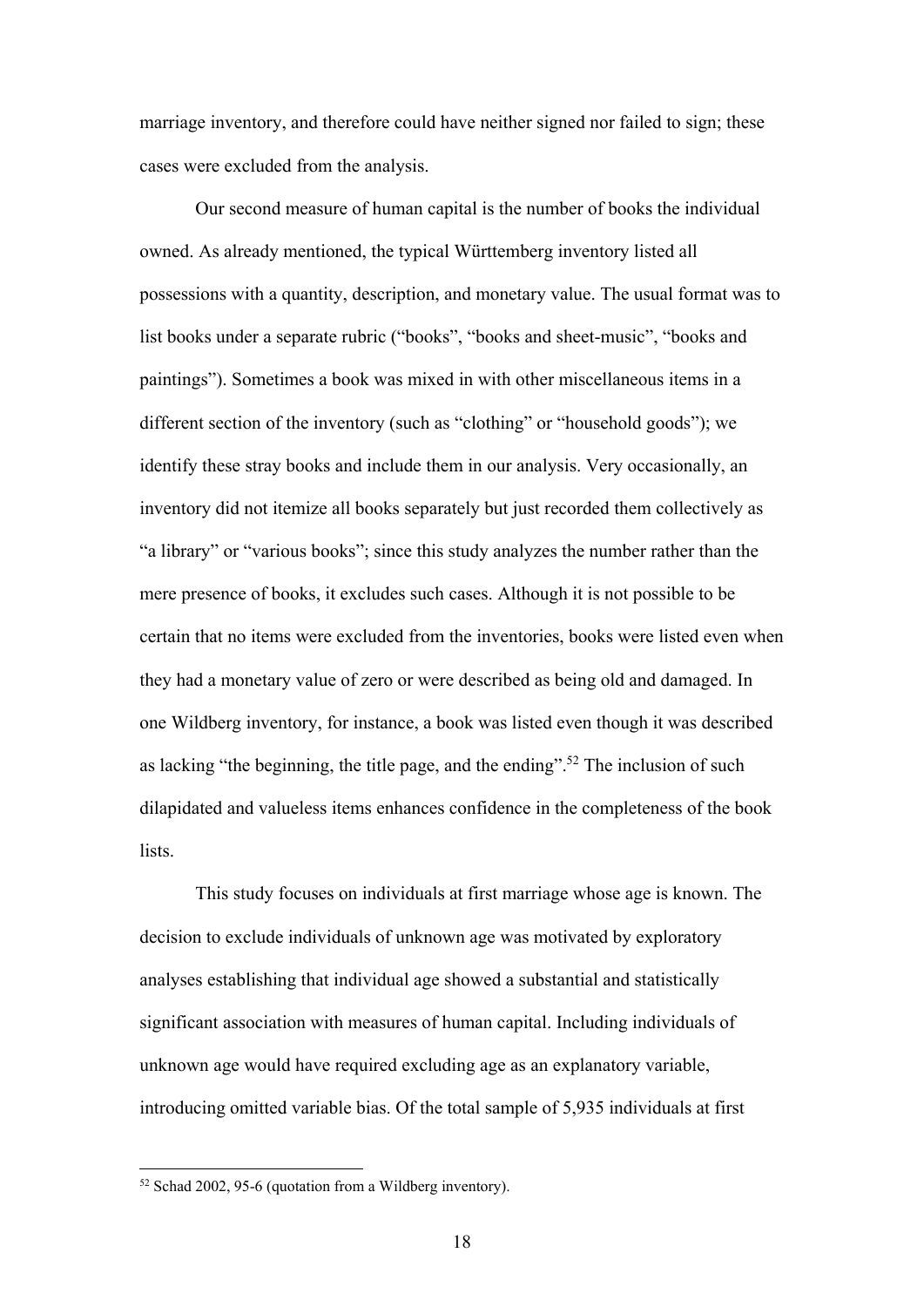marriage inventory, and therefore could have neither signed nor failed to sign; these cases were excluded from the analysis.

Our second measure of human capital is the number of books the individual owned. As already mentioned, the typical Württemberg inventory listed all possessions with a quantity, description, and monetary value. The usual format was to list books under a separate rubric ("books", "books and sheet-music", "books and paintings"). Sometimes a book was mixed in with other miscellaneous items in a different section of the inventory (such as "clothing" or "household goods"); we identify these stray books and include them in our analysis. Very occasionally, an inventory did not itemize all books separately but just recorded them collectively as "a library" or "various books"; since this study analyzes the number rather than the mere presence of books, it excludes such cases. Although it is not possible to be certain that no items were excluded from the inventories, books were listed even when they had a monetary value of zero or were described as being old and damaged. In one Wildberg inventory, for instance, a book was listed even though it was described as lacking "the beginning, the title page, and the ending".[52] The inclusion of such dilapidated and valueless items enhances confidence in the completeness of the book lists.

This study focuses on individuals at first marriage whose age is known. The decision to exclude individuals of unknown age was motivated by exploratory analyses establishing that individual age showed a substantial and statistically significant association with measures of human capital. Including individuals of unknown age would have required excluding age as an explanatory variable, introducing omitted variable bias. Of the total sample of 5,935 individuals at first

[52] Schad 2002, 95-6 (quotation from a Wildberg inventory).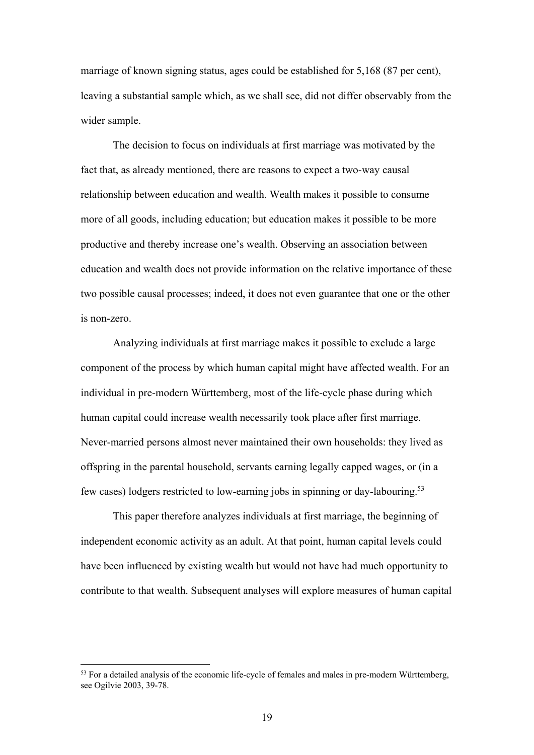marriage of known signing status, ages could be established for 5,168 (87 per cent), leaving a substantial sample which, as we shall see, did not differ observably from the wider sample.

The decision to focus on individuals at first marriage was motivated by the fact that, as already mentioned, there are reasons to expect a two-way causal relationship between education and wealth. Wealth makes it possible to consume more of all goods, including education; but education makes it possible to be more productive and thereby increase one's wealth. Observing an association between education and wealth does not provide information on the relative importance of these two possible causal processes; indeed, it does not even guarantee that one or the other is non-zero.

Analyzing individuals at first marriage makes it possible to exclude a large component of the process by which human capital might have affected wealth. For an individual in pre-modern Württemberg, most of the life-cycle phase during which human capital could increase wealth necessarily took place after first marriage. Never-married persons almost never maintained their own households: they lived as offspring in the parental household, servants earning legally capped wages, or (in a few cases) lodgers restricted to low-earning jobs in spinning or day-labouring.[53]

This paper therefore analyzes individuals at first marriage, the beginning of independent economic activity as an adult. At that point, human capital levels could have been influenced by existing wealth but would not have had much opportunity to contribute to that wealth. Subsequent analyses will explore measures of human capital

---

[53] For a detailed analysis of the economic life-cycle of females and males in pre-modern Württemberg, see Ogilvie 2003, 39-78.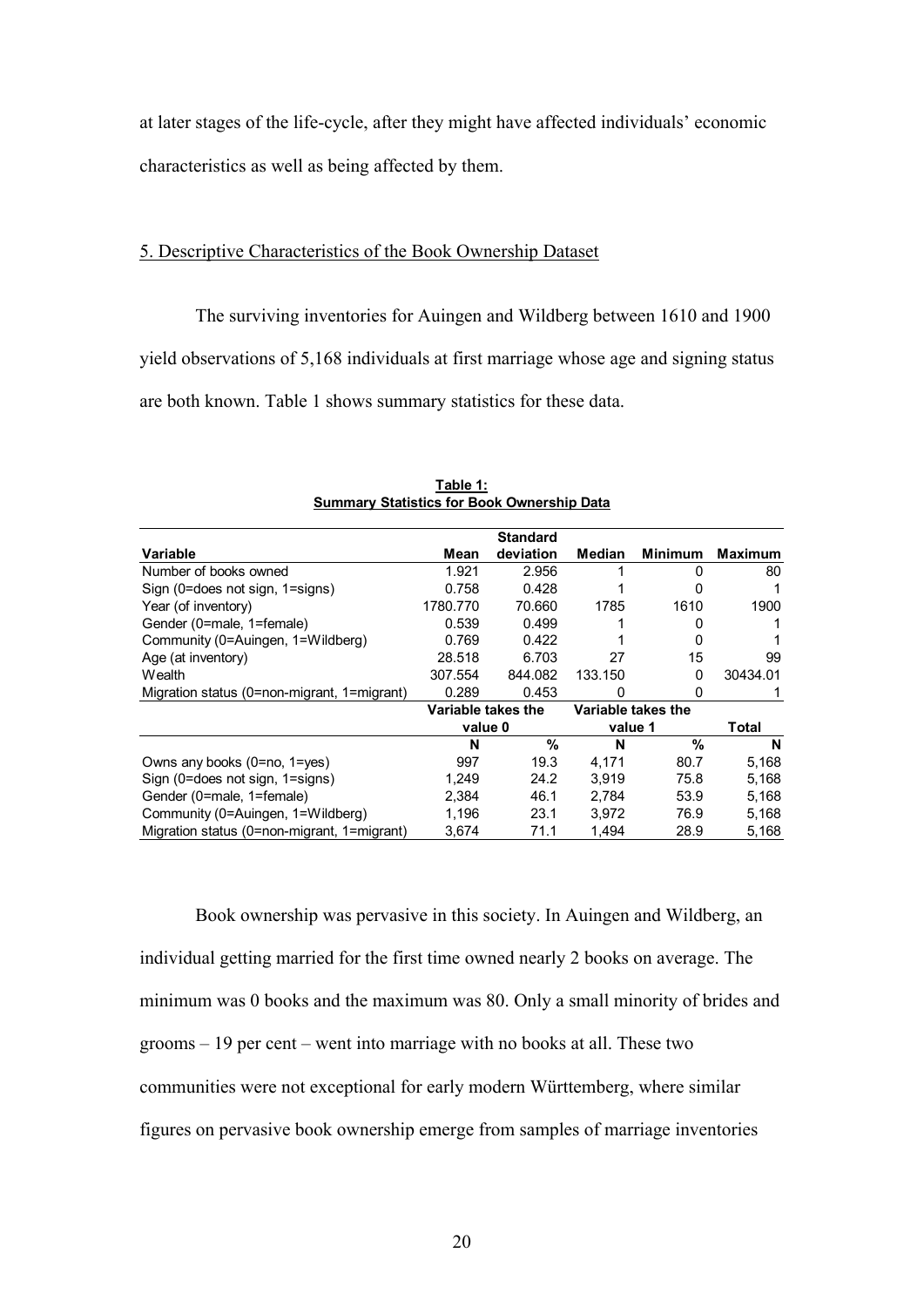at later stages of the life-cycle, after they might have affected individuals' economic characteristics as well as being affected by them.

## 5. Descriptive Characteristics of the Book Ownership Dataset

The surviving inventories for Auingen and Wildberg between 1610 and 1900 yield observations of 5,168 individuals at first marriage whose age and signing status are both known. Table 1 shows summary statistics for these data.

**Table 1: Summary Statistics for Book Ownership Data**

| Variable | Mean | Standard deviation | Median | Minimum | Maximum |
|---|---|---|---|---|---|
| Number of books owned | 1.921 | 2.956 | 1 | 0 | 80 |
| Sign (0=does not sign, 1=signs) | 0.758 | 0.428 | 1 | 0 | 1 |
| Year (of inventory) | 1780.770 | 70.660 | 1785 | 1610 | 1900 |
| Gender (0=male, 1=female) | 0.539 | 0.499 | 1 | 0 | 1 |
| Community (0=Auingen, 1=Wildberg) | 0.769 | 0.422 | 1 | 0 | 1 |
| Age (at inventory) | 28.518 | 6.703 | 27 | 15 | 99 |
| Wealth | 307.554 | 844.082 | 133.150 | 0 | 30434.01 |
| Migration status (0=non-migrant, 1=migrant) | 0.289 | 0.453 | 0 | 0 | 1 |
| | **Variable takes the value 0** | | **Variable takes the value 1** | | **Total** |
| | **N** | **%** | **N** | **%** | **N** |
| Owns any books (0=no, 1=yes) | 997 | 19.3 | 4,171 | 80.7 | 5,168 |
| Sign (0=does not sign, 1=signs) | 1,249 | 24.2 | 3,919 | 75.8 | 5,168 |
| Gender (0=male, 1=female) | 2,384 | 46.1 | 2,784 | 53.9 | 5,168 |
| Community (0=Auingen, 1=Wildberg) | 1,196 | 23.1 | 3,972 | 76.9 | 5,168 |
| Migration status (0=non-migrant, 1=migrant) | 3,674 | 71.1 | 1,494 | 28.9 | 5,168 |

Book ownership was pervasive in this society. In Auingen and Wildberg, an individual getting married for the first time owned nearly 2 books on average. The minimum was 0 books and the maximum was 80. Only a small minority of brides and grooms – 19 per cent – went into marriage with no books at all. These two communities were not exceptional for early modern Württemberg, where similar figures on pervasive book ownership emerge from samples of marriage inventories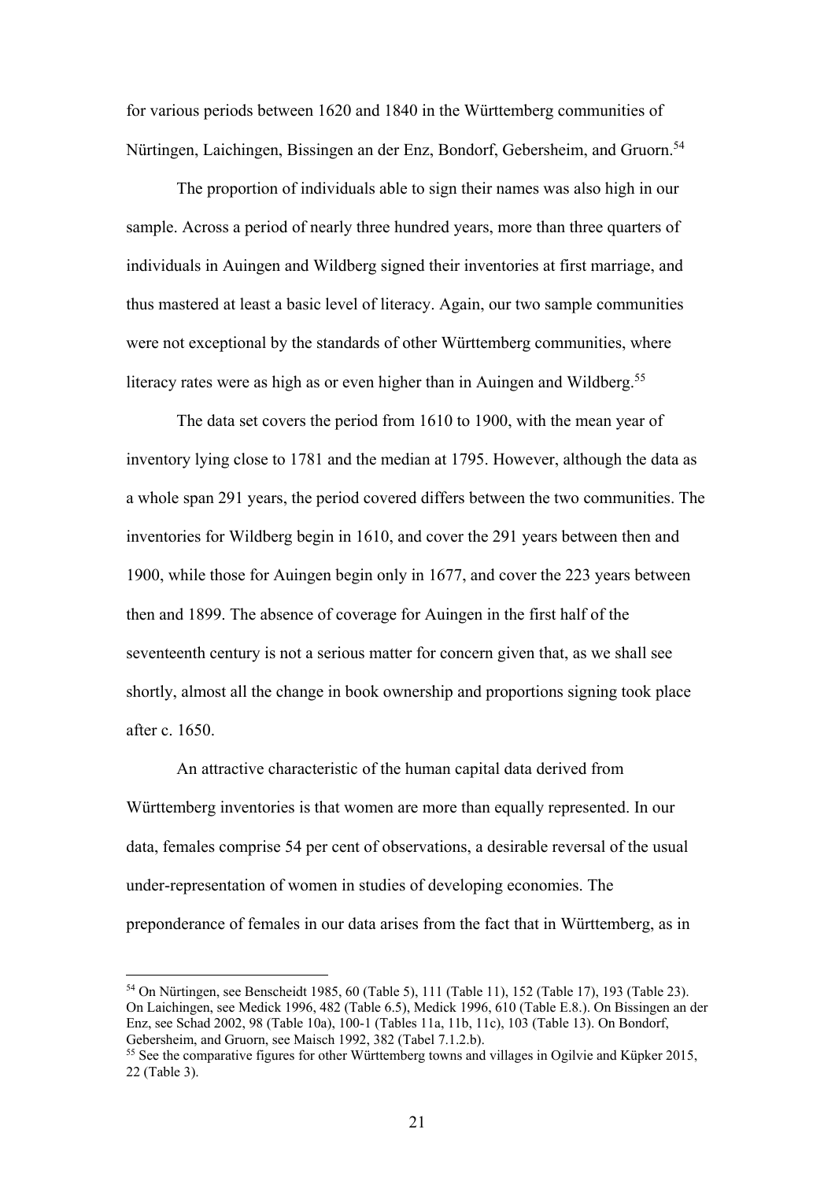for various periods between 1620 and 1840 in the Württemberg communities of Nürtingen, Laichingen, Bissingen an der Enz, Bondorf, Gebersheim, and Gruorn.[54]

The proportion of individuals able to sign their names was also high in our sample. Across a period of nearly three hundred years, more than three quarters of individuals in Auingen and Wildberg signed their inventories at first marriage, and thus mastered at least a basic level of literacy. Again, our two sample communities were not exceptional by the standards of other Württemberg communities, where literacy rates were as high as or even higher than in Auingen and Wildberg.[55]

The data set covers the period from 1610 to 1900, with the mean year of inventory lying close to 1781 and the median at 1795. However, although the data as a whole span 291 years, the period covered differs between the two communities. The inventories for Wildberg begin in 1610, and cover the 291 years between then and 1900, while those for Auingen begin only in 1677, and cover the 223 years between then and 1899. The absence of coverage for Auingen in the first half of the seventeenth century is not a serious matter for concern given that, as we shall see shortly, almost all the change in book ownership and proportions signing took place after c. 1650.

An attractive characteristic of the human capital data derived from Württemberg inventories is that women are more than equally represented. In our data, females comprise 54 per cent of observations, a desirable reversal of the usual under-representation of women in studies of developing economies. The preponderance of females in our data arises from the fact that in Württemberg, as in

---

[54] On Nürtingen, see Benscheidt 1985, 60 (Table 5), 111 (Table 11), 152 (Table 17), 193 (Table 23). On Laichingen, see Medick 1996, 482 (Table 6.5), Medick 1996, 610 (Table E.8.). On Bissingen an der Enz, see Schad 2002, 98 (Table 10a), 100-1 (Tables 11a, 11b, 11c), 103 (Table 13). On Bondorf, Gebersheim, and Gruorn, see Maisch 1992, 382 (Tabel 7.1.2.b).

[55] See the comparative figures for other Württemberg towns and villages in Ogilvie and Küpker 2015, 22 (Table 3).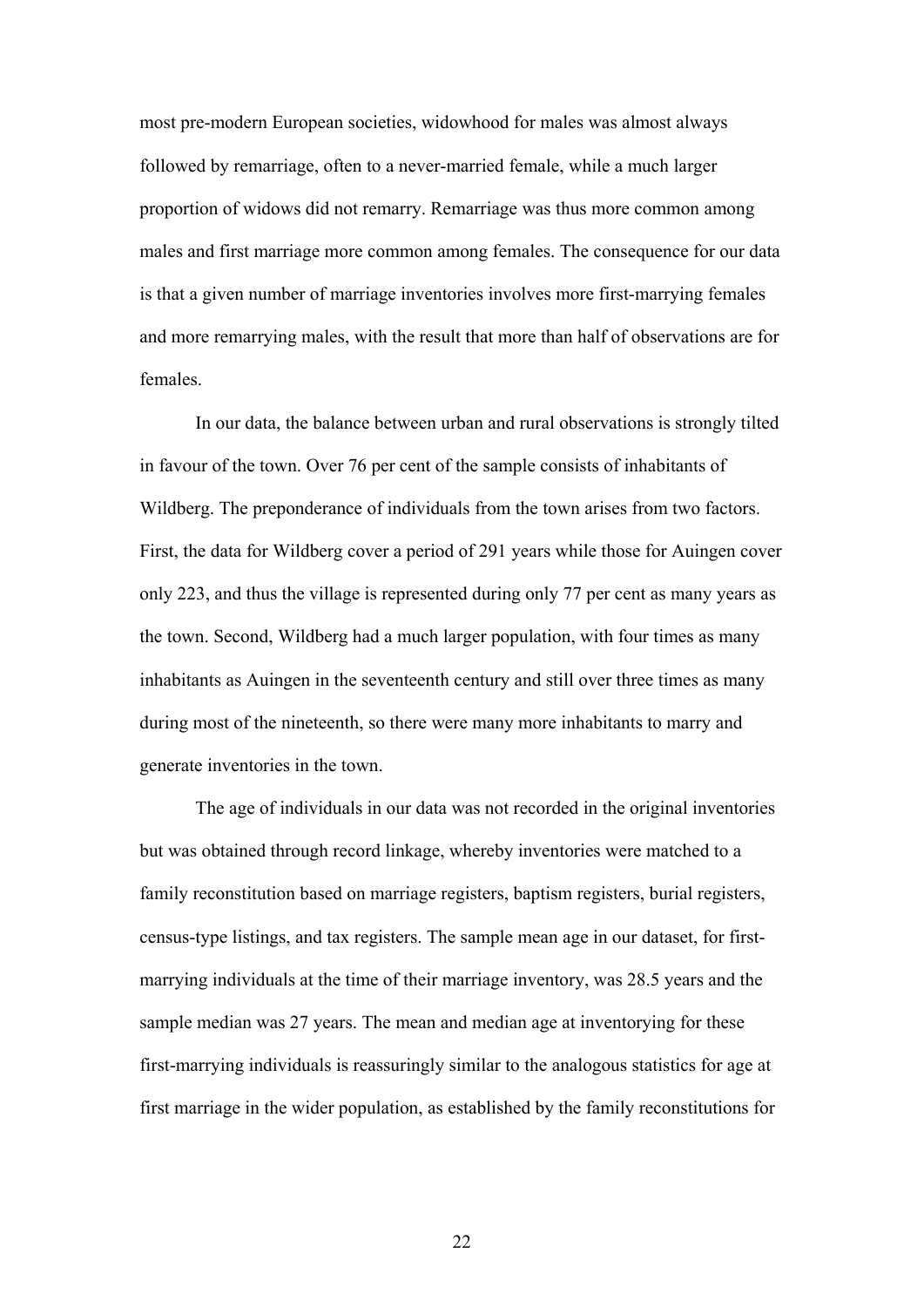most pre-modern European societies, widowhood for males was almost always followed by remarriage, often to a never-married female, while a much larger proportion of widows did not remarry. Remarriage was thus more common among males and first marriage more common among females. The consequence for our data is that a given number of marriage inventories involves more first-marrying females and more remarrying males, with the result that more than half of observations are for females.

In our data, the balance between urban and rural observations is strongly tilted in favour of the town. Over 76 per cent of the sample consists of inhabitants of Wildberg. The preponderance of individuals from the town arises from two factors. First, the data for Wildberg cover a period of 291 years while those for Auingen cover only 223, and thus the village is represented during only 77 per cent as many years as the town. Second, Wildberg had a much larger population, with four times as many inhabitants as Auingen in the seventeenth century and still over three times as many during most of the nineteenth, so there were many more inhabitants to marry and generate inventories in the town.

The age of individuals in our data was not recorded in the original inventories but was obtained through record linkage, whereby inventories were matched to a family reconstitution based on marriage registers, baptism registers, burial registers, census-type listings, and tax registers. The sample mean age in our dataset, for first-marrying individuals at the time of their marriage inventory, was 28.5 years and the sample median was 27 years. The mean and median age at inventorying for these first-marrying individuals is reassuringly similar to the analogous statistics for age at first marriage in the wider population, as established by the family reconstitutions for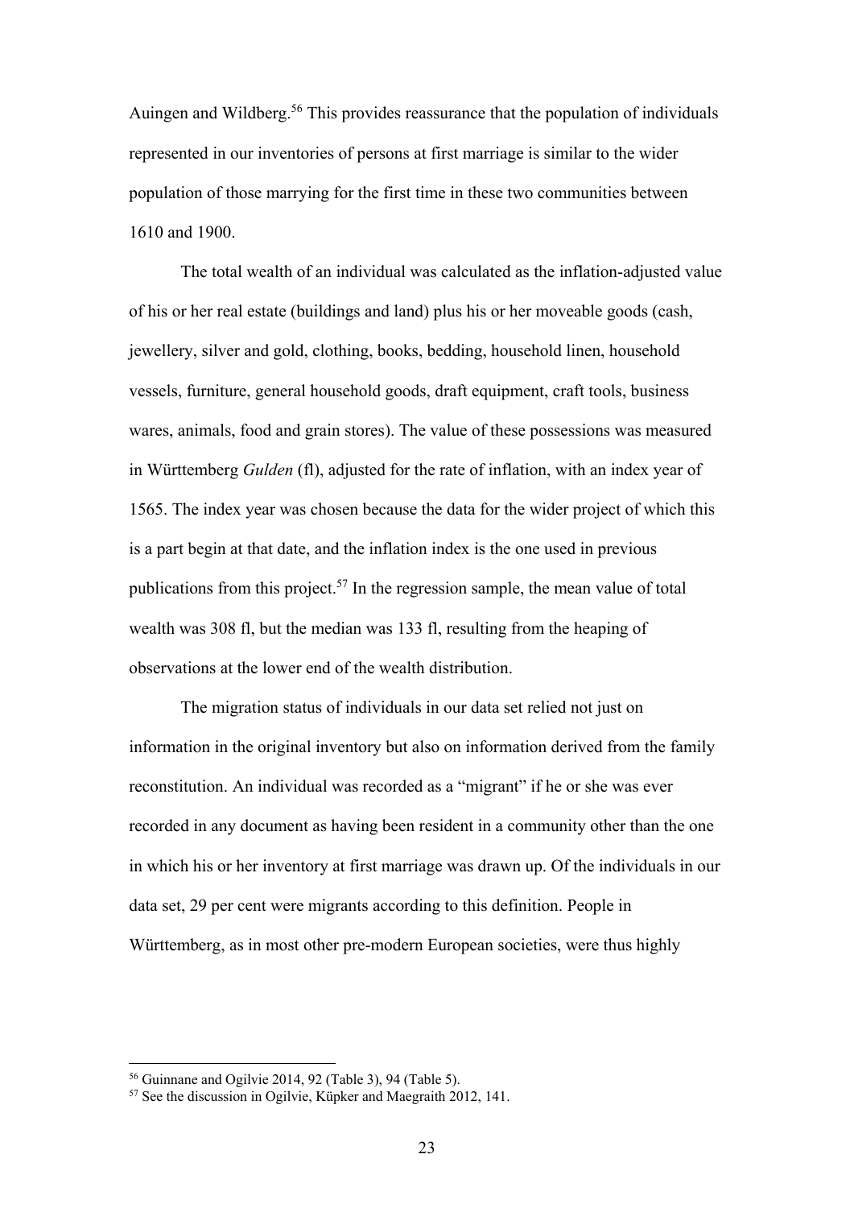Auingen and Wildberg.[56] This provides reassurance that the population of individuals represented in our inventories of persons at first marriage is similar to the wider population of those marrying for the first time in these two communities between 1610 and 1900.

The total wealth of an individual was calculated as the inflation-adjusted value of his or her real estate (buildings and land) plus his or her moveable goods (cash, jewellery, silver and gold, clothing, books, bedding, household linen, household vessels, furniture, general household goods, draft equipment, craft tools, business wares, animals, food and grain stores). The value of these possessions was measured in Württemberg *Gulden* (fl), adjusted for the rate of inflation, with an index year of 1565. The index year was chosen because the data for the wider project of which this is a part begin at that date, and the inflation index is the one used in previous publications from this project.[57] In the regression sample, the mean value of total wealth was 308 fl, but the median was 133 fl, resulting from the heaping of observations at the lower end of the wealth distribution.

The migration status of individuals in our data set relied not just on information in the original inventory but also on information derived from the family reconstitution. An individual was recorded as a "migrant" if he or she was ever recorded in any document as having been resident in a community other than the one in which his or her inventory at first marriage was drawn up. Of the individuals in our data set, 29 per cent were migrants according to this definition. People in Württemberg, as in most other pre-modern European societies, were thus highly

[56] Guinnane and Ogilvie 2014, 92 (Table 3), 94 (Table 5).

[57] See the discussion in Ogilvie, Küpker and Maegraith 2012, 141.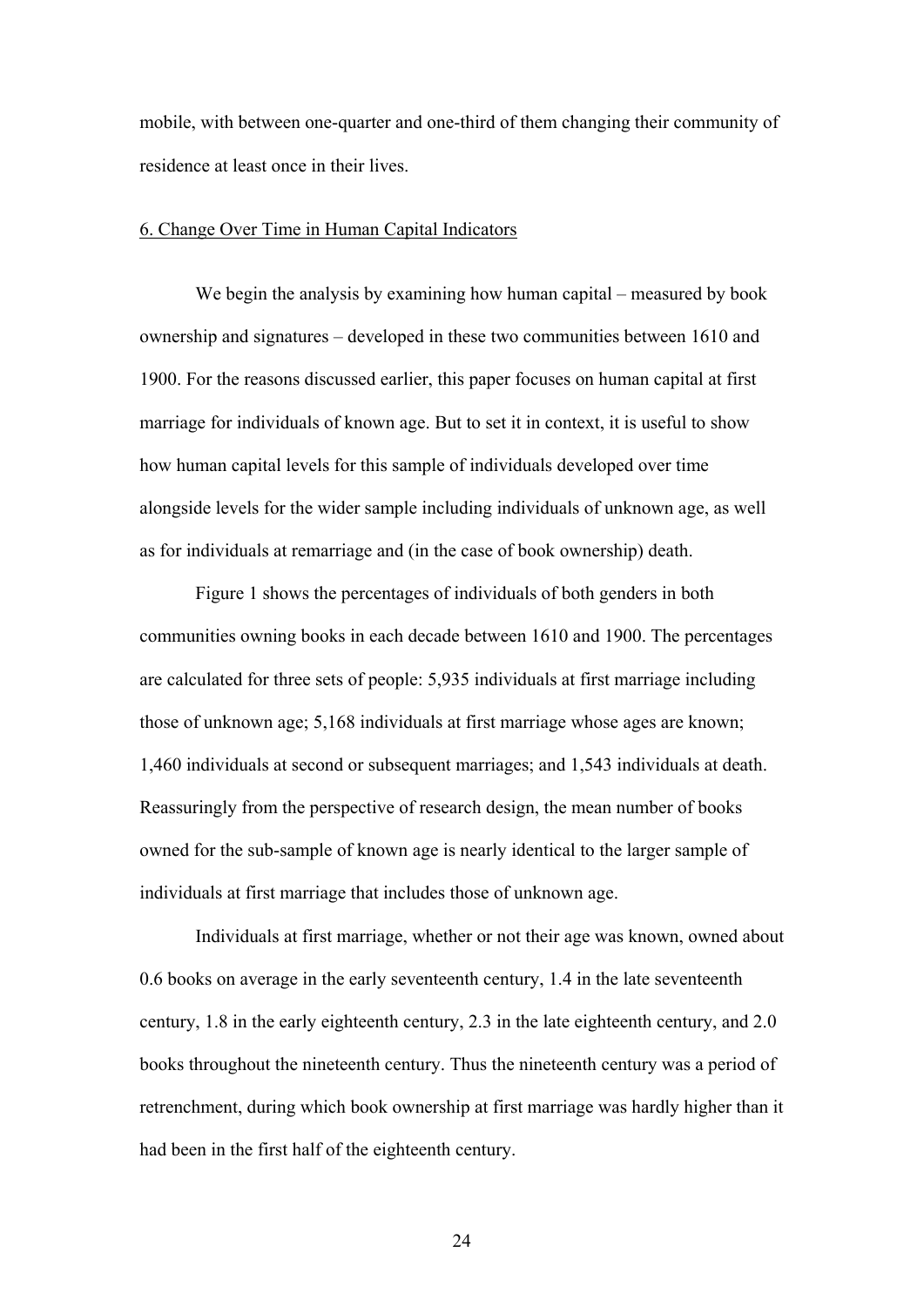mobile, with between one-quarter and one-third of them changing their community of residence at least once in their lives.

## 6. Change Over Time in Human Capital Indicators

We begin the analysis by examining how human capital – measured by book ownership and signatures – developed in these two communities between 1610 and 1900. For the reasons discussed earlier, this paper focuses on human capital at first marriage for individuals of known age. But to set it in context, it is useful to show how human capital levels for this sample of individuals developed over time alongside levels for the wider sample including individuals of unknown age, as well as for individuals at remarriage and (in the case of book ownership) death.

Figure 1 shows the percentages of individuals of both genders in both communities owning books in each decade between 1610 and 1900. The percentages are calculated for three sets of people: 5,935 individuals at first marriage including those of unknown age; 5,168 individuals at first marriage whose ages are known; 1,460 individuals at second or subsequent marriages; and 1,543 individuals at death. Reassuringly from the perspective of research design, the mean number of books owned for the sub-sample of known age is nearly identical to the larger sample of individuals at first marriage that includes those of unknown age.

Individuals at first marriage, whether or not their age was known, owned about 0.6 books on average in the early seventeenth century, 1.4 in the late seventeenth century, 1.8 in the early eighteenth century, 2.3 in the late eighteenth century, and 2.0 books throughout the nineteenth century. Thus the nineteenth century was a period of retrenchment, during which book ownership at first marriage was hardly higher than it had been in the first half of the eighteenth century.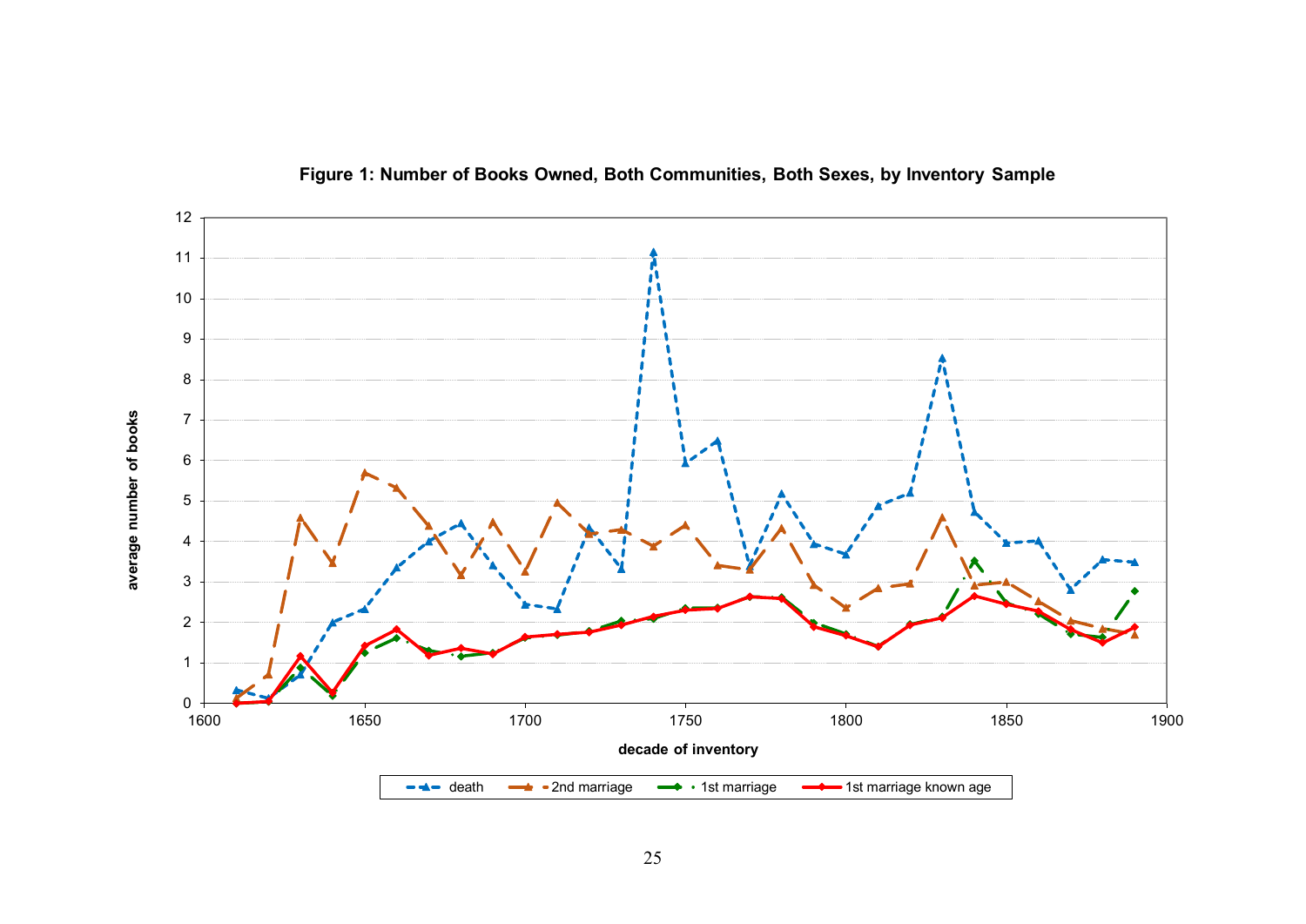**Figure 1: Number of Books Owned, Both Communities, Both Sexes, by Inventory Sample**

average number of books

decade of inventory

death — 2nd marriage — 1st marriage — 1st marriage known age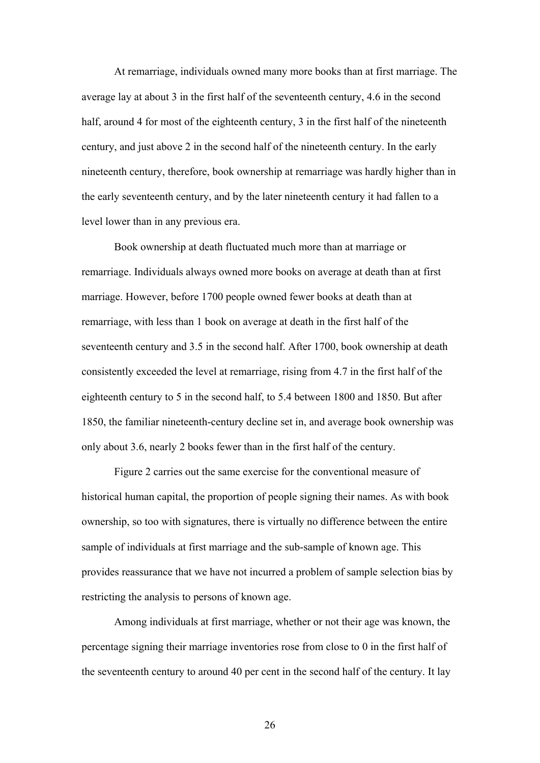At remarriage, individuals owned many more books than at first marriage. The average lay at about 3 in the first half of the seventeenth century, 4.6 in the second half, around 4 for most of the eighteenth century, 3 in the first half of the nineteenth century, and just above 2 in the second half of the nineteenth century. In the early nineteenth century, therefore, book ownership at remarriage was hardly higher than in the early seventeenth century, and by the later nineteenth century it had fallen to a level lower than in any previous era.

Book ownership at death fluctuated much more than at marriage or remarriage. Individuals always owned more books on average at death than at first marriage. However, before 1700 people owned fewer books at death than at remarriage, with less than 1 book on average at death in the first half of the seventeenth century and 3.5 in the second half. After 1700, book ownership at death consistently exceeded the level at remarriage, rising from 4.7 in the first half of the eighteenth century to 5 in the second half, to 5.4 between 1800 and 1850. But after 1850, the familiar nineteenth-century decline set in, and average book ownership was only about 3.6, nearly 2 books fewer than in the first half of the century.

Figure 2 carries out the same exercise for the conventional measure of historical human capital, the proportion of people signing their names. As with book ownership, so too with signatures, there is virtually no difference between the entire sample of individuals at first marriage and the sub-sample of known age. This provides reassurance that we have not incurred a problem of sample selection bias by restricting the analysis to persons of known age.

Among individuals at first marriage, whether or not their age was known, the percentage signing their marriage inventories rose from close to 0 in the first half of the seventeenth century to around 40 per cent in the second half of the century. It lay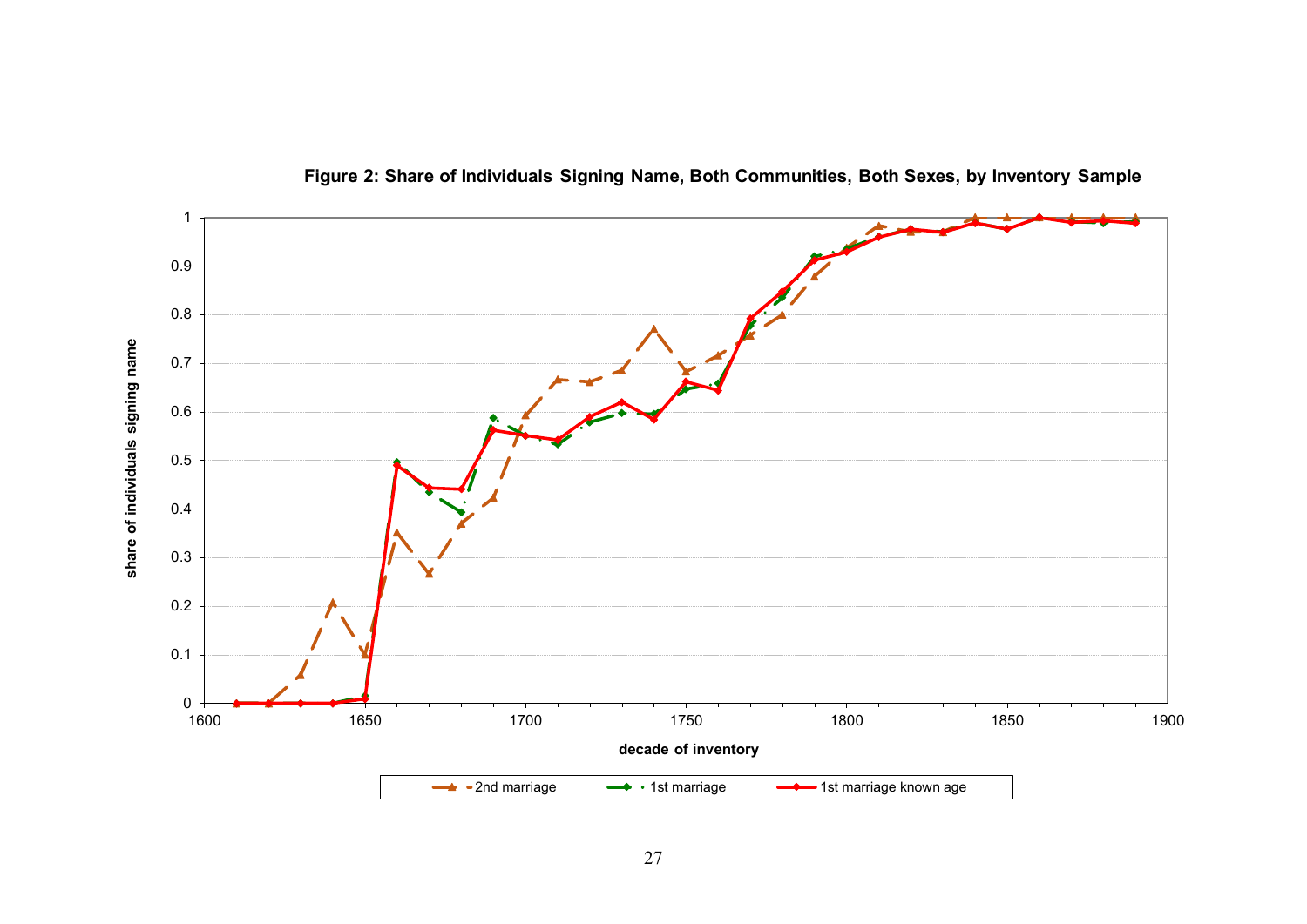**Figure 2: Share of Individuals Signing Name, Both Communities, Both Sexes, by Inventory Sample**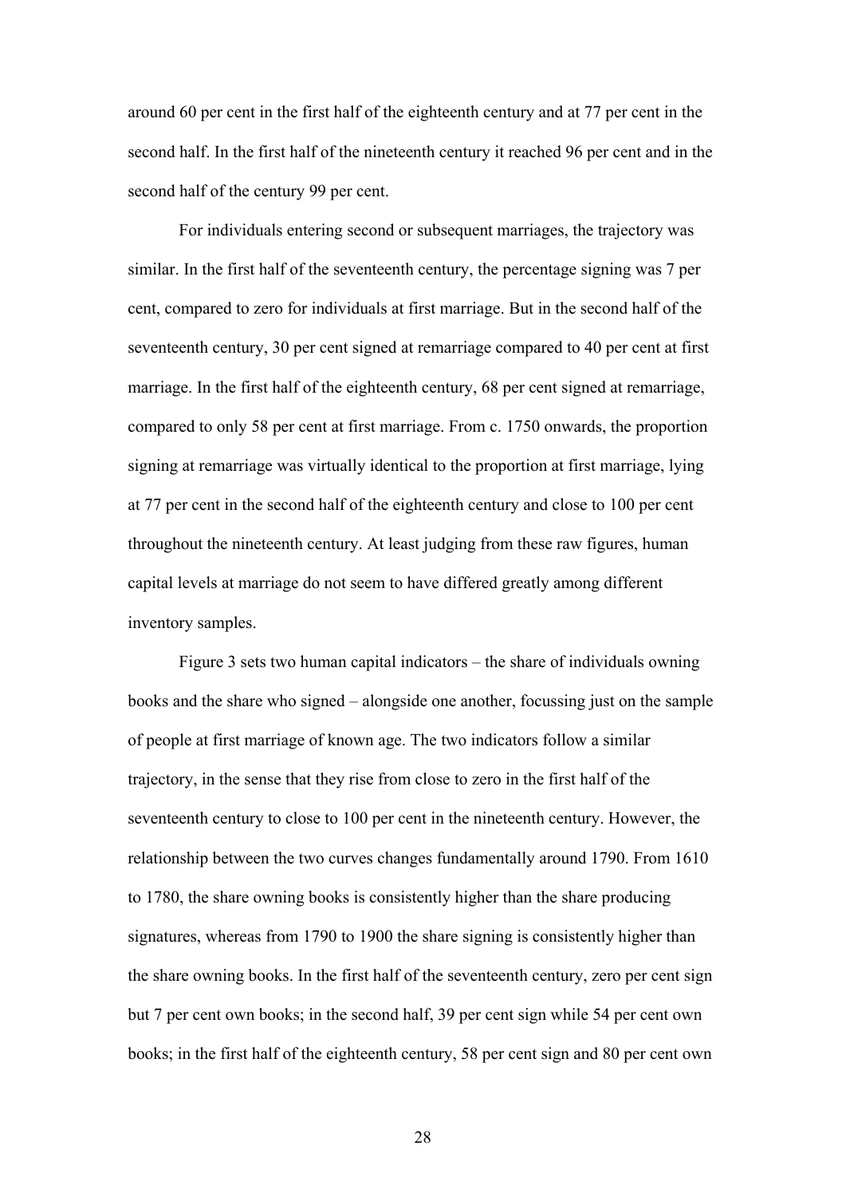around 60 per cent in the first half of the eighteenth century and at 77 per cent in the second half. In the first half of the nineteenth century it reached 96 per cent and in the second half of the century 99 per cent.

For individuals entering second or subsequent marriages, the trajectory was similar. In the first half of the seventeenth century, the percentage signing was 7 per cent, compared to zero for individuals at first marriage. But in the second half of the seventeenth century, 30 per cent signed at remarriage compared to 40 per cent at first marriage. In the first half of the eighteenth century, 68 per cent signed at remarriage, compared to only 58 per cent at first marriage. From c. 1750 onwards, the proportion signing at remarriage was virtually identical to the proportion at first marriage, lying at 77 per cent in the second half of the eighteenth century and close to 100 per cent throughout the nineteenth century. At least judging from these raw figures, human capital levels at marriage do not seem to have differed greatly among different inventory samples.

Figure 3 sets two human capital indicators – the share of individuals owning books and the share who signed – alongside one another, focussing just on the sample of people at first marriage of known age. The two indicators follow a similar trajectory, in the sense that they rise from close to zero in the first half of the seventeenth century to close to 100 per cent in the nineteenth century. However, the relationship between the two curves changes fundamentally around 1790. From 1610 to 1780, the share owning books is consistently higher than the share producing signatures, whereas from 1790 to 1900 the share signing is consistently higher than the share owning books. In the first half of the seventeenth century, zero per cent sign but 7 per cent own books; in the second half, 39 per cent sign while 54 per cent own books; in the first half of the eighteenth century, 58 per cent sign and 80 per cent own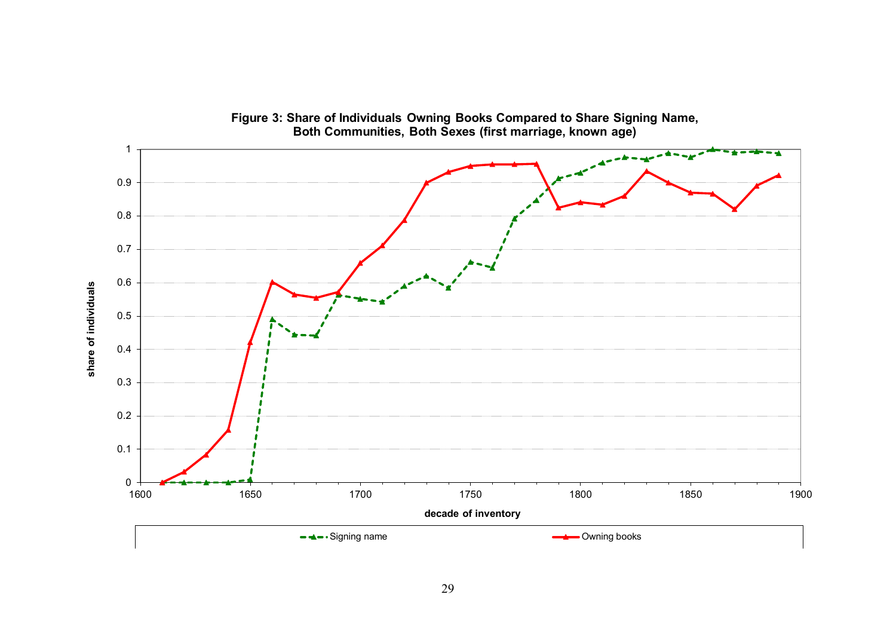**Figure 3: Share of Individuals Owning Books Compared to Share Signing Name, Both Communities, Both Sexes (first marriage, known age)**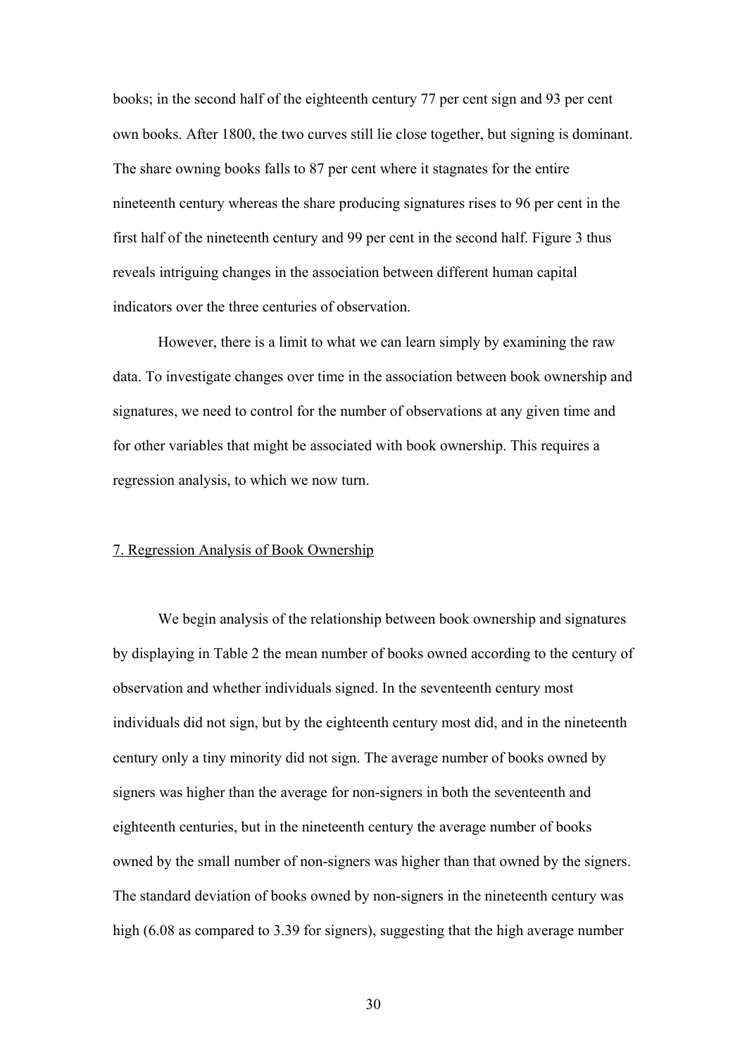books; in the second half of the eighteenth century 77 per cent sign and 93 per cent own books. After 1800, the two curves still lie close together, but signing is dominant. The share owning books falls to 87 per cent where it stagnates for the entire nineteenth century whereas the share producing signatures rises to 96 per cent in the first half of the nineteenth century and 99 per cent in the second half. Figure 3 thus reveals intriguing changes in the association between different human capital indicators over the three centuries of observation.

However, there is a limit to what we can learn simply by examining the raw data. To investigate changes over time in the association between book ownership and signatures, we need to control for the number of observations at any given time and for other variables that might be associated with book ownership. This requires a regression analysis, to which we now turn.

## 7. Regression Analysis of Book Ownership

We begin analysis of the relationship between book ownership and signatures by displaying in Table 2 the mean number of books owned according to the century of observation and whether individuals signed. In the seventeenth century most individuals did not sign, but by the eighteenth century most did, and in the nineteenth century only a tiny minority did not sign. The average number of books owned by signers was higher than the average for non-signers in both the seventeenth and eighteenth centuries, but in the nineteenth century the average number of books owned by the small number of non-signers was higher than that owned by the signers. The standard deviation of books owned by non-signers in the nineteenth century was high (6.08 as compared to 3.39 for signers), suggesting that the high average number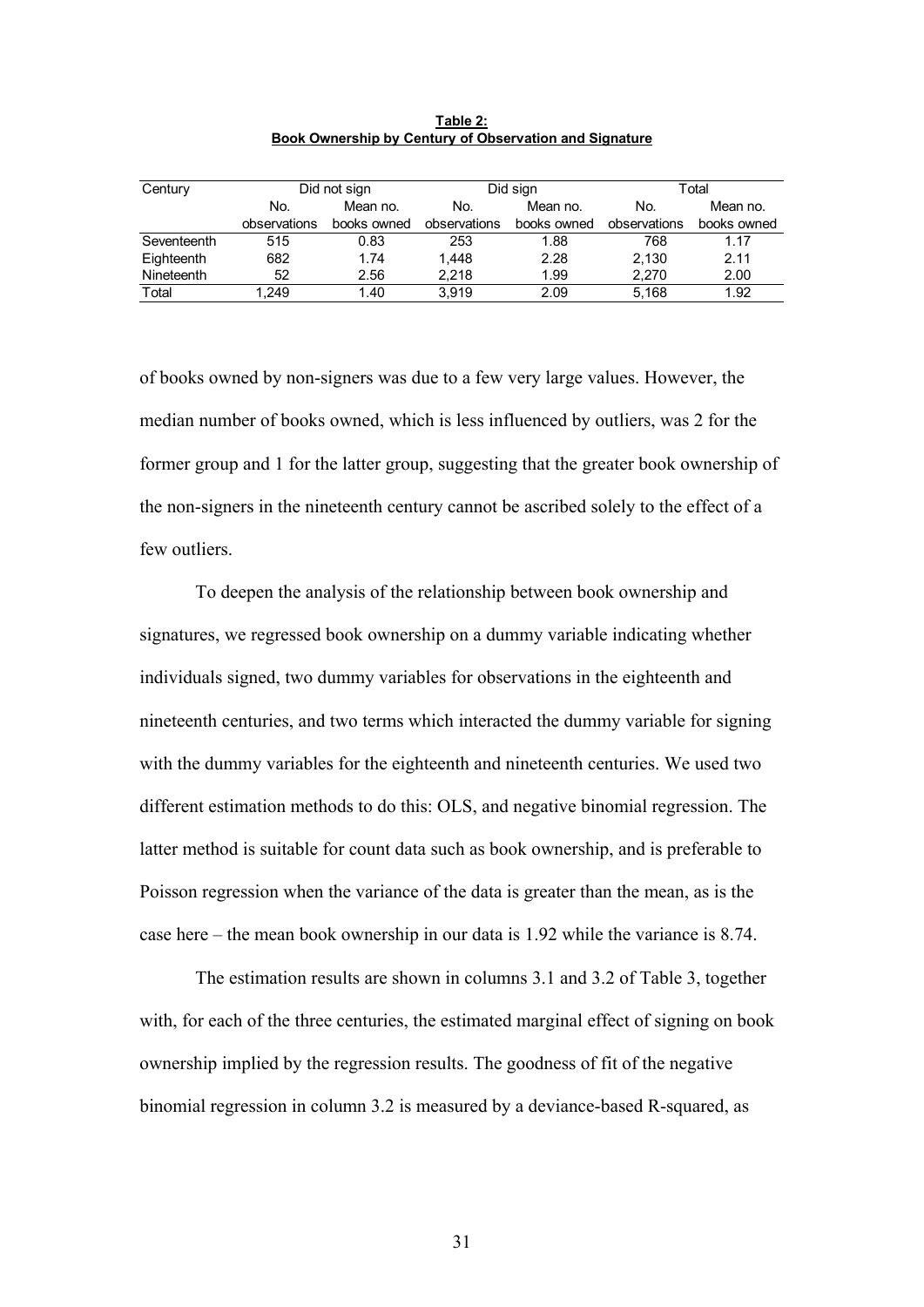**Table 2:**
**Book Ownership by Century of Observation and Signature**

| Century | Did not sign | | Did sign | | Total | |
|---|---|---|---|---|---|---|
| | No. observations | Mean no. books owned | No. observations | Mean no. books owned | No. observations | Mean no. books owned |
| Seventeenth | 515 | 0.83 | 253 | 1.88 | 768 | 1.17 |
| Eighteenth | 682 | 1.74 | 1,448 | 2.28 | 2,130 | 2.11 |
| Nineteenth | 52 | 2.56 | 2,218 | 1.99 | 2,270 | 2.00 |
| Total | 1,249 | 1.40 | 3,919 | 2.09 | 5,168 | 1.92 |

of books owned by non-signers was due to a few very large values. However, the median number of books owned, which is less influenced by outliers, was 2 for the former group and 1 for the latter group, suggesting that the greater book ownership of the non-signers in the nineteenth century cannot be ascribed solely to the effect of a few outliers.

To deepen the analysis of the relationship between book ownership and signatures, we regressed book ownership on a dummy variable indicating whether individuals signed, two dummy variables for observations in the eighteenth and nineteenth centuries, and two terms which interacted the dummy variable for signing with the dummy variables for the eighteenth and nineteenth centuries. We used two different estimation methods to do this: OLS, and negative binomial regression. The latter method is suitable for count data such as book ownership, and is preferable to Poisson regression when the variance of the data is greater than the mean, as is the case here – the mean book ownership in our data is 1.92 while the variance is 8.74.

The estimation results are shown in columns 3.1 and 3.2 of Table 3, together with, for each of the three centuries, the estimated marginal effect of signing on book ownership implied by the regression results. The goodness of fit of the negative binomial regression in column 3.2 is measured by a deviance-based R-squared, as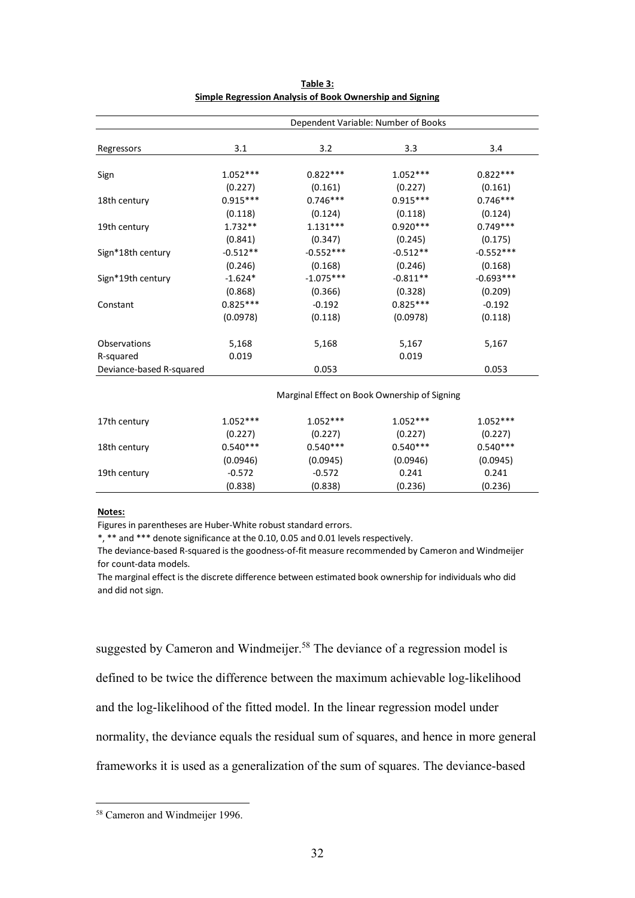**Table 3:**
**Simple Regression Analysis of Book Ownership and Signing**

| | Dependent Variable: Number of Books | | | |
|---|---|---|---|---|
| Regressors | 3.1 | 3.2 | 3.3 | 3.4 |
| Sign | 1.052*** | 0.822*** | 1.052*** | 0.822*** |
| | (0.227) | (0.161) | (0.227) | (0.161) |
| 18th century | 0.915*** | 0.746*** | 0.915*** | 0.746*** |
| | (0.118) | (0.124) | (0.118) | (0.124) |
| 19th century | 1.732** | 1.131*** | 0.920*** | 0.749*** |
| | (0.841) | (0.347) | (0.245) | (0.175) |
| Sign*18th century | -0.512** | -0.552*** | -0.512** | -0.552*** |
| | (0.246) | (0.168) | (0.246) | (0.168) |
| Sign*19th century | -1.624* | -1.075*** | -0.811** | -0.693*** |
| | (0.868) | (0.366) | (0.328) | (0.209) |
| Constant | 0.825*** | -0.192 | 0.825*** | -0.192 |
| | (0.0978) | (0.118) | (0.0978) | (0.118) |
| Observations | 5,168 | 5,168 | 5,167 | 5,167 |
| R-squared | 0.019 | | 0.019 | |
| Deviance-based R-squared | | 0.053 | | 0.053 |
| | Marginal Effect on Book Ownership of Signing | | | |
| 17th century | 1.052*** | 1.052*** | 1.052*** | 1.052*** |
| | (0.227) | (0.227) | (0.227) | (0.227) |
| 18th century | 0.540*** | 0.540*** | 0.540*** | 0.540*** |
| | (0.0946) | (0.0945) | (0.0946) | (0.0945) |
| 19th century | -0.572 | -0.572 | 0.241 | 0.241 |
| | (0.838) | (0.838) | (0.236) | (0.236) |

**Notes:**

Figures in parentheses are Huber-White robust standard errors.

*, ** and *** denote significance at the 0.10, 0.05 and 0.01 levels respectively.

The deviance-based R-squared is the goodness-of-fit measure recommended by Cameron and Windmeijer for count-data models.

The marginal effect is the discrete difference between estimated book ownership for individuals who did and did not sign.

suggested by Cameron and Windmeijer.[58] The deviance of a regression model is defined to be twice the difference between the maximum achievable log-likelihood and the log-likelihood of the fitted model. In the linear regression model under normality, the deviance equals the residual sum of squares, and hence in more general frameworks it is used as a generalization of the sum of squares. The deviance-based

[58] Cameron and Windmeijer 1996.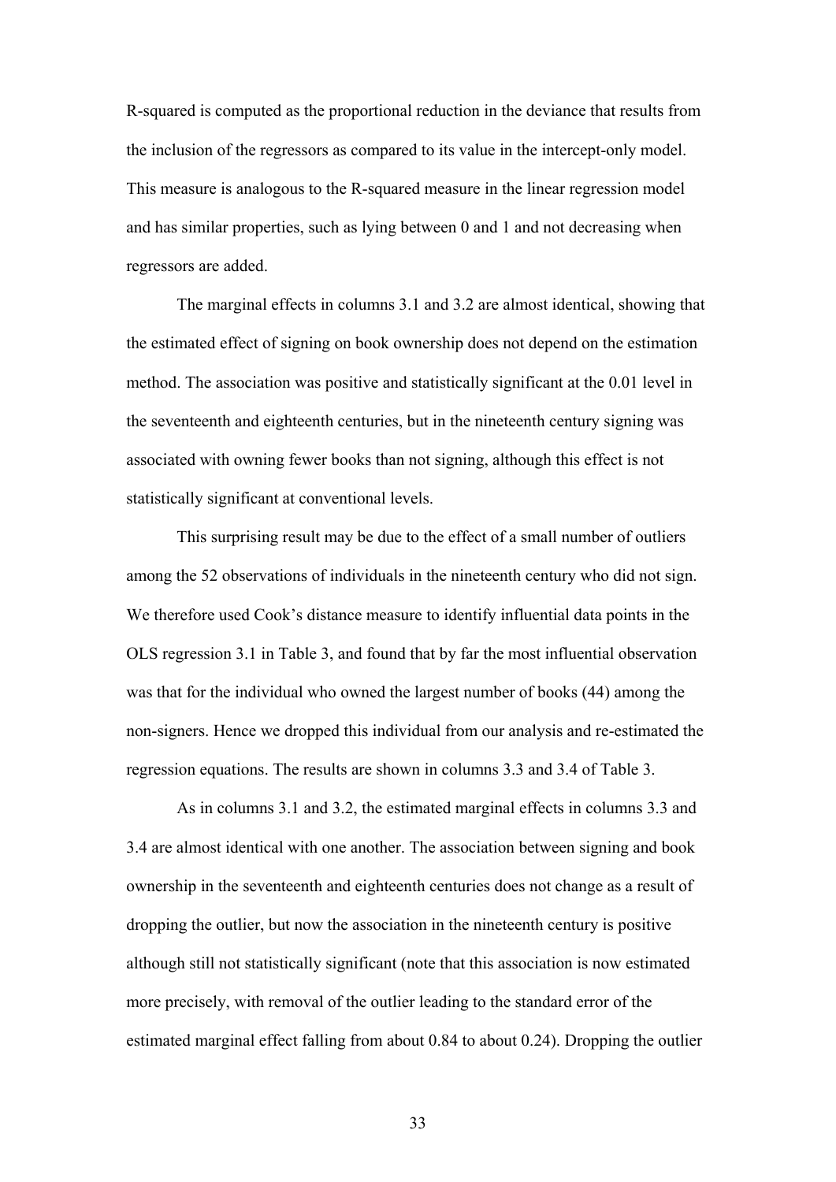R-squared is computed as the proportional reduction in the deviance that results from the inclusion of the regressors as compared to its value in the intercept-only model. This measure is analogous to the R-squared measure in the linear regression model and has similar properties, such as lying between 0 and 1 and not decreasing when regressors are added.

The marginal effects in columns 3.1 and 3.2 are almost identical, showing that the estimated effect of signing on book ownership does not depend on the estimation method. The association was positive and statistically significant at the 0.01 level in the seventeenth and eighteenth centuries, but in the nineteenth century signing was associated with owning fewer books than not signing, although this effect is not statistically significant at conventional levels.

This surprising result may be due to the effect of a small number of outliers among the 52 observations of individuals in the nineteenth century who did not sign. We therefore used Cook's distance measure to identify influential data points in the OLS regression 3.1 in Table 3, and found that by far the most influential observation was that for the individual who owned the largest number of books (44) among the non-signers. Hence we dropped this individual from our analysis and re-estimated the regression equations. The results are shown in columns 3.3 and 3.4 of Table 3.

As in columns 3.1 and 3.2, the estimated marginal effects in columns 3.3 and 3.4 are almost identical with one another. The association between signing and book ownership in the seventeenth and eighteenth centuries does not change as a result of dropping the outlier, but now the association in the nineteenth century is positive although still not statistically significant (note that this association is now estimated more precisely, with removal of the outlier leading to the standard error of the estimated marginal effect falling from about 0.84 to about 0.24). Dropping the outlier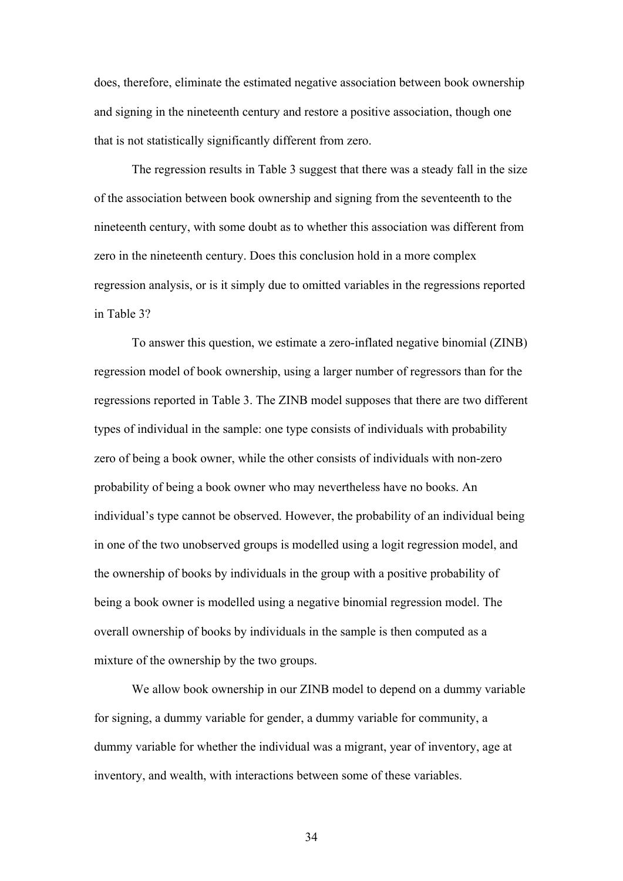does, therefore, eliminate the estimated negative association between book ownership and signing in the nineteenth century and restore a positive association, though one that is not statistically significantly different from zero.

The regression results in Table 3 suggest that there was a steady fall in the size of the association between book ownership and signing from the seventeenth to the nineteenth century, with some doubt as to whether this association was different from zero in the nineteenth century. Does this conclusion hold in a more complex regression analysis, or is it simply due to omitted variables in the regressions reported in Table 3?

To answer this question, we estimate a zero-inflated negative binomial (ZINB) regression model of book ownership, using a larger number of regressors than for the regressions reported in Table 3. The ZINB model supposes that there are two different types of individual in the sample: one type consists of individuals with probability zero of being a book owner, while the other consists of individuals with non-zero probability of being a book owner who may nevertheless have no books. An individual's type cannot be observed. However, the probability of an individual being in one of the two unobserved groups is modelled using a logit regression model, and the ownership of books by individuals in the group with a positive probability of being a book owner is modelled using a negative binomial regression model. The overall ownership of books by individuals in the sample is then computed as a mixture of the ownership by the two groups.

We allow book ownership in our ZINB model to depend on a dummy variable for signing, a dummy variable for gender, a dummy variable for community, a dummy variable for whether the individual was a migrant, year of inventory, age at inventory, and wealth, with interactions between some of these variables.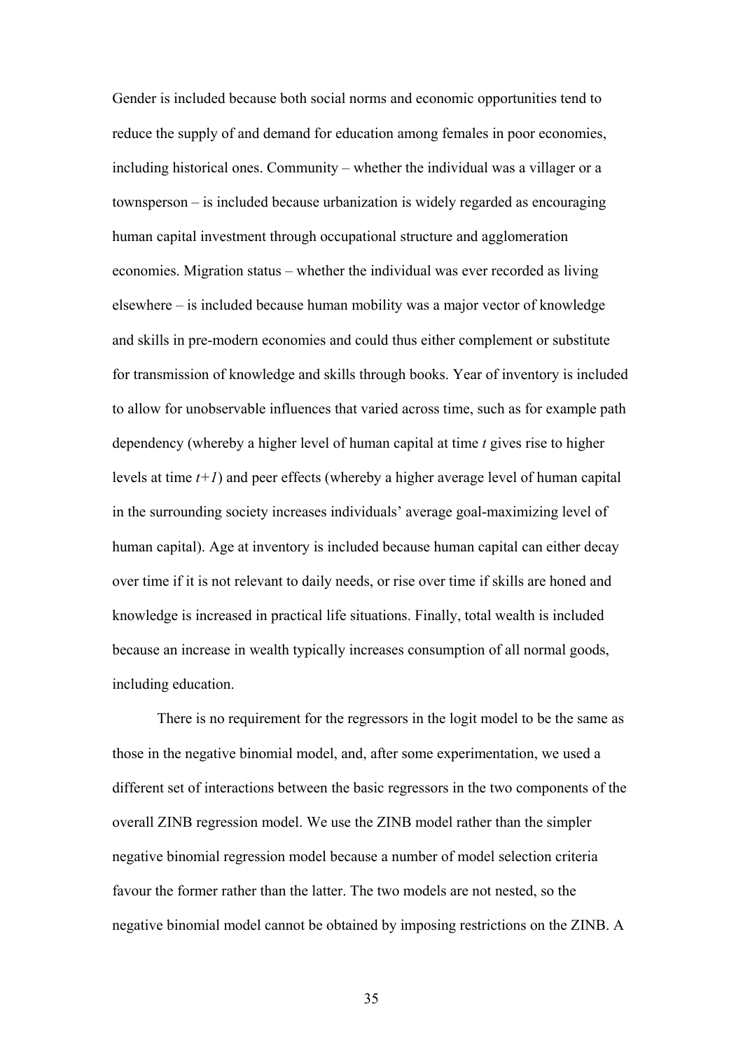Gender is included because both social norms and economic opportunities tend to reduce the supply of and demand for education among females in poor economies, including historical ones. Community – whether the individual was a villager or a townsperson – is included because urbanization is widely regarded as encouraging human capital investment through occupational structure and agglomeration economies. Migration status – whether the individual was ever recorded as living elsewhere – is included because human mobility was a major vector of knowledge and skills in pre-modern economies and could thus either complement or substitute for transmission of knowledge and skills through books. Year of inventory is included to allow for unobservable influences that varied across time, such as for example path dependency (whereby a higher level of human capital at time $t$ gives rise to higher levels at time $t+1$) and peer effects (whereby a higher average level of human capital in the surrounding society increases individuals' average goal-maximizing level of human capital). Age at inventory is included because human capital can either decay over time if it is not relevant to daily needs, or rise over time if skills are honed and knowledge is increased in practical life situations. Finally, total wealth is included because an increase in wealth typically increases consumption of all normal goods, including education.

There is no requirement for the regressors in the logit model to be the same as those in the negative binomial model, and, after some experimentation, we used a different set of interactions between the basic regressors in the two components of the overall ZINB regression model. We use the ZINB model rather than the simpler negative binomial regression model because a number of model selection criteria favour the former rather than the latter. The two models are not nested, so the negative binomial model cannot be obtained by imposing restrictions on the ZINB. A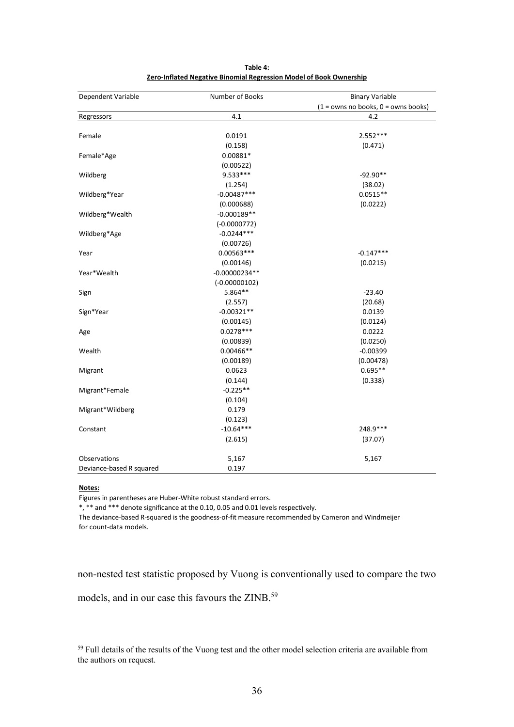**Table 4:**
**Zero-Inflated Negative Binomial Regression Model of Book Ownership**

| Dependent Variable | Number of Books | Binary Variable (1 = owns no books, 0 = owns books) |
|---|---|---|
| Regressors | 4.1 | 4.2 |
| Female | 0.0191 | 2.552*** |
| | (0.158) | (0.471) |
| Female*Age | 0.00881* | |
| | (0.00522) | |
| Wildberg | 9.533*** | -92.90** |
| | (1.254) | (38.02) |
| Wildberg*Year | -0.00487*** | 0.0515** |
| | (0.000688) | (0.0222) |
| Wildberg*Wealth | -0.000189** | |
| | (-0.0000772) | |
| Wildberg*Age | -0.0244*** | |
| | (0.00726) | |
| Year | 0.00563*** | -0.147*** |
| | (0.00146) | (0.0215) |
| Year*Wealth | -0.00000234** | |
| | (-0.00000102) | |
| Sign | 5.864** | -23.40 |
| | (2.557) | (20.68) |
| Sign*Year | -0.00321** | 0.0139 |
| | (0.00145) | (0.0124) |
| Age | 0.0278*** | 0.0222 |
| | (0.00839) | (0.0250) |
| Wealth | 0.00466** | -0.00399 |
| | (0.00189) | (0.00478) |
| Migrant | 0.0623 | 0.695** |
| | (0.144) | (0.338) |
| Migrant*Female | -0.225** | |
| | (0.104) | |
| Migrant*Wildberg | 0.179 | |
| | (0.123) | |
| Constant | -10.64*** | 248.9*** |
| | (2.615) | (37.07) |
| Observations | 5,167 | 5,167 |
| Deviance-based R squared | 0.197 | |

**Notes:**

Figures in parentheses are Huber-White robust standard errors.

*, ** and *** denote significance at the 0.10, 0.05 and 0.01 levels respectively.

The deviance-based R-squared is the goodness-of-fit measure recommended by Cameron and Windmeijer for count-data models.

non-nested test statistic proposed by Vuong is conventionally used to compare the two models, and in our case this favours the ZINB.[59]

[59] Full details of the results of the Vuong test and the other model selection criteria are available from the authors on request.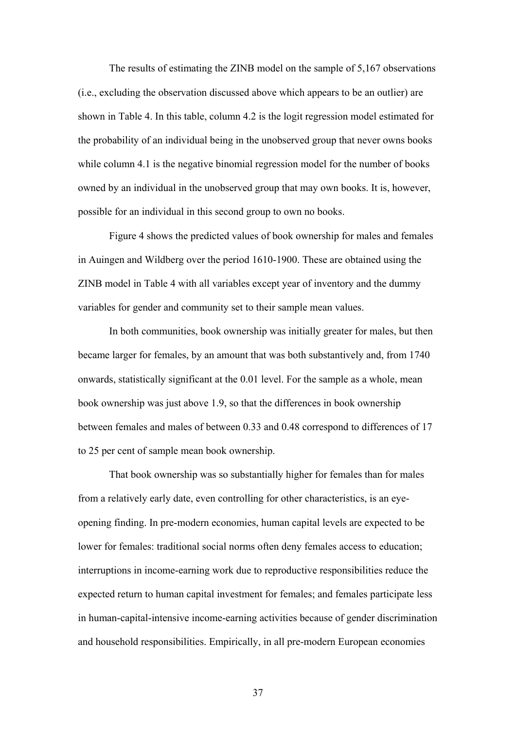The results of estimating the ZINB model on the sample of 5,167 observations (i.e., excluding the observation discussed above which appears to be an outlier) are shown in Table 4. In this table, column 4.2 is the logit regression model estimated for the probability of an individual being in the unobserved group that never owns books while column 4.1 is the negative binomial regression model for the number of books owned by an individual in the unobserved group that may own books. It is, however, possible for an individual in this second group to own no books.

Figure 4 shows the predicted values of book ownership for males and females in Auingen and Wildberg over the period 1610-1900. These are obtained using the ZINB model in Table 4 with all variables except year of inventory and the dummy variables for gender and community set to their sample mean values.

In both communities, book ownership was initially greater for males, but then became larger for females, by an amount that was both substantively and, from 1740 onwards, statistically significant at the 0.01 level. For the sample as a whole, mean book ownership was just above 1.9, so that the differences in book ownership between females and males of between 0.33 and 0.48 correspond to differences of 17 to 25 per cent of sample mean book ownership.

That book ownership was so substantially higher for females than for males from a relatively early date, even controlling for other characteristics, is an eye-opening finding. In pre-modern economies, human capital levels are expected to be lower for females: traditional social norms often deny females access to education; interruptions in income-earning work due to reproductive responsibilities reduce the expected return to human capital investment for females; and females participate less in human-capital-intensive income-earning activities because of gender discrimination and household responsibilities. Empirically, in all pre-modern European economies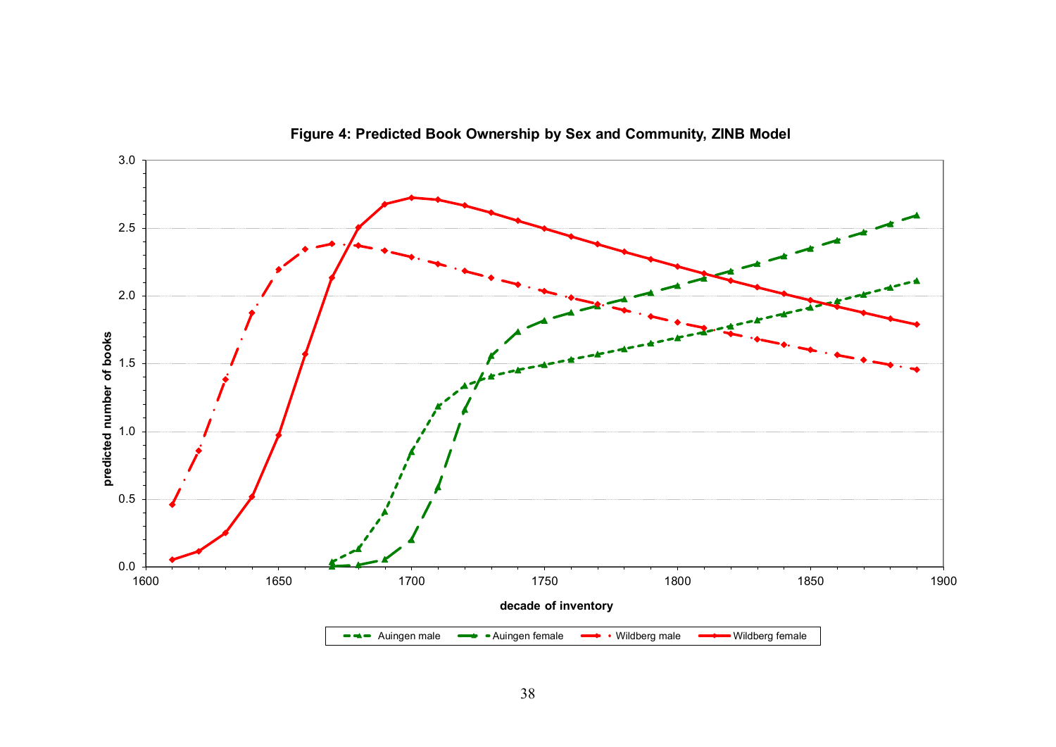**Figure 4: Predicted Book Ownership by Sex and Community, ZINB Model**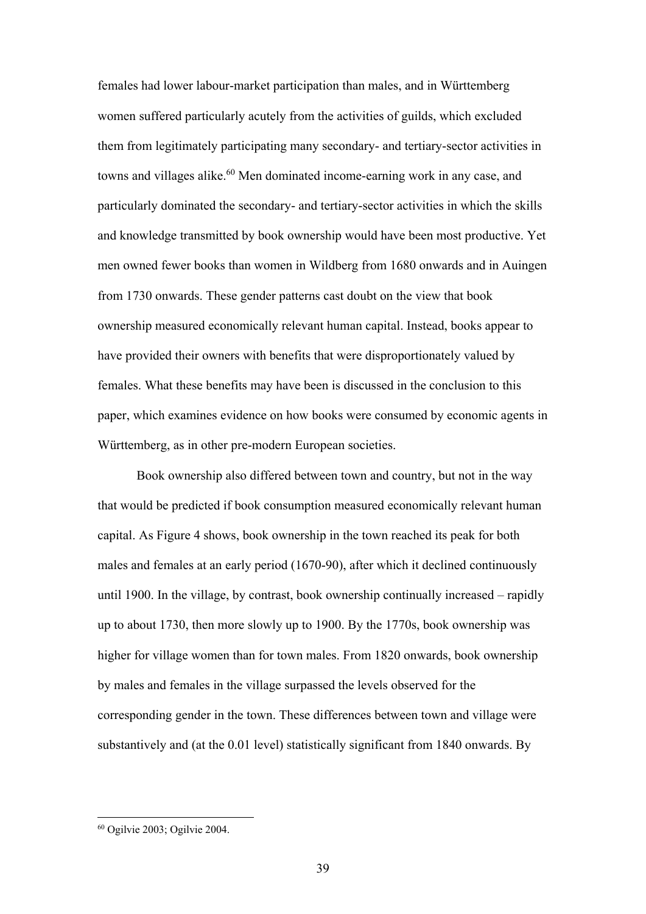females had lower labour-market participation than males, and in Württemberg women suffered particularly acutely from the activities of guilds, which excluded them from legitimately participating many secondary- and tertiary-sector activities in towns and villages alike.[60] Men dominated income-earning work in any case, and particularly dominated the secondary- and tertiary-sector activities in which the skills and knowledge transmitted by book ownership would have been most productive. Yet men owned fewer books than women in Wildberg from 1680 onwards and in Auingen from 1730 onwards. These gender patterns cast doubt on the view that book ownership measured economically relevant human capital. Instead, books appear to have provided their owners with benefits that were disproportionately valued by females. What these benefits may have been is discussed in the conclusion to this paper, which examines evidence on how books were consumed by economic agents in Württemberg, as in other pre-modern European societies.

Book ownership also differed between town and country, but not in the way that would be predicted if book consumption measured economically relevant human capital. As Figure 4 shows, book ownership in the town reached its peak for both males and females at an early period (1670-90), after which it declined continuously until 1900. In the village, by contrast, book ownership continually increased – rapidly up to about 1730, then more slowly up to 1900. By the 1770s, book ownership was higher for village women than for town males. From 1820 onwards, book ownership by males and females in the village surpassed the levels observed for the corresponding gender in the town. These differences between town and village were substantively and (at the 0.01 level) statistically significant from 1840 onwards. By

[60] Ogilvie 2003; Ogilvie 2004.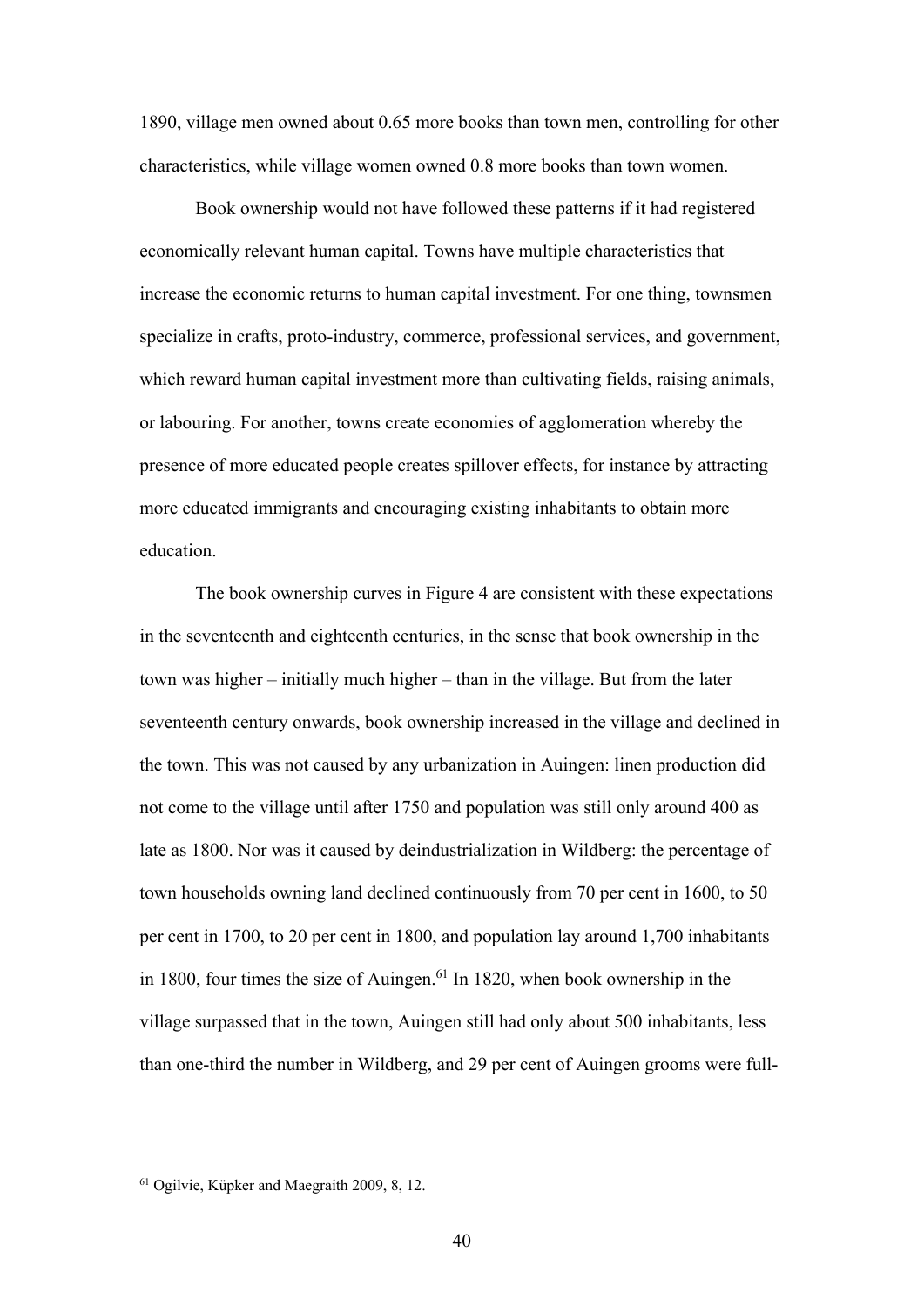1890, village men owned about 0.65 more books than town men, controlling for other characteristics, while village women owned 0.8 more books than town women.

Book ownership would not have followed these patterns if it had registered economically relevant human capital. Towns have multiple characteristics that increase the economic returns to human capital investment. For one thing, townsmen specialize in crafts, proto-industry, commerce, professional services, and government, which reward human capital investment more than cultivating fields, raising animals, or labouring. For another, towns create economies of agglomeration whereby the presence of more educated people creates spillover effects, for instance by attracting more educated immigrants and encouraging existing inhabitants to obtain more education.

The book ownership curves in Figure 4 are consistent with these expectations in the seventeenth and eighteenth centuries, in the sense that book ownership in the town was higher – initially much higher – than in the village. But from the later seventeenth century onwards, book ownership increased in the village and declined in the town. This was not caused by any urbanization in Auingen: linen production did not come to the village until after 1750 and population was still only around 400 as late as 1800. Nor was it caused by deindustrialization in Wildberg: the percentage of town households owning land declined continuously from 70 per cent in 1600, to 50 per cent in 1700, to 20 per cent in 1800, and population lay around 1,700 inhabitants in 1800, four times the size of Auingen.[61] In 1820, when book ownership in the village surpassed that in the town, Auingen still had only about 500 inhabitants, less than one-third the number in Wildberg, and 29 per cent of Auingen grooms were full-

[61] Ogilvie, Küpker and Maegraith 2009, 8, 12.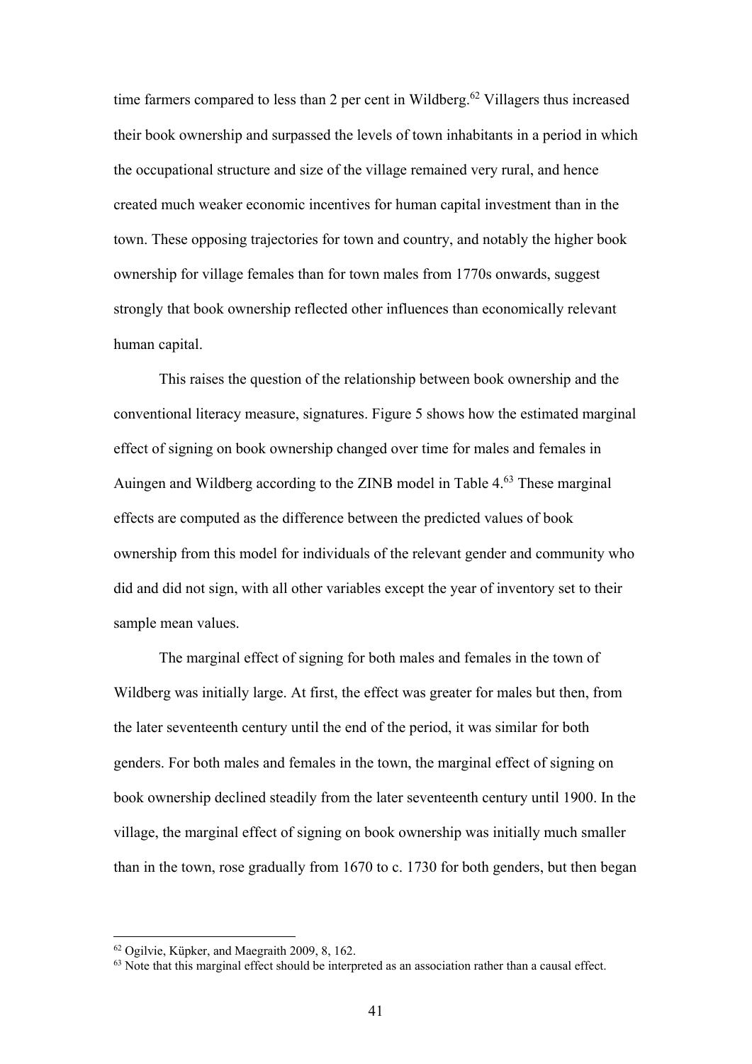time farmers compared to less than 2 per cent in Wildberg.[62] Villagers thus increased their book ownership and surpassed the levels of town inhabitants in a period in which the occupational structure and size of the village remained very rural, and hence created much weaker economic incentives for human capital investment than in the town. These opposing trajectories for town and country, and notably the higher book ownership for village females than for town males from 1770s onwards, suggest strongly that book ownership reflected other influences than economically relevant human capital.

This raises the question of the relationship between book ownership and the conventional literacy measure, signatures. Figure 5 shows how the estimated marginal effect of signing on book ownership changed over time for males and females in Auingen and Wildberg according to the ZINB model in Table 4.[63] These marginal effects are computed as the difference between the predicted values of book ownership from this model for individuals of the relevant gender and community who did and did not sign, with all other variables except the year of inventory set to their sample mean values.

The marginal effect of signing for both males and females in the town of Wildberg was initially large. At first, the effect was greater for males but then, from the later seventeenth century until the end of the period, it was similar for both genders. For both males and females in the town, the marginal effect of signing on book ownership declined steadily from the later seventeenth century until 1900. In the village, the marginal effect of signing on book ownership was initially much smaller than in the town, rose gradually from 1670 to c. 1730 for both genders, but then began

[62] Ogilvie, Küpker, and Maegraith 2009, 8, 162.

[63] Note that this marginal effect should be interpreted as an association rather than a causal effect.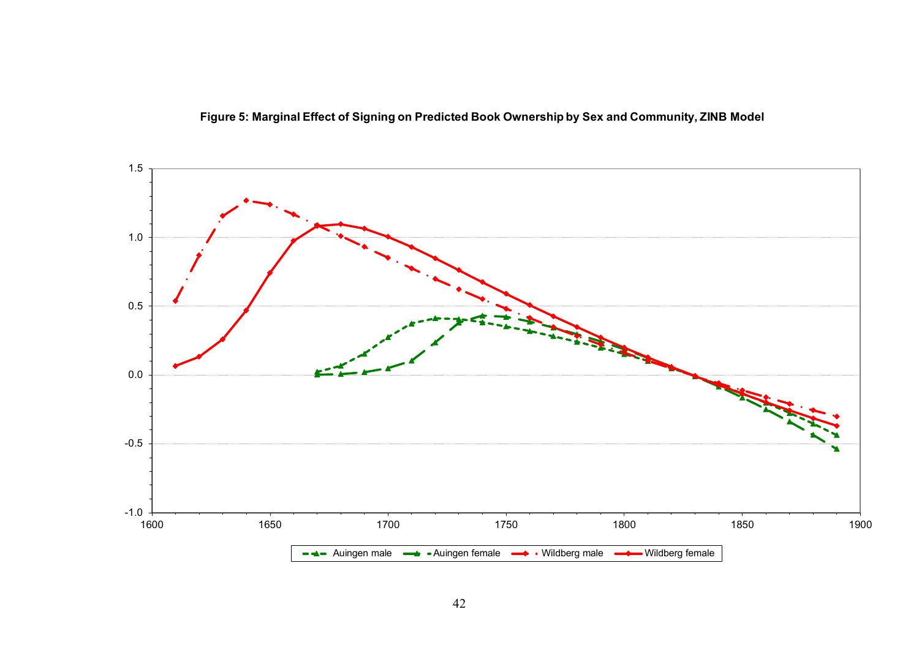**Figure 5: Marginal Effect of Signing on Predicted Book Ownership by Sex and Community, ZINB Model**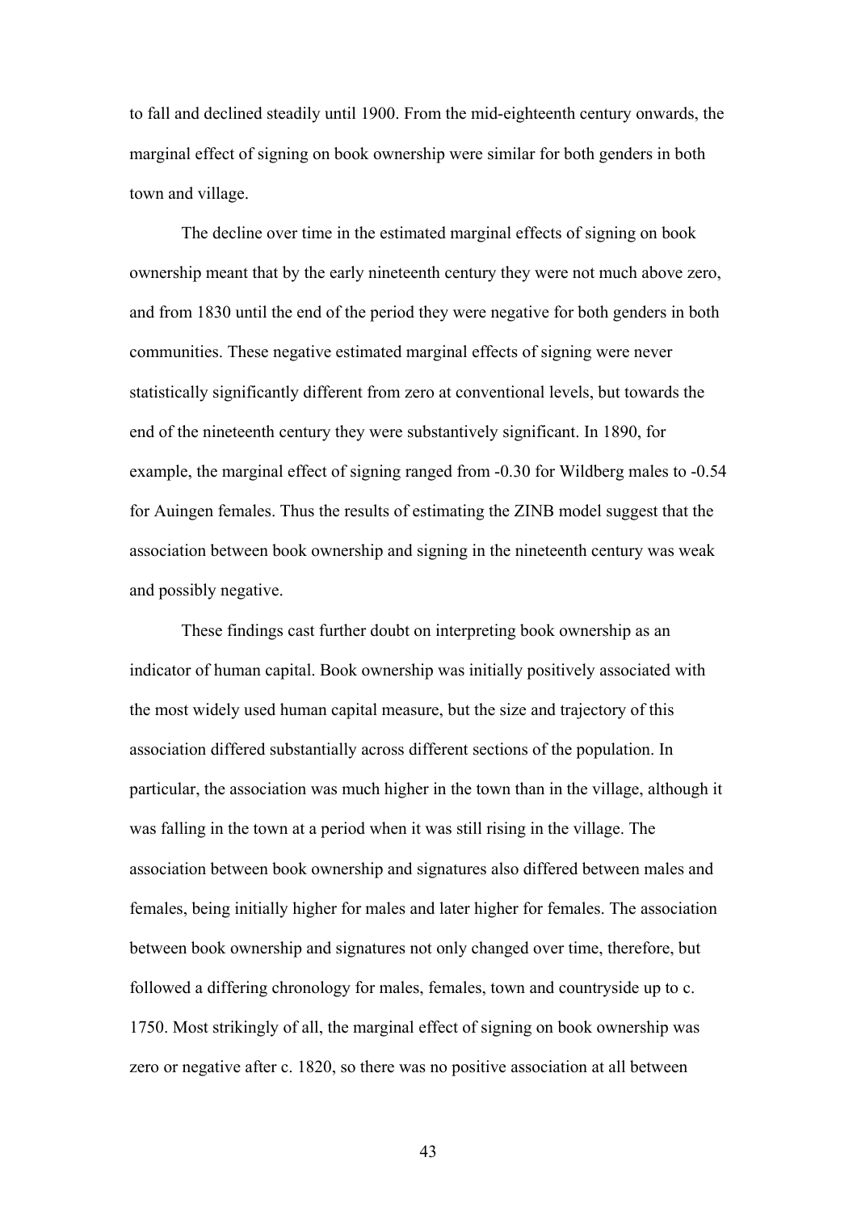to fall and declined steadily until 1900. From the mid-eighteenth century onwards, the marginal effect of signing on book ownership were similar for both genders in both town and village.

The decline over time in the estimated marginal effects of signing on book ownership meant that by the early nineteenth century they were not much above zero, and from 1830 until the end of the period they were negative for both genders in both communities. These negative estimated marginal effects of signing were never statistically significantly different from zero at conventional levels, but towards the end of the nineteenth century they were substantively significant. In 1890, for example, the marginal effect of signing ranged from -0.30 for Wildberg males to -0.54 for Auingen females. Thus the results of estimating the ZINB model suggest that the association between book ownership and signing in the nineteenth century was weak and possibly negative.

These findings cast further doubt on interpreting book ownership as an indicator of human capital. Book ownership was initially positively associated with the most widely used human capital measure, but the size and trajectory of this association differed substantially across different sections of the population. In particular, the association was much higher in the town than in the village, although it was falling in the town at a period when it was still rising in the village. The association between book ownership and signatures also differed between males and females, being initially higher for males and later higher for females. The association between book ownership and signatures not only changed over time, therefore, but followed a differing chronology for males, females, town and countryside up to c. 1750. Most strikingly of all, the marginal effect of signing on book ownership was zero or negative after c. 1820, so there was no positive association at all between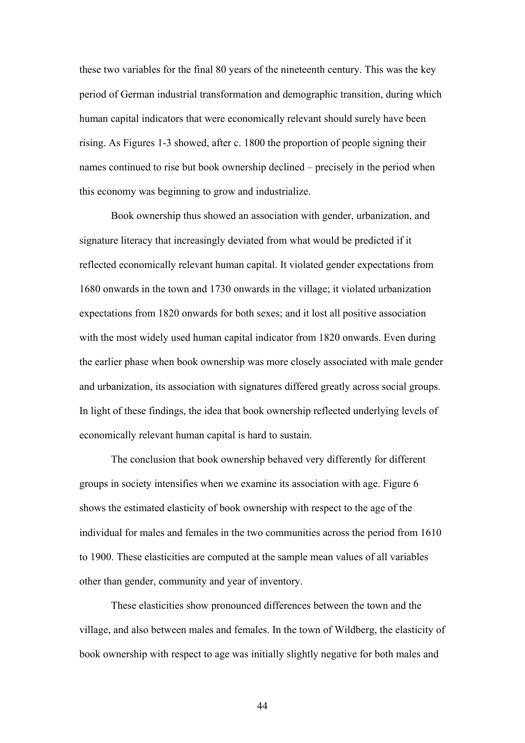these two variables for the final 80 years of the nineteenth century. This was the key period of German industrial transformation and demographic transition, during which human capital indicators that were economically relevant should surely have been rising. As Figures 1-3 showed, after c. 1800 the proportion of people signing their names continued to rise but book ownership declined – precisely in the period when this economy was beginning to grow and industrialize.

Book ownership thus showed an association with gender, urbanization, and signature literacy that increasingly deviated from what would be predicted if it reflected economically relevant human capital. It violated gender expectations from 1680 onwards in the town and 1730 onwards in the village; it violated urbanization expectations from 1820 onwards for both sexes; and it lost all positive association with the most widely used human capital indicator from 1820 onwards. Even during the earlier phase when book ownership was more closely associated with male gender and urbanization, its association with signatures differed greatly across social groups. In light of these findings, the idea that book ownership reflected underlying levels of economically relevant human capital is hard to sustain.

The conclusion that book ownership behaved very differently for different groups in society intensifies when we examine its association with age. Figure 6 shows the estimated elasticity of book ownership with respect to the age of the individual for males and females in the two communities across the period from 1610 to 1900. These elasticities are computed at the sample mean values of all variables other than gender, community and year of inventory.

These elasticities show pronounced differences between the town and the village, and also between males and females. In the town of Wildberg, the elasticity of book ownership with respect to age was initially slightly negative for both males and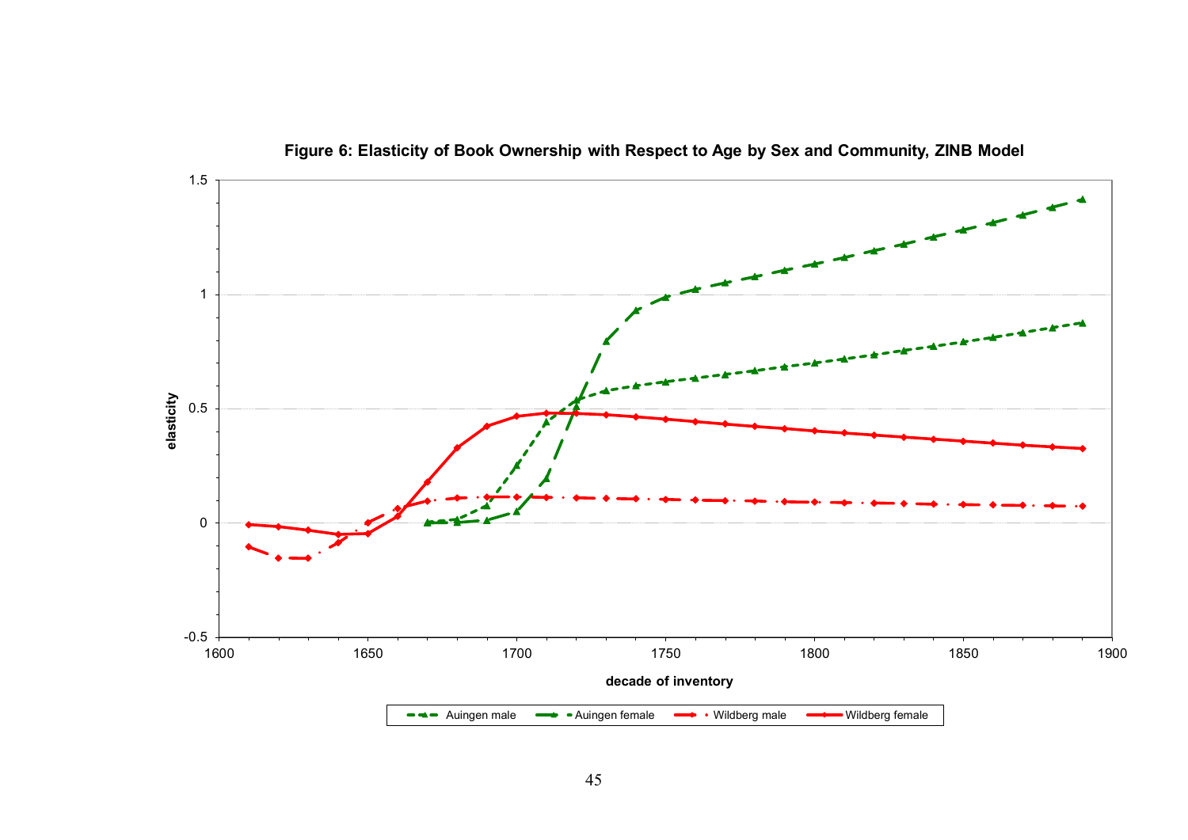**Figure 6: Elasticity of Book Ownership with Respect to Age by Sex and Community, ZINB Model**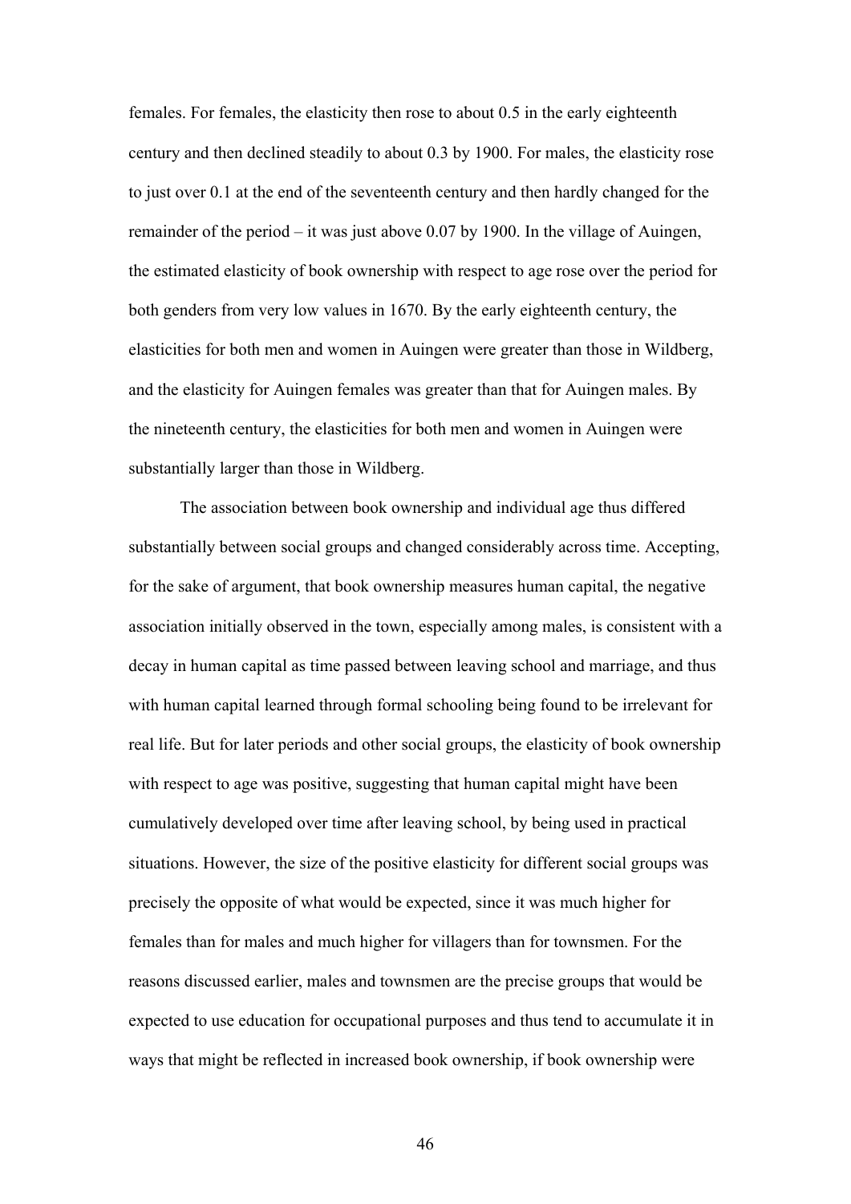females. For females, the elasticity then rose to about 0.5 in the early eighteenth century and then declined steadily to about 0.3 by 1900. For males, the elasticity rose to just over 0.1 at the end of the seventeenth century and then hardly changed for the remainder of the period – it was just above 0.07 by 1900. In the village of Auingen, the estimated elasticity of book ownership with respect to age rose over the period for both genders from very low values in 1670. By the early eighteenth century, the elasticities for both men and women in Auingen were greater than those in Wildberg, and the elasticity for Auingen females was greater than that for Auingen males. By the nineteenth century, the elasticities for both men and women in Auingen were substantially larger than those in Wildberg.

The association between book ownership and individual age thus differed substantially between social groups and changed considerably across time. Accepting, for the sake of argument, that book ownership measures human capital, the negative association initially observed in the town, especially among males, is consistent with a decay in human capital as time passed between leaving school and marriage, and thus with human capital learned through formal schooling being found to be irrelevant for real life. But for later periods and other social groups, the elasticity of book ownership with respect to age was positive, suggesting that human capital might have been cumulatively developed over time after leaving school, by being used in practical situations. However, the size of the positive elasticity for different social groups was precisely the opposite of what would be expected, since it was much higher for females than for males and much higher for villagers than for townsmen. For the reasons discussed earlier, males and townsmen are the precise groups that would be expected to use education for occupational purposes and thus tend to accumulate it in ways that might be reflected in increased book ownership, if book ownership were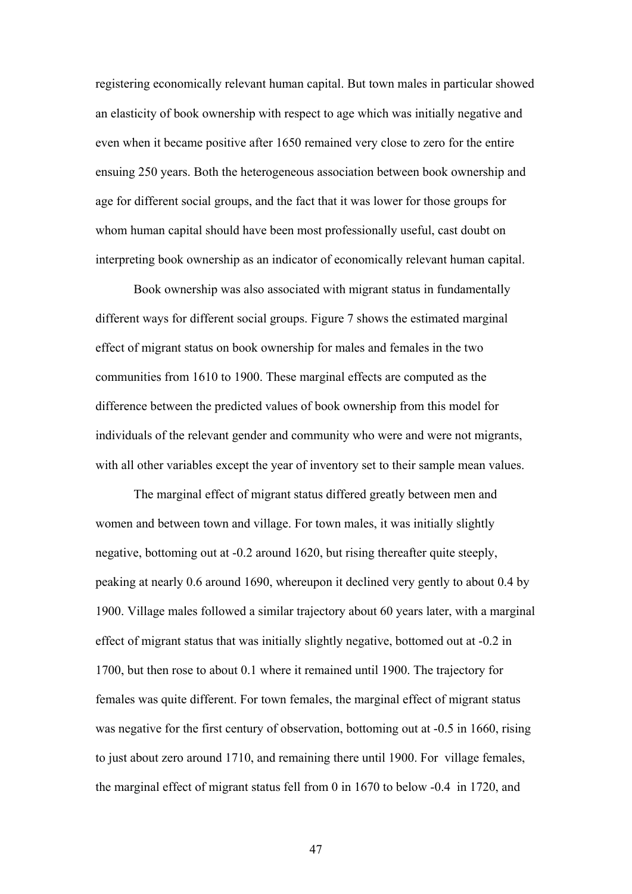registering economically relevant human capital. But town males in particular showed an elasticity of book ownership with respect to age which was initially negative and even when it became positive after 1650 remained very close to zero for the entire ensuing 250 years. Both the heterogeneous association between book ownership and age for different social groups, and the fact that it was lower for those groups for whom human capital should have been most professionally useful, cast doubt on interpreting book ownership as an indicator of economically relevant human capital.

Book ownership was also associated with migrant status in fundamentally different ways for different social groups. Figure 7 shows the estimated marginal effect of migrant status on book ownership for males and females in the two communities from 1610 to 1900. These marginal effects are computed as the difference between the predicted values of book ownership from this model for individuals of the relevant gender and community who were and were not migrants, with all other variables except the year of inventory set to their sample mean values.

The marginal effect of migrant status differed greatly between men and women and between town and village. For town males, it was initially slightly negative, bottoming out at -0.2 around 1620, but rising thereafter quite steeply, peaking at nearly 0.6 around 1690, whereupon it declined very gently to about 0.4 by 1900. Village males followed a similar trajectory about 60 years later, with a marginal effect of migrant status that was initially slightly negative, bottomed out at -0.2 in 1700, but then rose to about 0.1 where it remained until 1900. The trajectory for females was quite different. For town females, the marginal effect of migrant status was negative for the first century of observation, bottoming out at -0.5 in 1660, rising to just about zero around 1710, and remaining there until 1900. For village females, the marginal effect of migrant status fell from 0 in 1670 to below -0.4 in 1720, and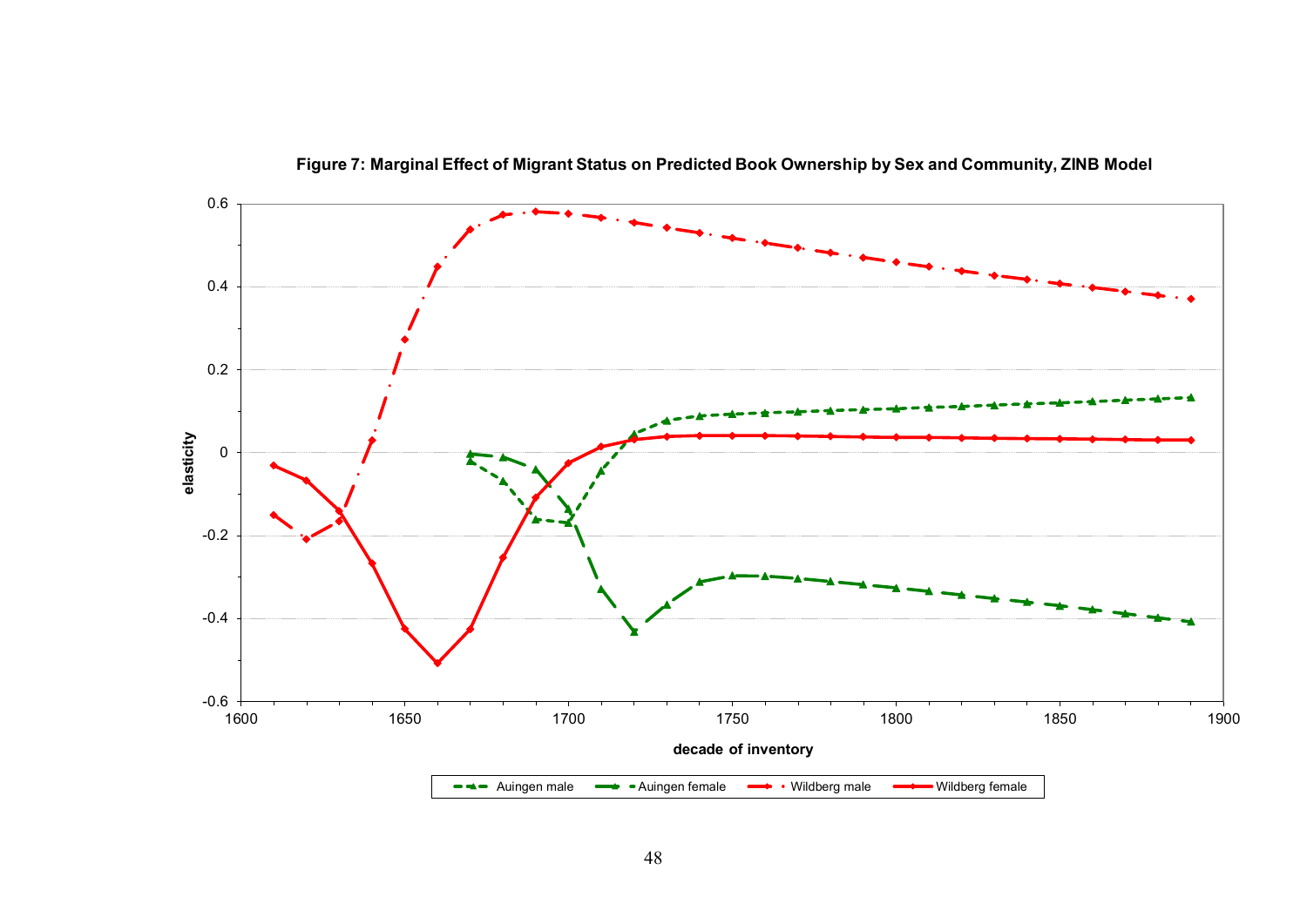**Figure 7: Marginal Effect of Migrant Status on Predicted Book Ownership by Sex and Community, ZINB Model**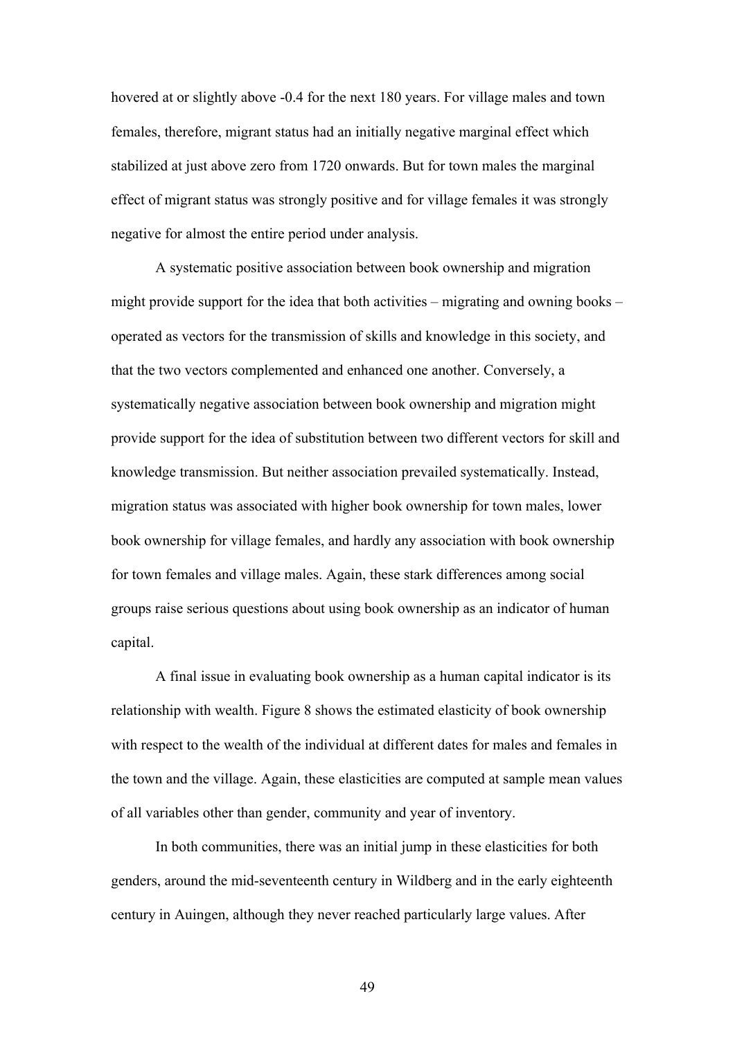hovered at or slightly above -0.4 for the next 180 years. For village males and town females, therefore, migrant status had an initially negative marginal effect which stabilized at just above zero from 1720 onwards. But for town males the marginal effect of migrant status was strongly positive and for village females it was strongly negative for almost the entire period under analysis.

A systematic positive association between book ownership and migration might provide support for the idea that both activities – migrating and owning books – operated as vectors for the transmission of skills and knowledge in this society, and that the two vectors complemented and enhanced one another. Conversely, a systematically negative association between book ownership and migration might provide support for the idea of substitution between two different vectors for skill and knowledge transmission. But neither association prevailed systematically. Instead, migration status was associated with higher book ownership for town males, lower book ownership for village females, and hardly any association with book ownership for town females and village males. Again, these stark differences among social groups raise serious questions about using book ownership as an indicator of human capital.

A final issue in evaluating book ownership as a human capital indicator is its relationship with wealth. Figure 8 shows the estimated elasticity of book ownership with respect to the wealth of the individual at different dates for males and females in the town and the village. Again, these elasticities are computed at sample mean values of all variables other than gender, community and year of inventory.

In both communities, there was an initial jump in these elasticities for both genders, around the mid-seventeenth century in Wildberg and in the early eighteenth century in Auingen, although they never reached particularly large values. After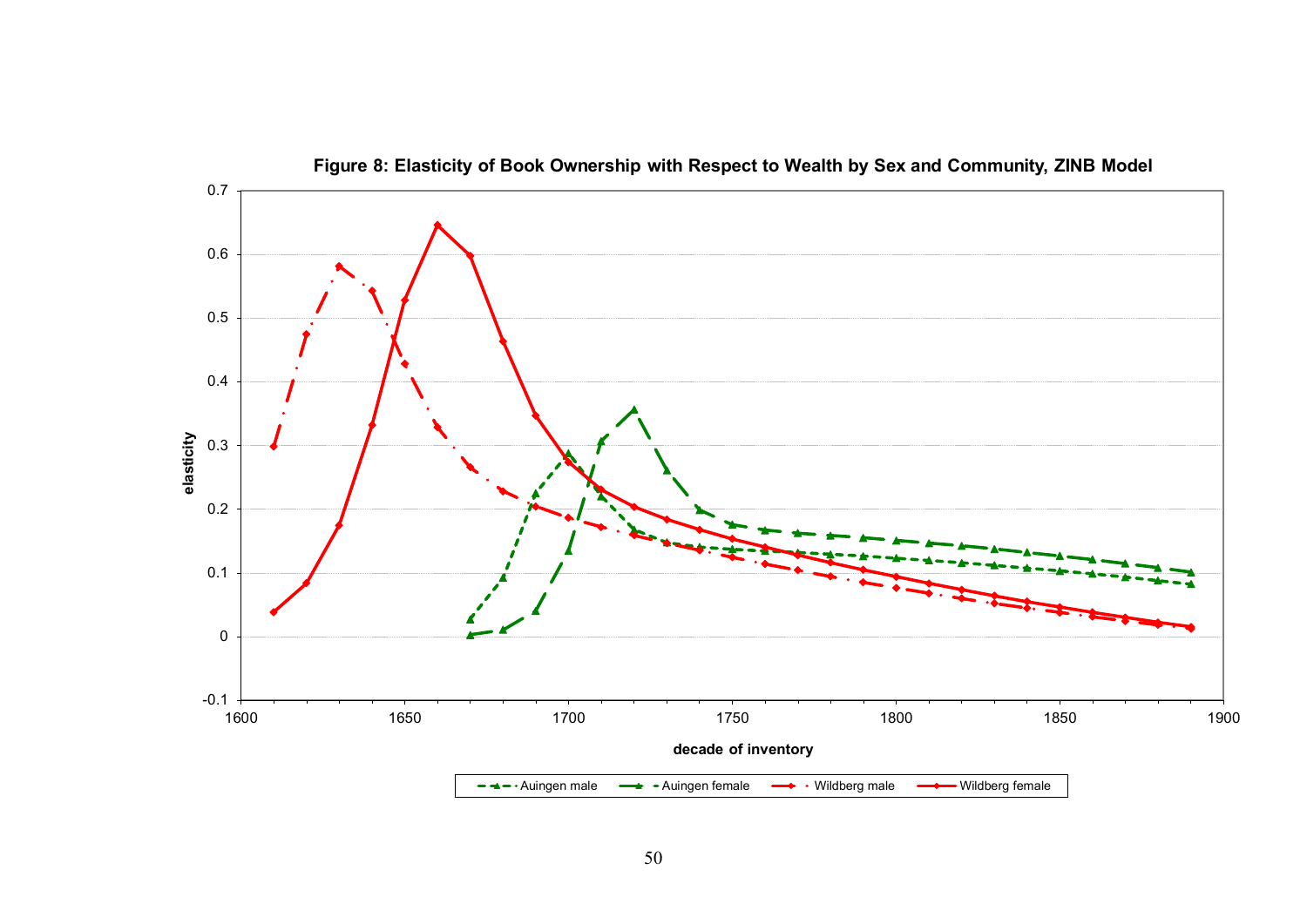**Figure 8: Elasticity of Book Ownership with Respect to Wealth by Sex and Community, ZINB Model**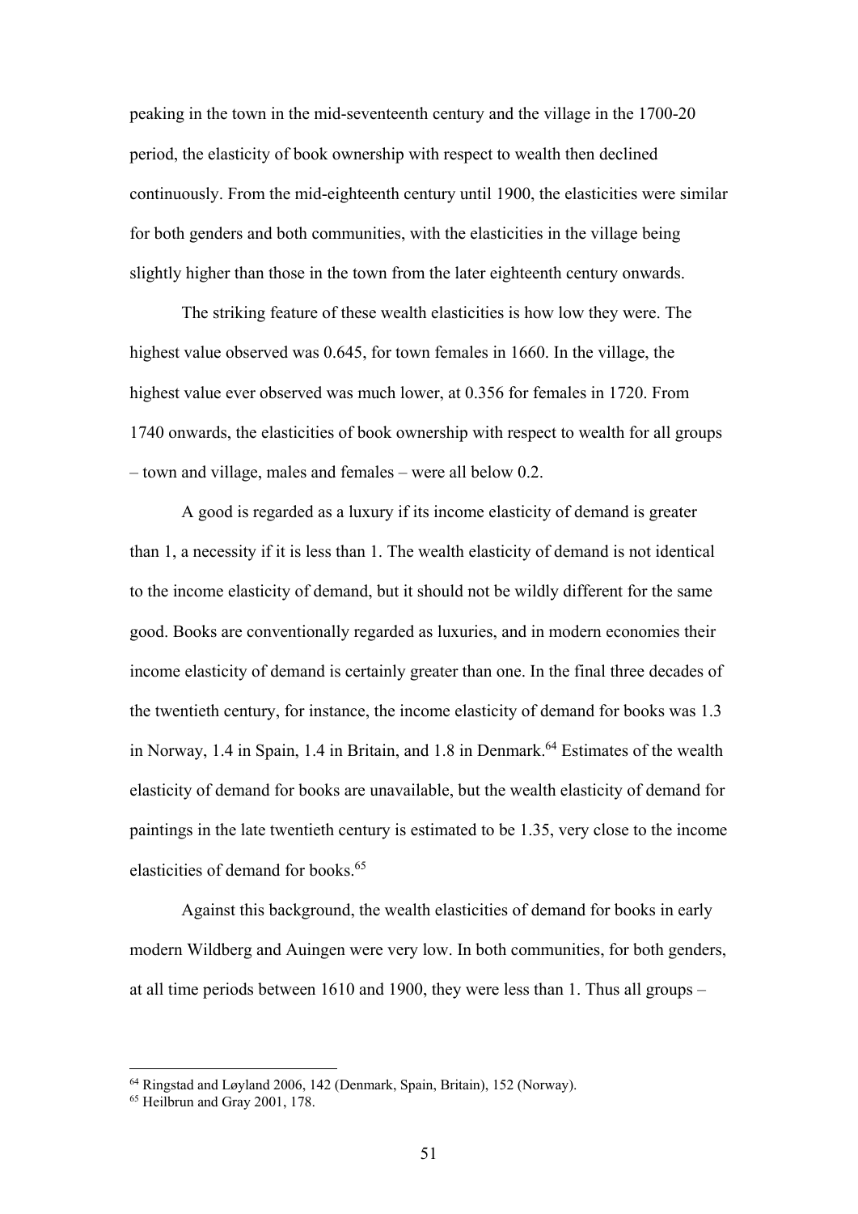peaking in the town in the mid-seventeenth century and the village in the 1700-20 period, the elasticity of book ownership with respect to wealth then declined continuously. From the mid-eighteenth century until 1900, the elasticities were similar for both genders and both communities, with the elasticities in the village being slightly higher than those in the town from the later eighteenth century onwards.

The striking feature of these wealth elasticities is how low they were. The highest value observed was 0.645, for town females in 1660. In the village, the highest value ever observed was much lower, at 0.356 for females in 1720. From 1740 onwards, the elasticities of book ownership with respect to wealth for all groups – town and village, males and females – were all below 0.2.

A good is regarded as a luxury if its income elasticity of demand is greater than 1, a necessity if it is less than 1. The wealth elasticity of demand is not identical to the income elasticity of demand, but it should not be wildly different for the same good. Books are conventionally regarded as luxuries, and in modern economies their income elasticity of demand is certainly greater than one. In the final three decades of the twentieth century, for instance, the income elasticity of demand for books was 1.3 in Norway, 1.4 in Spain, 1.4 in Britain, and 1.8 in Denmark.[64] Estimates of the wealth elasticity of demand for books are unavailable, but the wealth elasticity of demand for paintings in the late twentieth century is estimated to be 1.35, very close to the income elasticities of demand for books.[65]

Against this background, the wealth elasticities of demand for books in early modern Wildberg and Auingen were very low. In both communities, for both genders, at all time periods between 1610 and 1900, they were less than 1. Thus all groups –

[64] Ringstad and Løyland 2006, 142 (Denmark, Spain, Britain), 152 (Norway).

[65] Heilbrun and Gray 2001, 178.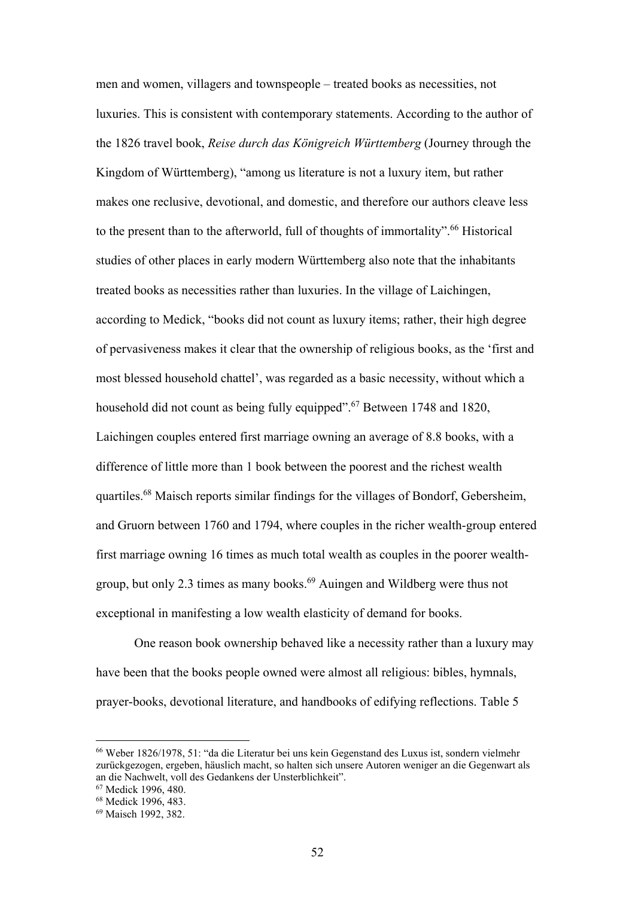men and women, villagers and townspeople – treated books as necessities, not luxuries. This is consistent with contemporary statements. According to the author of the 1826 travel book, *Reise durch das Königreich Württemberg* (Journey through the Kingdom of Württemberg), "among us literature is not a luxury item, but rather makes one reclusive, devotional, and domestic, and therefore our authors cleave less to the present than to the afterworld, full of thoughts of immortality".[66] Historical studies of other places in early modern Württemberg also note that the inhabitants treated books as necessities rather than luxuries. In the village of Laichingen, according to Medick, "books did not count as luxury items; rather, their high degree of pervasiveness makes it clear that the ownership of religious books, as the 'first and most blessed household chattel', was regarded as a basic necessity, without which a household did not count as being fully equipped".[67] Between 1748 and 1820, Laichingen couples entered first marriage owning an average of 8.8 books, with a difference of little more than 1 book between the poorest and the richest wealth quartiles.[68] Maisch reports similar findings for the villages of Bondorf, Gebersheim, and Gruorn between 1760 and 1794, where couples in the richer wealth-group entered first marriage owning 16 times as much total wealth as couples in the poorer wealth-group, but only 2.3 times as many books.[69] Auingen and Wildberg were thus not exceptional in manifesting a low wealth elasticity of demand for books.

One reason book ownership behaved like a necessity rather than a luxury may have been that the books people owned were almost all religious: bibles, hymnals, prayer-books, devotional literature, and handbooks of edifying reflections. Table 5

---

[66] Weber 1826/1978, 51: "da die Literatur bei uns kein Gegenstand des Luxus ist, sondern vielmehr zurückgezogen, ergeben, häuslich macht, so halten sich unsere Autoren weniger an die Gegenwart als an die Nachwelt, voll des Gedankens der Unsterblichkeit".

[67] Medick 1996, 480.

[68] Medick 1996, 483.

[69] Maisch 1992, 382.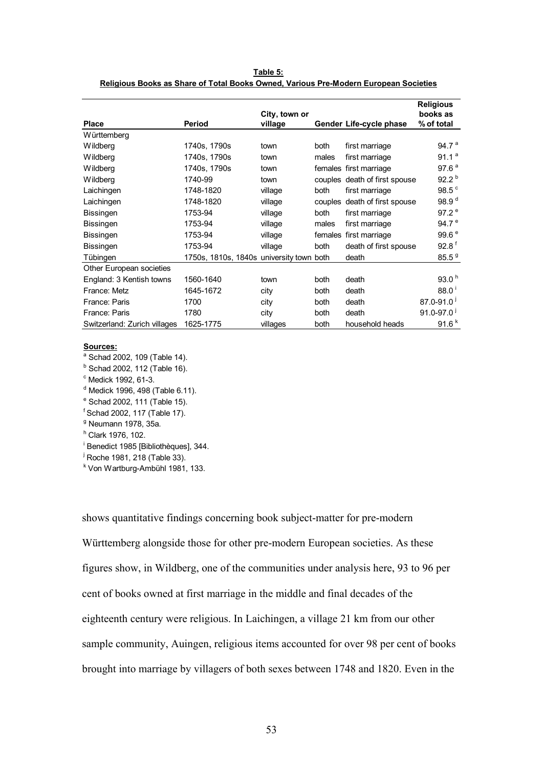**Table 5:**
**Religious Books as Share of Total Books Owned, Various Pre-Modern European Societies**

| Place | Period | City, town or village | Gender | Life-cycle phase | Religious books as % of total |
|---|---|---|---|---|---|
| Württemberg | | | | | |
| Wildberg | 1740s, 1790s | town | both | first marriage | 94.7 [a] |
| Wildberg | 1740s, 1790s | town | males | first marriage | 91.1 [a] |
| Wildberg | 1740s, 1790s | town | females | first marriage | 97.6 [a] |
| Wildberg | 1740-99 | town | couples | death of first spouse | 92.2 [b] |
| Laichingen | 1748-1820 | village | both | first marriage | 98.5 [c] |
| Laichingen | 1748-1820 | village | couples | death of first spouse | 98.9 [d] |
| Bissingen | 1753-94 | village | both | first marriage | 97.2 [e] |
| Bissingen | 1753-94 | village | males | first marriage | 94.7 [e] |
| Bissingen | 1753-94 | village | females | first marriage | 99.6 [e] |
| Bissingen | 1753-94 | village | both | death of first spouse | 92.8 [f] |
| Tübingen | 1750s, 1810s, 1840s | university town | both | death | 85.5 [g] |
| Other European societies | | | | | |
| England: 3 Kentish towns | 1560-1640 | town | both | death | 93.0 [h] |
| France: Metz | 1645-1672 | city | both | death | 88.0 [i] |
| France: Paris | 1700 | city | both | death | 87.0-91.0 [j] |
| France: Paris | 1780 | city | both | death | 91.0-97.0 [j] |
| Switzerland: Zurich villages | 1625-1775 | villages | both | household heads | 91.6 [k] |

**Sources:**

[a] Schad 2002, 109 (Table 14).
[b] Schad 2002, 112 (Table 16).
[c] Medick 1992, 61-3.
[d] Medick 1996, 498 (Table 6.11).
[e] Schad 2002, 111 (Table 15).
[f] Schad 2002, 117 (Table 17).
[g] Neumann 1978, 35a.
[h] Clark 1976, 102.
[i] Benedict 1985 [Bibliothèques], 344.
[j] Roche 1981, 218 (Table 33).
[k] Von Wartburg-Ambühl 1981, 133.

shows quantitative findings concerning book subject-matter for pre-modern Württemberg alongside those for other pre-modern European societies. As these figures show, in Wildberg, one of the communities under analysis here, 93 to 96 per cent of books owned at first marriage in the middle and final decades of the eighteenth century were religious. In Laichingen, a village 21 km from our other sample community, Auingen, religious items accounted for over 98 per cent of books brought into marriage by villagers of both sexes between 1748 and 1820. Even in the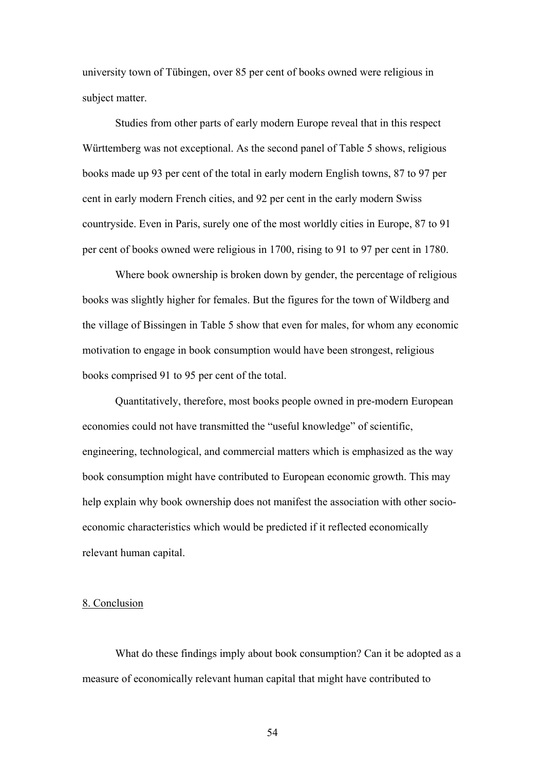university town of Tübingen, over 85 per cent of books owned were religious in subject matter.

Studies from other parts of early modern Europe reveal that in this respect Württemberg was not exceptional. As the second panel of Table 5 shows, religious books made up 93 per cent of the total in early modern English towns, 87 to 97 per cent in early modern French cities, and 92 per cent in the early modern Swiss countryside. Even in Paris, surely one of the most worldly cities in Europe, 87 to 91 per cent of books owned were religious in 1700, rising to 91 to 97 per cent in 1780.

Where book ownership is broken down by gender, the percentage of religious books was slightly higher for females. But the figures for the town of Wildberg and the village of Bissingen in Table 5 show that even for males, for whom any economic motivation to engage in book consumption would have been strongest, religious books comprised 91 to 95 per cent of the total.

Quantitatively, therefore, most books people owned in pre-modern European economies could not have transmitted the "useful knowledge" of scientific, engineering, technological, and commercial matters which is emphasized as the way book consumption might have contributed to European economic growth. This may help explain why book ownership does not manifest the association with other socio-economic characteristics which would be predicted if it reflected economically relevant human capital.

## 8. Conclusion

What do these findings imply about book consumption? Can it be adopted as a measure of economically relevant human capital that might have contributed to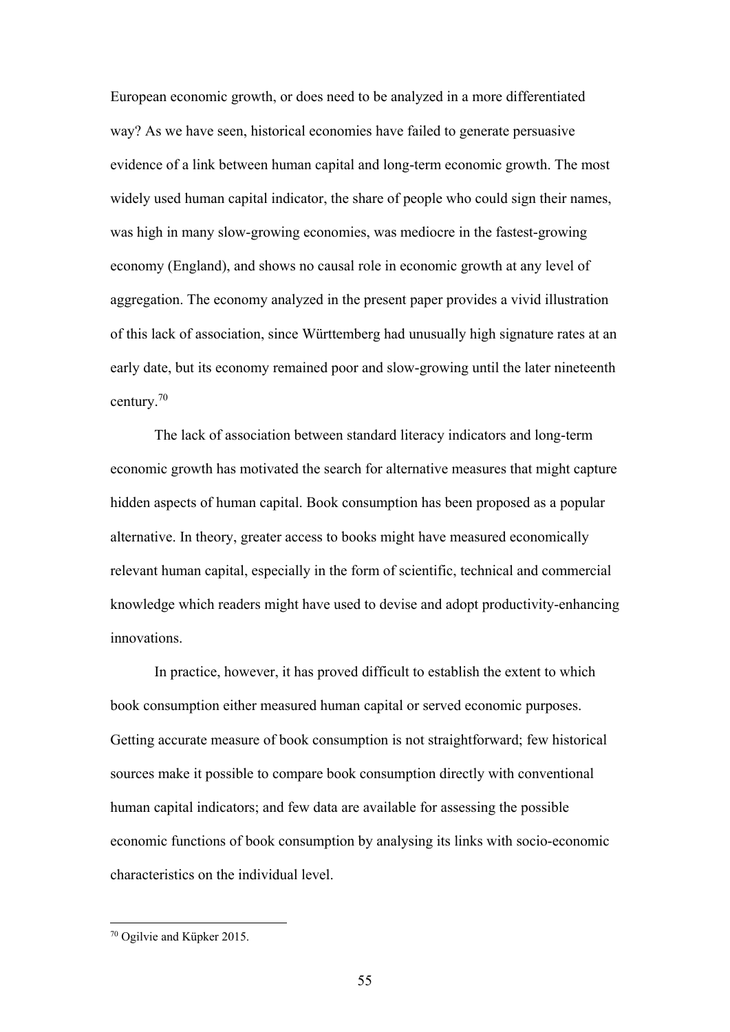European economic growth, or does need to be analyzed in a more differentiated way? As we have seen, historical economies have failed to generate persuasive evidence of a link between human capital and long-term economic growth. The most widely used human capital indicator, the share of people who could sign their names, was high in many slow-growing economies, was mediocre in the fastest-growing economy (England), and shows no causal role in economic growth at any level of aggregation. The economy analyzed in the present paper provides a vivid illustration of this lack of association, since Württemberg had unusually high signature rates at an early date, but its economy remained poor and slow-growing until the later nineteenth century.[70]

The lack of association between standard literacy indicators and long-term economic growth has motivated the search for alternative measures that might capture hidden aspects of human capital. Book consumption has been proposed as a popular alternative. In theory, greater access to books might have measured economically relevant human capital, especially in the form of scientific, technical and commercial knowledge which readers might have used to devise and adopt productivity-enhancing innovations.

In practice, however, it has proved difficult to establish the extent to which book consumption either measured human capital or served economic purposes. Getting accurate measure of book consumption is not straightforward; few historical sources make it possible to compare book consumption directly with conventional human capital indicators; and few data are available for assessing the possible economic functions of book consumption by analysing its links with socio-economic characteristics on the individual level.

[70] Ogilvie and Küpker 2015.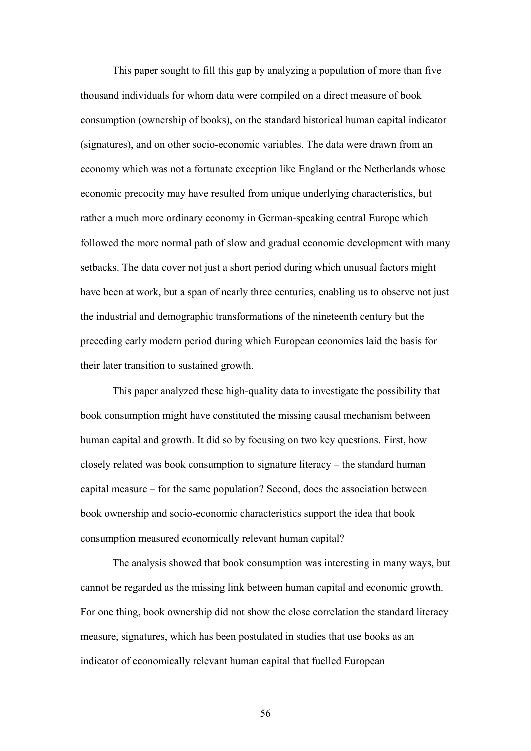This paper sought to fill this gap by analyzing a population of more than five thousand individuals for whom data were compiled on a direct measure of book consumption (ownership of books), on the standard historical human capital indicator (signatures), and on other socio-economic variables. The data were drawn from an economy which was not a fortunate exception like England or the Netherlands whose economic precocity may have resulted from unique underlying characteristics, but rather a much more ordinary economy in German-speaking central Europe which followed the more normal path of slow and gradual economic development with many setbacks. The data cover not just a short period during which unusual factors might have been at work, but a span of nearly three centuries, enabling us to observe not just the industrial and demographic transformations of the nineteenth century but the preceding early modern period during which European economies laid the basis for their later transition to sustained growth.

This paper analyzed these high-quality data to investigate the possibility that book consumption might have constituted the missing causal mechanism between human capital and growth. It did so by focusing on two key questions. First, how closely related was book consumption to signature literacy – the standard human capital measure – for the same population? Second, does the association between book ownership and socio-economic characteristics support the idea that book consumption measured economically relevant human capital?

The analysis showed that book consumption was interesting in many ways, but cannot be regarded as the missing link between human capital and economic growth. For one thing, book ownership did not show the close correlation the standard literacy measure, signatures, which has been postulated in studies that use books as an indicator of economically relevant human capital that fuelled European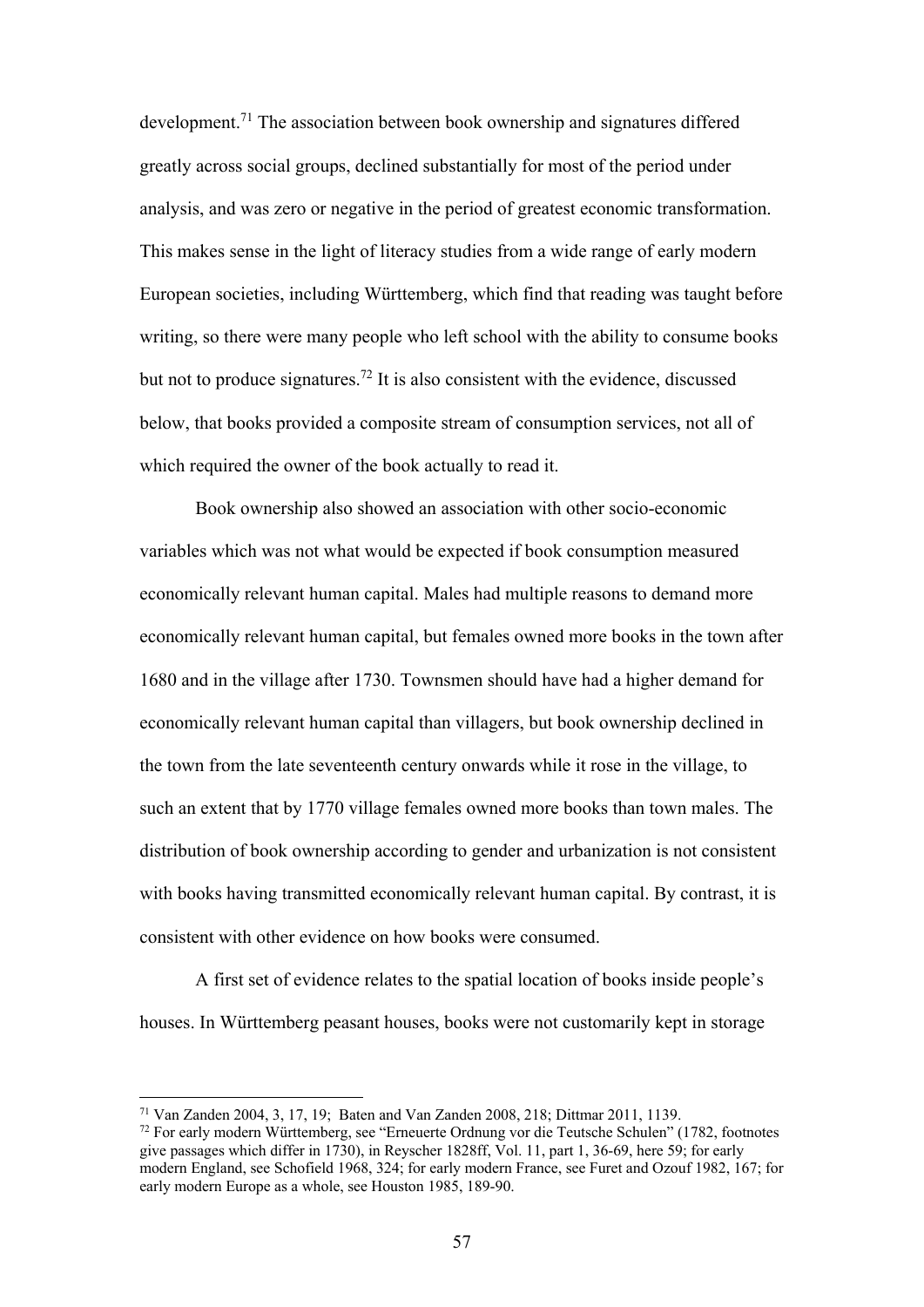development.[71] The association between book ownership and signatures differed greatly across social groups, declined substantially for most of the period under analysis, and was zero or negative in the period of greatest economic transformation. This makes sense in the light of literacy studies from a wide range of early modern European societies, including Württemberg, which find that reading was taught before writing, so there were many people who left school with the ability to consume books but not to produce signatures.[72] It is also consistent with the evidence, discussed below, that books provided a composite stream of consumption services, not all of which required the owner of the book actually to read it.

Book ownership also showed an association with other socio-economic variables which was not what would be expected if book consumption measured economically relevant human capital. Males had multiple reasons to demand more economically relevant human capital, but females owned more books in the town after 1680 and in the village after 1730. Townsmen should have had a higher demand for economically relevant human capital than villagers, but book ownership declined in the town from the late seventeenth century onwards while it rose in the village, to such an extent that by 1770 village females owned more books than town males. The distribution of book ownership according to gender and urbanization is not consistent with books having transmitted economically relevant human capital. By contrast, it is consistent with other evidence on how books were consumed.

A first set of evidence relates to the spatial location of books inside people's houses. In Württemberg peasant houses, books were not customarily kept in storage

---

[71] Van Zanden 2004, 3, 17, 19; Baten and Van Zanden 2008, 218; Dittmar 2011, 1139.

[72] For early modern Württemberg, see "Erneuerte Ordnung vor die Teutsche Schulen" (1782, footnotes give passages which differ in 1730), in Reyscher 1828ff, Vol. 11, part 1, 36-69, here 59; for early modern England, see Schofield 1968, 324; for early modern France, see Furet and Ozouf 1982, 167; for early modern Europe as a whole, see Houston 1985, 189-90.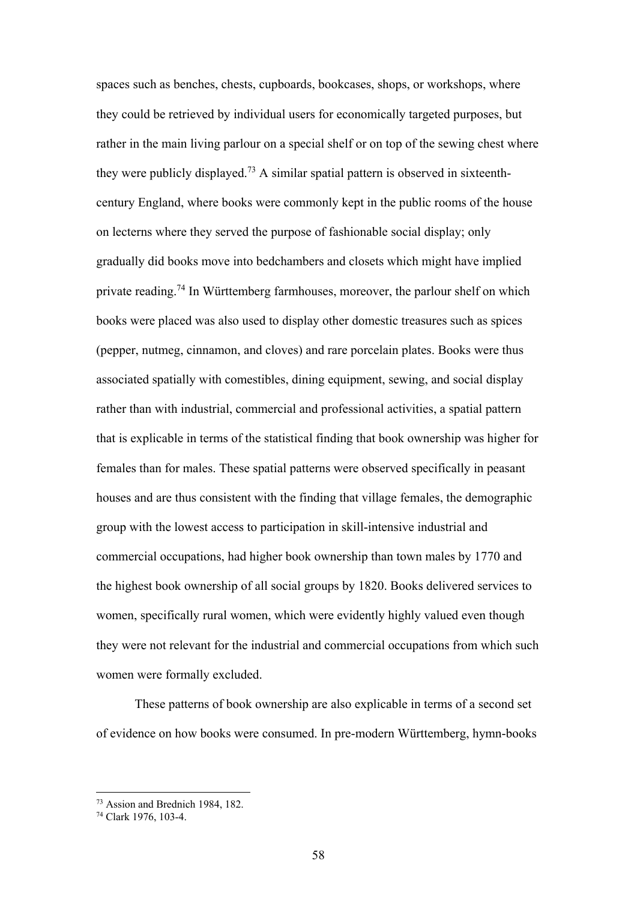spaces such as benches, chests, cupboards, bookcases, shops, or workshops, where they could be retrieved by individual users for economically targeted purposes, but rather in the main living parlour on a special shelf or on top of the sewing chest where they were publicly displayed.[73] A similar spatial pattern is observed in sixteenth-century England, where books were commonly kept in the public rooms of the house on lecterns where they served the purpose of fashionable social display; only gradually did books move into bedchambers and closets which might have implied private reading.[74] In Württemberg farmhouses, moreover, the parlour shelf on which books were placed was also used to display other domestic treasures such as spices (pepper, nutmeg, cinnamon, and cloves) and rare porcelain plates. Books were thus associated spatially with comestibles, dining equipment, sewing, and social display rather than with industrial, commercial and professional activities, a spatial pattern that is explicable in terms of the statistical finding that book ownership was higher for females than for males. These spatial patterns were observed specifically in peasant houses and are thus consistent with the finding that village females, the demographic group with the lowest access to participation in skill-intensive industrial and commercial occupations, had higher book ownership than town males by 1770 and the highest book ownership of all social groups by 1820. Books delivered services to women, specifically rural women, which were evidently highly valued even though they were not relevant for the industrial and commercial occupations from which such women were formally excluded.

These patterns of book ownership are also explicable in terms of a second set of evidence on how books were consumed. In pre-modern Württemberg, hymn-books

[73] Assion and Brednich 1984, 182.

[74] Clark 1976, 103-4.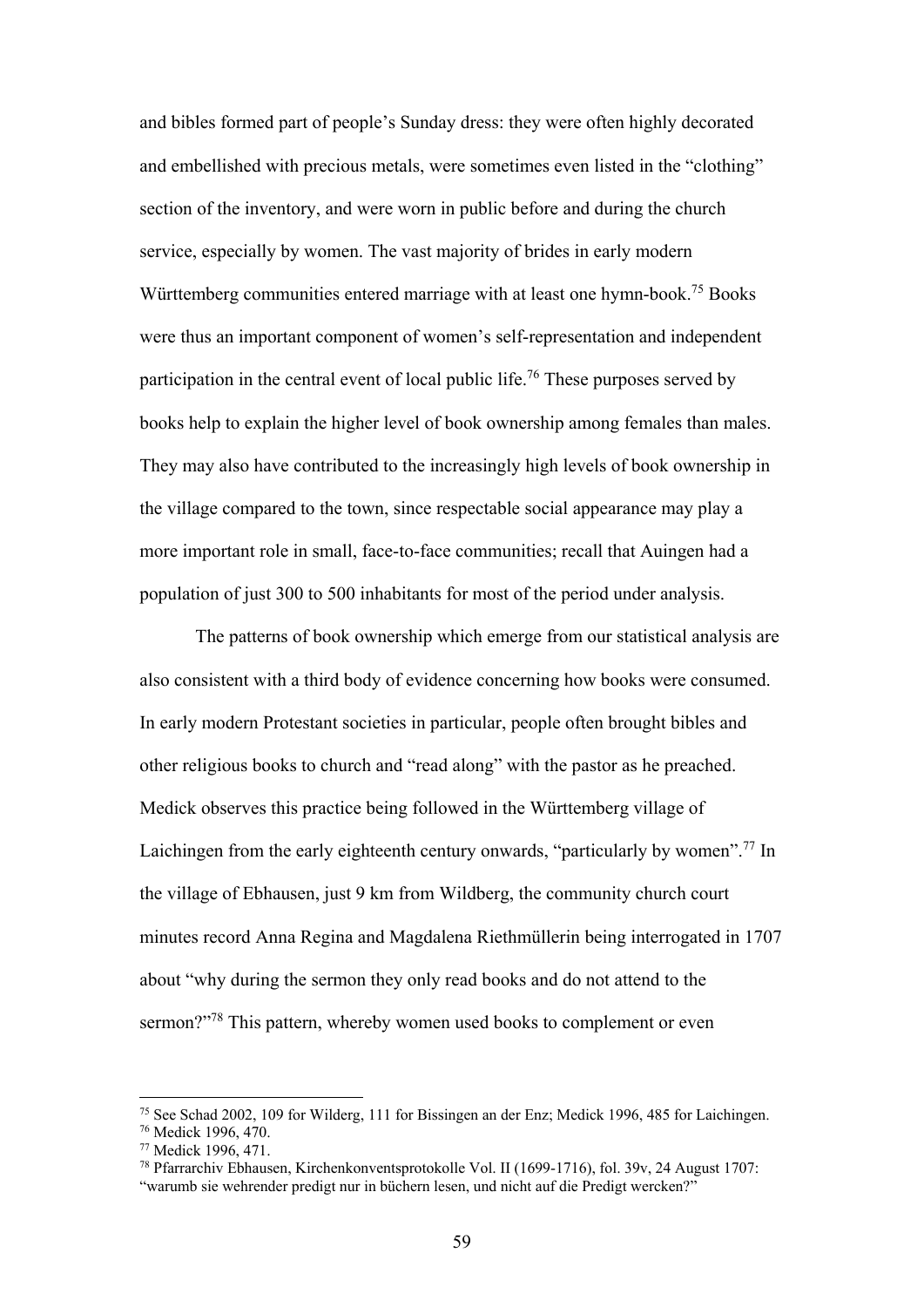and bibles formed part of people's Sunday dress: they were often highly decorated and embellished with precious metals, were sometimes even listed in the "clothing" section of the inventory, and were worn in public before and during the church service, especially by women. The vast majority of brides in early modern Württemberg communities entered marriage with at least one hymn-book.[75] Books were thus an important component of women's self-representation and independent participation in the central event of local public life.[76] These purposes served by books help to explain the higher level of book ownership among females than males. They may also have contributed to the increasingly high levels of book ownership in the village compared to the town, since respectable social appearance may play a more important role in small, face-to-face communities; recall that Auingen had a population of just 300 to 500 inhabitants for most of the period under analysis.

The patterns of book ownership which emerge from our statistical analysis are also consistent with a third body of evidence concerning how books were consumed. In early modern Protestant societies in particular, people often brought bibles and other religious books to church and "read along" with the pastor as he preached. Medick observes this practice being followed in the Württemberg village of Laichingen from the early eighteenth century onwards, "particularly by women".[77] In the village of Ebhausen, just 9 km from Wildberg, the community church court minutes record Anna Regina and Magdalena Riethmüllerin being interrogated in 1707 about "why during the sermon they only read books and do not attend to the sermon?"[78] This pattern, whereby women used books to complement or even

---

[75] See Schad 2002, 109 for Wilderg, 111 for Bissingen an der Enz; Medick 1996, 485 for Laichingen.

[76] Medick 1996, 470.

[77] Medick 1996, 471.

[78] Pfarrarchiv Ebhausen, Kirchenkonventsprotokolle Vol. II (1699-1716), fol. 39v, 24 August 1707: "warumb sie wehrender predigt nur in büchern lesen, und nicht auf die Predigt wercken?"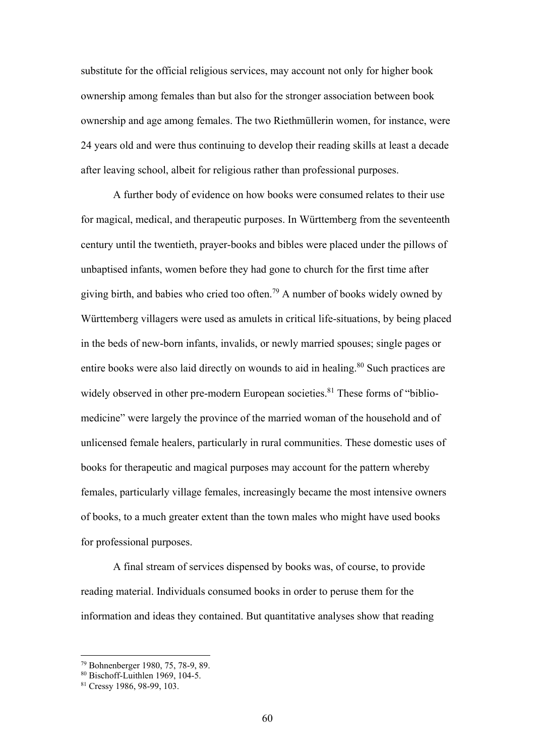substitute for the official religious services, may account not only for higher book ownership among females than but also for the stronger association between book ownership and age among females. The two Riethmüllerin women, for instance, were 24 years old and were thus continuing to develop their reading skills at least a decade after leaving school, albeit for religious rather than professional purposes.

A further body of evidence on how books were consumed relates to their use for magical, medical, and therapeutic purposes. In Württemberg from the seventeenth century until the twentieth, prayer-books and bibles were placed under the pillows of unbaptised infants, women before they had gone to church for the first time after giving birth, and babies who cried too often.[79] A number of books widely owned by Württemberg villagers were used as amulets in critical life-situations, by being placed in the beds of new-born infants, invalids, or newly married spouses; single pages or entire books were also laid directly on wounds to aid in healing.[80] Such practices are widely observed in other pre-modern European societies.[81] These forms of "biblio-medicine" were largely the province of the married woman of the household and of unlicensed female healers, particularly in rural communities. These domestic uses of books for therapeutic and magical purposes may account for the pattern whereby females, particularly village females, increasingly became the most intensive owners of books, to a much greater extent than the town males who might have used books for professional purposes.

A final stream of services dispensed by books was, of course, to provide reading material. Individuals consumed books in order to peruse them for the information and ideas they contained. But quantitative analyses show that reading

---

[79] Bohnenberger 1980, 75, 78-9, 89.

[80] Bischoff-Luithlen 1969, 104-5.

[81] Cressy 1986, 98-99, 103.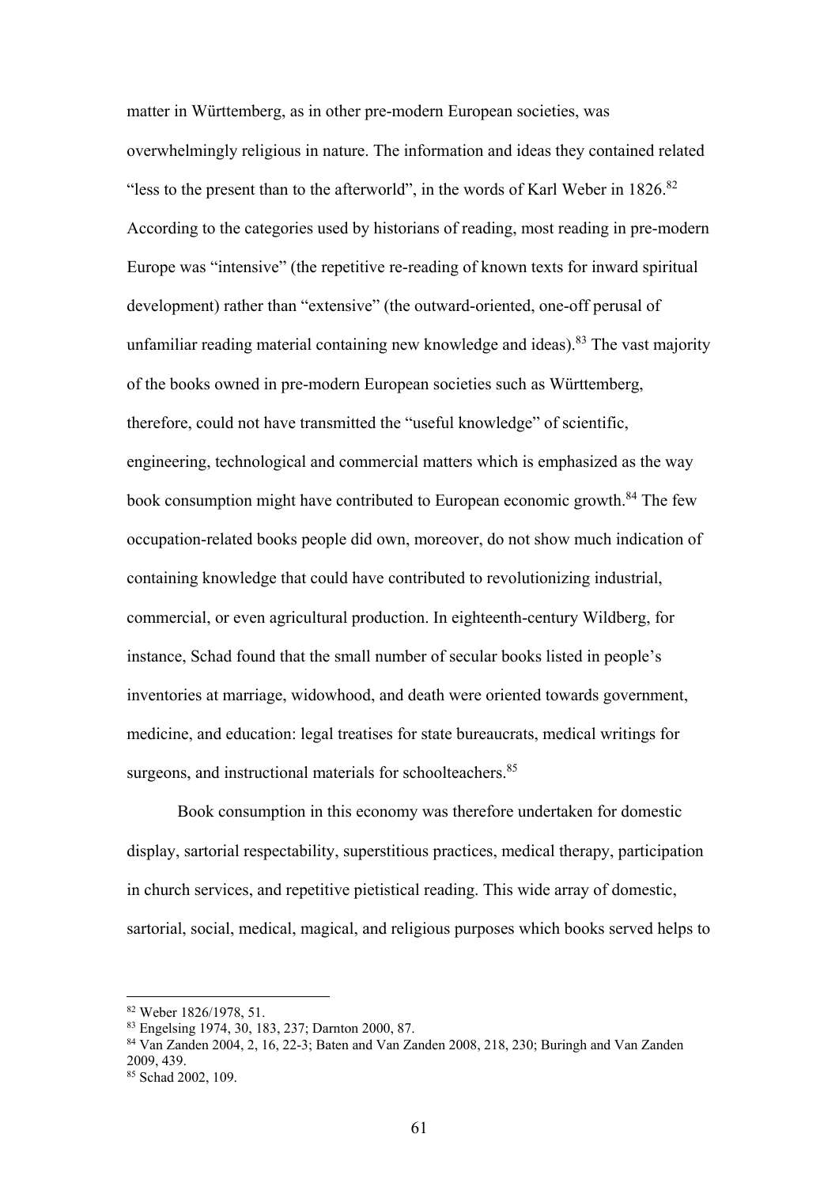matter in Württemberg, as in other pre-modern European societies, was overwhelmingly religious in nature. The information and ideas they contained related "less to the present than to the afterworld", in the words of Karl Weber in 1826.[82] According to the categories used by historians of reading, most reading in pre-modern Europe was "intensive" (the repetitive re-reading of known texts for inward spiritual development) rather than "extensive" (the outward-oriented, one-off perusal of unfamiliar reading material containing new knowledge and ideas).[83] The vast majority of the books owned in pre-modern European societies such as Württemberg, therefore, could not have transmitted the "useful knowledge" of scientific, engineering, technological and commercial matters which is emphasized as the way book consumption might have contributed to European economic growth.[84] The few occupation-related books people did own, moreover, do not show much indication of containing knowledge that could have contributed to revolutionizing industrial, commercial, or even agricultural production. In eighteenth-century Wildberg, for instance, Schad found that the small number of secular books listed in people's inventories at marriage, widowhood, and death were oriented towards government, medicine, and education: legal treatises for state bureaucrats, medical writings for surgeons, and instructional materials for schoolteachers.[85]

Book consumption in this economy was therefore undertaken for domestic display, sartorial respectability, superstitious practices, medical therapy, participation in church services, and repetitive pietistical reading. This wide array of domestic, sartorial, social, medical, magical, and religious purposes which books served helps to

---

[82] Weber 1826/1978, 51.

[83] Engelsing 1974, 30, 183, 237; Darnton 2000, 87.

[84] Van Zanden 2004, 2, 16, 22-3; Baten and Van Zanden 2008, 218, 230; Buringh and Van Zanden 2009, 439.

[85] Schad 2002, 109.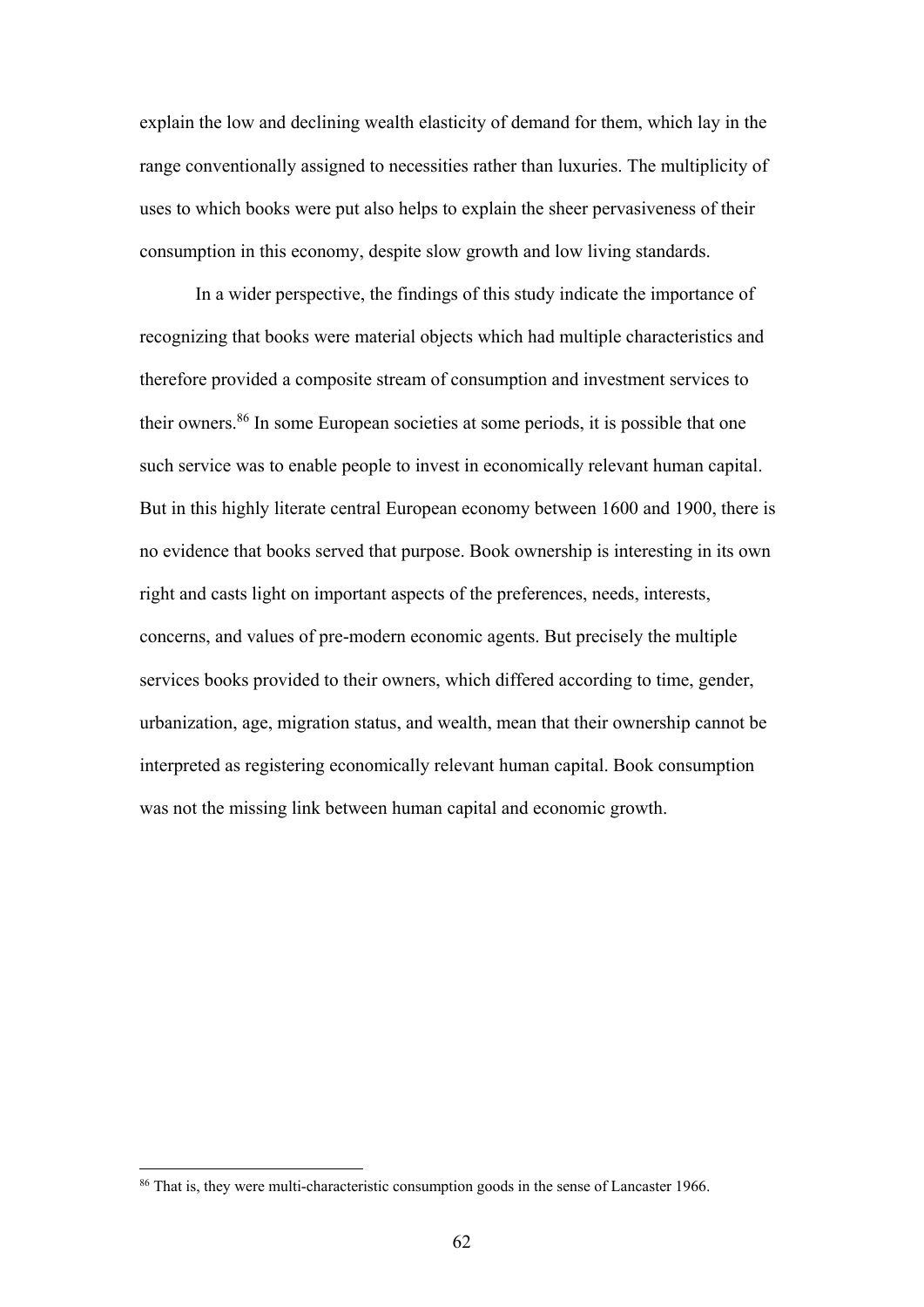explain the low and declining wealth elasticity of demand for them, which lay in the range conventionally assigned to necessities rather than luxuries. The multiplicity of uses to which books were put also helps to explain the sheer pervasiveness of their consumption in this economy, despite slow growth and low living standards.

In a wider perspective, the findings of this study indicate the importance of recognizing that books were material objects which had multiple characteristics and therefore provided a composite stream of consumption and investment services to their owners.[86] In some European societies at some periods, it is possible that one such service was to enable people to invest in economically relevant human capital. But in this highly literate central European economy between 1600 and 1900, there is no evidence that books served that purpose. Book ownership is interesting in its own right and casts light on important aspects of the preferences, needs, interests, concerns, and values of pre-modern economic agents. But precisely the multiple services books provided to their owners, which differed according to time, gender, urbanization, age, migration status, and wealth, mean that their ownership cannot be interpreted as registering economically relevant human capital. Book consumption was not the missing link between human capital and economic growth.

---

[86] That is, they were multi-characteristic consumption goods in the sense of Lancaster 1966.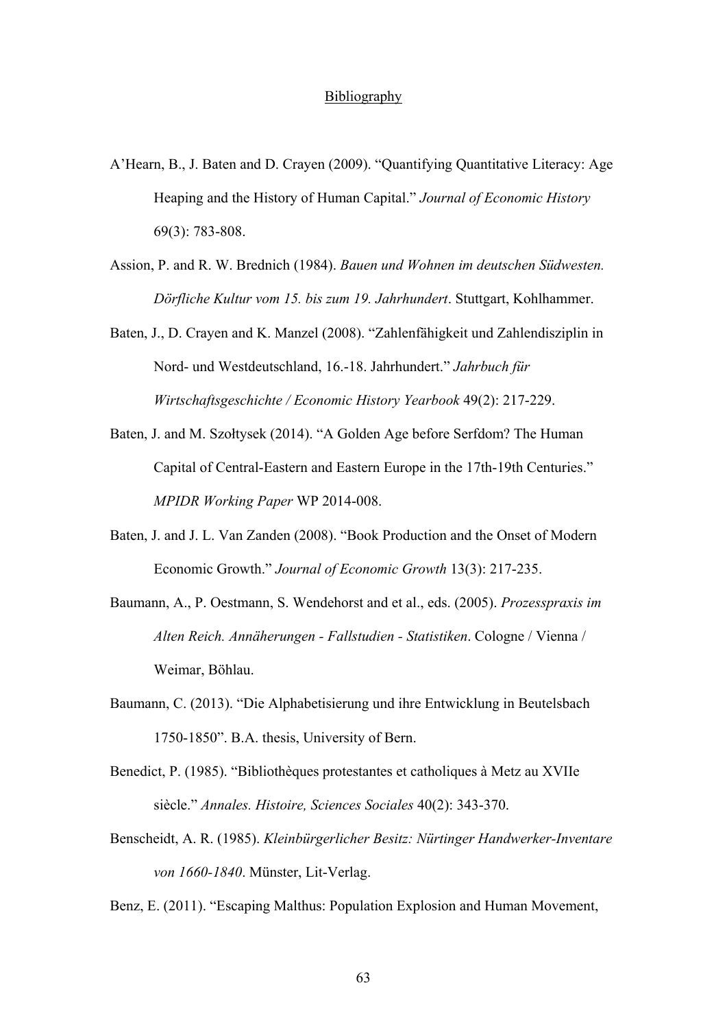# Bibliography

A'Hearn, B., J. Baten and D. Crayen (2009). "Quantifying Quantitative Literacy: Age Heaping and the History of Human Capital." *Journal of Economic History* 69(3): 783-808.

Assion, P. and R. W. Brednich (1984). *Bauen und Wohnen im deutschen Südwesten. Dörfliche Kultur vom 15. bis zum 19. Jahrhundert*. Stuttgart, Kohlhammer.

Baten, J., D. Crayen and K. Manzel (2008). "Zahlenfähigkeit und Zahlendisziplin in Nord- und Westdeutschland, 16.-18. Jahrhundert." *Jahrbuch für Wirtschaftsgeschichte / Economic History Yearbook* 49(2): 217-229.

Baten, J. and M. Szołtysek (2014). "A Golden Age before Serfdom? The Human Capital of Central-Eastern and Eastern Europe in the 17th-19th Centuries." *MPIDR Working Paper* WP 2014-008.

Baten, J. and J. L. Van Zanden (2008). "Book Production and the Onset of Modern Economic Growth." *Journal of Economic Growth* 13(3): 217-235.

Baumann, A., P. Oestmann, S. Wendehorst and et al., eds. (2005). *Prozesspraxis im Alten Reich. Annäherungen - Fallstudien - Statistiken*. Cologne / Vienna / Weimar, Böhlau.

Baumann, C. (2013). "Die Alphabetisierung und ihre Entwicklung in Beutelsbach 1750-1850". B.A. thesis, University of Bern.

Benedict, P. (1985). "Bibliothèques protestantes et catholiques à Metz au XVIIe siècle." *Annales. Histoire, Sciences Sociales* 40(2): 343-370.

Benscheidt, A. R. (1985). *Kleinbürgerlicher Besitz: Nürtinger Handwerker-Inventare von 1660-1840*. Münster, Lit-Verlag.

Benz, E. (2011). "Escaping Malthus: Population Explosion and Human Movement,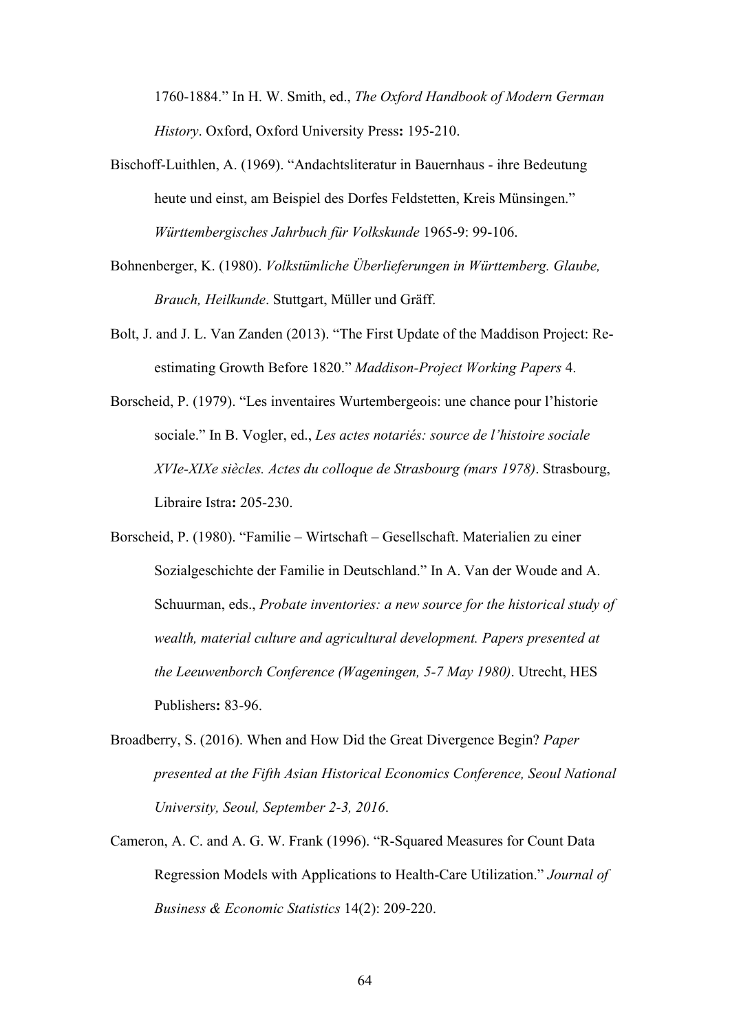1760-1884." In H. W. Smith, ed., *The Oxford Handbook of Modern German History*. Oxford, Oxford University Press**:** 195-210.

Bischoff-Luithlen, A. (1969). "Andachtsliteratur in Bauernhaus - ihre Bedeutung heute und einst, am Beispiel des Dorfes Feldstetten, Kreis Münsingen." *Württembergisches Jahrbuch für Volkskunde* 1965-9: 99-106.

Bohnenberger, K. (1980). *Volkstümliche Überlieferungen in Württemberg. Glaube, Brauch, Heilkunde*. Stuttgart, Müller und Gräff.

Bolt, J. and J. L. Van Zanden (2013). "The First Update of the Maddison Project: Re-estimating Growth Before 1820." *Maddison-Project Working Papers* 4.

Borscheid, P. (1979). "Les inventaires Wurtembergeois: une chance pour l'historie sociale." In B. Vogler, ed., *Les actes notariés: source de l'histoire sociale XVIe-XIXe siècles. Actes du colloque de Strasbourg (mars 1978)*. Strasbourg, Libraire Istra**:** 205-230.

Borscheid, P. (1980). "Familie – Wirtschaft – Gesellschaft. Materialien zu einer Sozialgeschichte der Familie in Deutschland." In A. Van der Woude and A. Schuurman, eds., *Probate inventories: a new source for the historical study of wealth, material culture and agricultural development. Papers presented at the Leeuwenborch Conference (Wageningen, 5-7 May 1980)*. Utrecht, HES Publishers**:** 83-96.

Broadberry, S. (2016). When and How Did the Great Divergence Begin? *Paper presented at the Fifth Asian Historical Economics Conference, Seoul National University, Seoul, September 2-3, 2016*.

Cameron, A. C. and A. G. W. Frank (1996). "R-Squared Measures for Count Data Regression Models with Applications to Health-Care Utilization." *Journal of Business & Economic Statistics* 14(2): 209-220.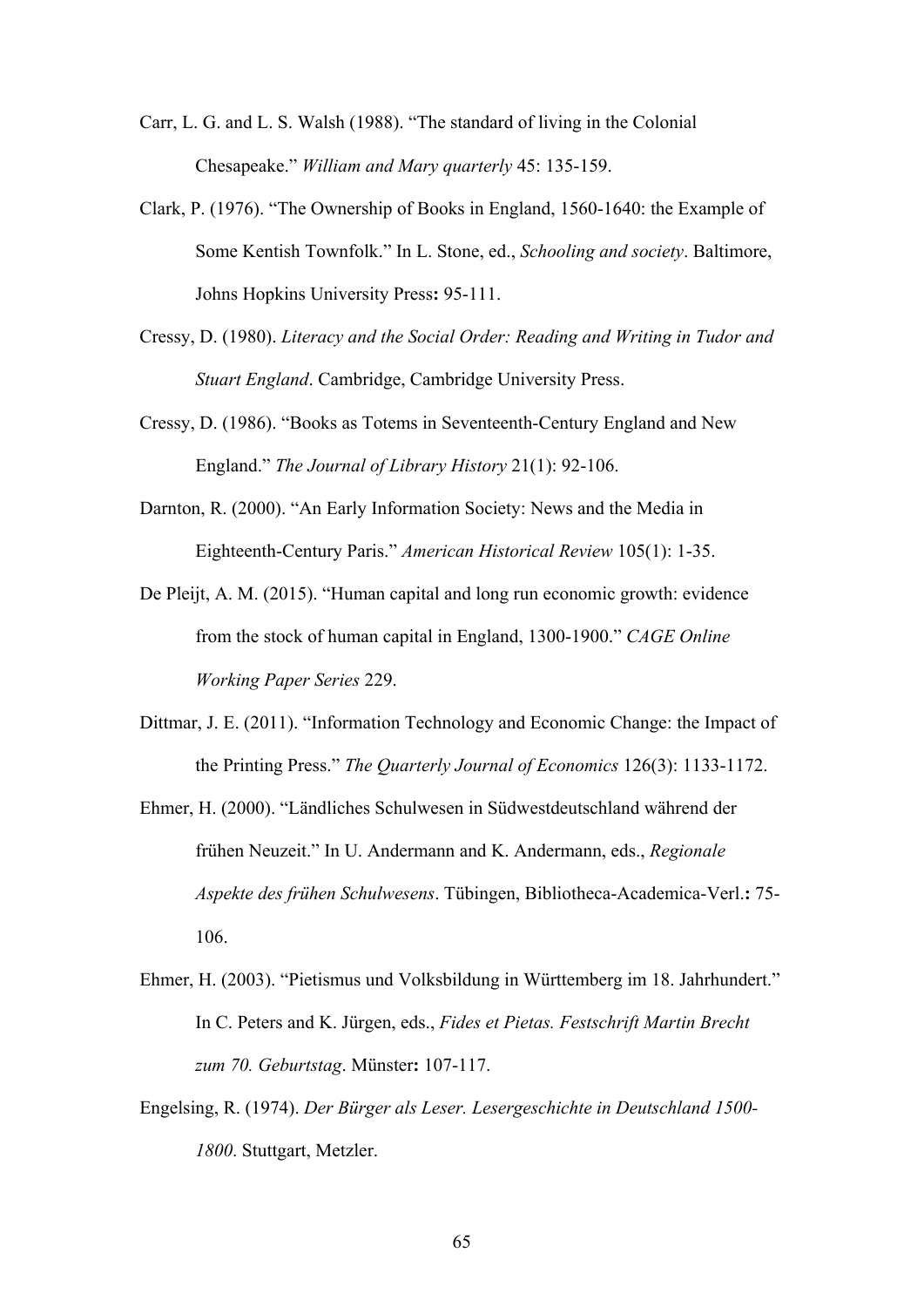Carr, L. G. and L. S. Walsh (1988). "The standard of living in the Colonial Chesapeake." *William and Mary quarterly* 45: 135-159.

Clark, P. (1976). "The Ownership of Books in England, 1560-1640: the Example of Some Kentish Townfolk." In L. Stone, ed., *Schooling and society*. Baltimore, Johns Hopkins University Press**:** 95-111.

Cressy, D. (1980). *Literacy and the Social Order: Reading and Writing in Tudor and Stuart England*. Cambridge, Cambridge University Press.

Cressy, D. (1986). "Books as Totems in Seventeenth-Century England and New England." *The Journal of Library History* 21(1): 92-106.

Darnton, R. (2000). "An Early Information Society: News and the Media in Eighteenth-Century Paris." *American Historical Review* 105(1): 1-35.

De Pleijt, A. M. (2015). "Human capital and long run economic growth: evidence from the stock of human capital in England, 1300-1900." *CAGE Online Working Paper Series* 229.

Dittmar, J. E. (2011). "Information Technology and Economic Change: the Impact of the Printing Press." *The Quarterly Journal of Economics* 126(3): 1133-1172.

Ehmer, H. (2000). "Ländliches Schulwesen in Südwestdeutschland während der frühen Neuzeit." In U. Andermann and K. Andermann, eds., *Regionale Aspekte des frühen Schulwesens*. Tübingen, Bibliotheca-Academica-Verl.**:** 75-106.

Ehmer, H. (2003). "Pietismus und Volksbildung in Württemberg im 18. Jahrhundert." In C. Peters and K. Jürgen, eds., *Fides et Pietas. Festschrift Martin Brecht zum 70. Geburtstag*. Münster**:** 107-117.

Engelsing, R. (1974). *Der Bürger als Leser. Lesergeschichte in Deutschland 1500-1800*. Stuttgart, Metzler.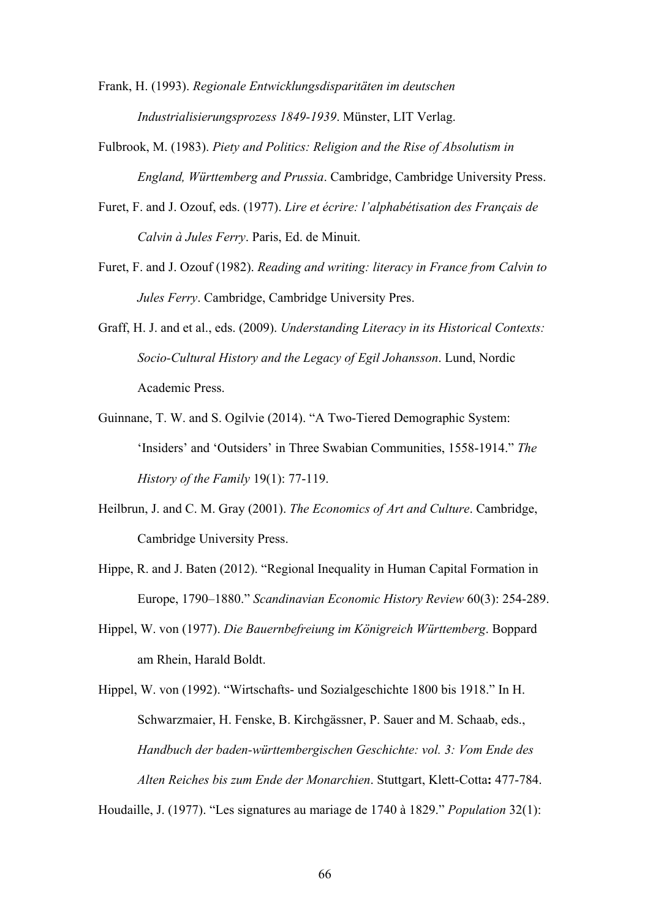Frank, H. (1993). *Regionale Entwicklungsdisparitäten im deutschen Industrialisierungsprozess 1849-1939*. Münster, LIT Verlag.

Fulbrook, M. (1983). *Piety and Politics: Religion and the Rise of Absolutism in England, Württemberg and Prussia*. Cambridge, Cambridge University Press.

Furet, F. and J. Ozouf, eds. (1977). *Lire et écrire: l'alphabétisation des Français de Calvin à Jules Ferry*. Paris, Ed. de Minuit.

Furet, F. and J. Ozouf (1982). *Reading and writing: literacy in France from Calvin to Jules Ferry*. Cambridge, Cambridge University Pres.

Graff, H. J. and et al., eds. (2009). *Understanding Literacy in its Historical Contexts: Socio-Cultural History and the Legacy of Egil Johansson*. Lund, Nordic Academic Press.

Guinnane, T. W. and S. Ogilvie (2014). "A Two-Tiered Demographic System: 'Insiders' and 'Outsiders' in Three Swabian Communities, 1558-1914." *The History of the Family* 19(1): 77-119.

Heilbrun, J. and C. M. Gray (2001). *The Economics of Art and Culture*. Cambridge, Cambridge University Press.

Hippe, R. and J. Baten (2012). "Regional Inequality in Human Capital Formation in Europe, 1790–1880." *Scandinavian Economic History Review* 60(3): 254-289.

Hippel, W. von (1977). *Die Bauernbefreiung im Königreich Württemberg*. Boppard am Rhein, Harald Boldt.

Hippel, W. von (1992). "Wirtschafts- und Sozialgeschichte 1800 bis 1918." In H. Schwarzmaier, H. Fenske, B. Kirchgässner, P. Sauer and M. Schaab, eds., *Handbuch der baden-württembergischen Geschichte: vol. 3: Vom Ende des Alten Reiches bis zum Ende der Monarchien*. Stuttgart, Klett-Cotta**:** 477-784.

Houdaille, J. (1977). "Les signatures au mariage de 1740 à 1829." *Population* 32(1):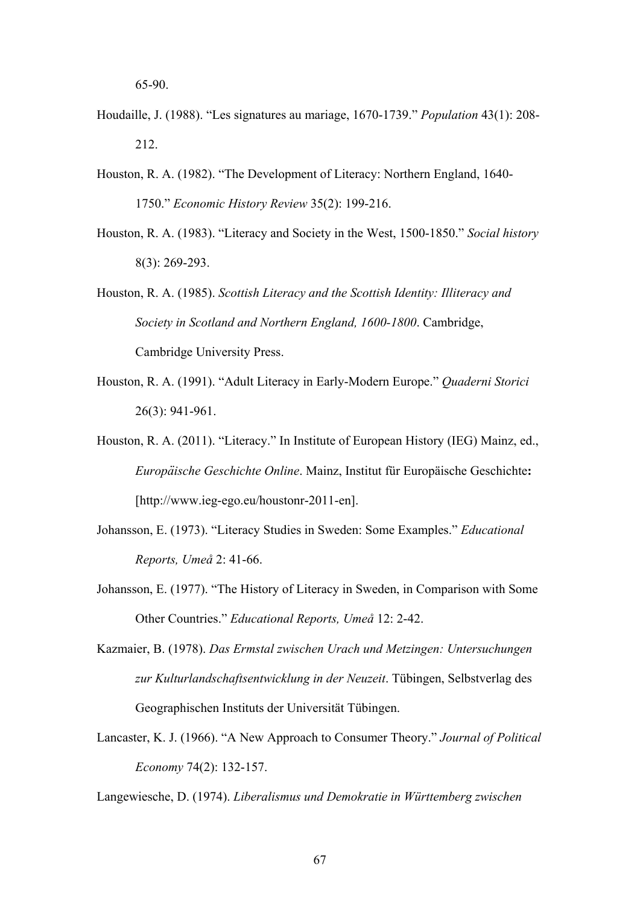65-90.

Houdaille, J. (1988). "Les signatures au mariage, 1670-1739." *Population* 43(1): 208-212.

Houston, R. A. (1982). "The Development of Literacy: Northern England, 1640-1750." *Economic History Review* 35(2): 199-216.

Houston, R. A. (1983). "Literacy and Society in the West, 1500-1850." *Social history* 8(3): 269-293.

Houston, R. A. (1985). *Scottish Literacy and the Scottish Identity: Illiteracy and Society in Scotland and Northern England, 1600-1800*. Cambridge, Cambridge University Press.

Houston, R. A. (1991). "Adult Literacy in Early-Modern Europe." *Quaderni Storici* 26(3): 941-961.

Houston, R. A. (2011). "Literacy." In Institute of European History (IEG) Mainz, ed., *Europäische Geschichte Online*. Mainz, Institut für Europäische Geschichte**:** [http://www.ieg-ego.eu/houstonr-2011-en].

Johansson, E. (1973). "Literacy Studies in Sweden: Some Examples." *Educational Reports, Umeå* 2: 41-66.

Johansson, E. (1977). "The History of Literacy in Sweden, in Comparison with Some Other Countries." *Educational Reports, Umeå* 12: 2-42.

Kazmaier, B. (1978). *Das Ermstal zwischen Urach und Metzingen: Untersuchungen zur Kulturlandschaftsentwicklung in der Neuzeit*. Tübingen, Selbstverlag des Geographischen Instituts der Universität Tübingen.

Lancaster, K. J. (1966). "A New Approach to Consumer Theory." *Journal of Political Economy* 74(2): 132-157.

Langewiesche, D. (1974). *Liberalismus und Demokratie in Württemberg zwischen*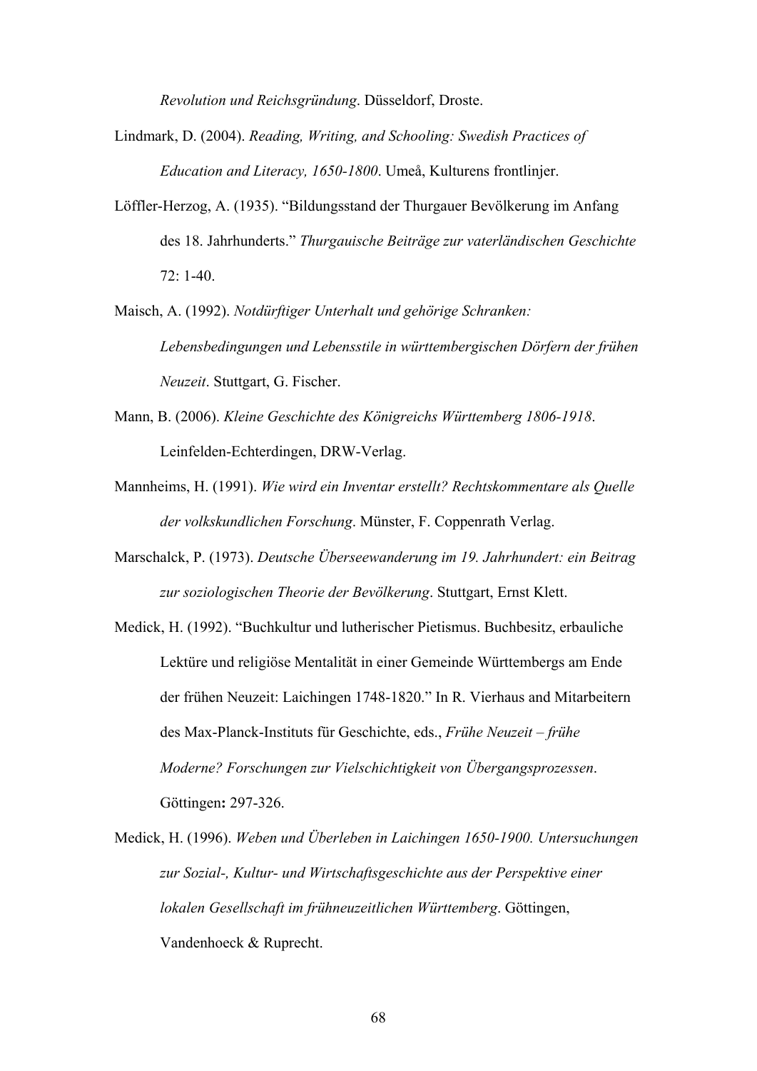*Revolution und Reichsgründung*. Düsseldorf, Droste.

Lindmark, D. (2004). *Reading, Writing, and Schooling: Swedish Practices of Education and Literacy, 1650-1800*. Umeå, Kulturens frontlinjer.

Löffler-Herzog, A. (1935). "Bildungsstand der Thurgauer Bevölkerung im Anfang des 18. Jahrhunderts." *Thurgauische Beiträge zur vaterländischen Geschichte* 72: 1-40.

Maisch, A. (1992). *Notdürftiger Unterhalt und gehörige Schranken: Lebensbedingungen und Lebensstile in württembergischen Dörfern der frühen Neuzeit*. Stuttgart, G. Fischer.

Mann, B. (2006). *Kleine Geschichte des Königreichs Württemberg 1806-1918*. Leinfelden-Echterdingen, DRW-Verlag.

Mannheims, H. (1991). *Wie wird ein Inventar erstellt? Rechtskommentare als Quelle der volkskundlichen Forschung*. Münster, F. Coppenrath Verlag.

Marschalck, P. (1973). *Deutsche Überseewanderung im 19. Jahrhundert: ein Beitrag zur soziologischen Theorie der Bevölkerung*. Stuttgart, Ernst Klett.

Medick, H. (1992). "Buchkultur und lutherischer Pietismus. Buchbesitz, erbauliche Lektüre und religiöse Mentalität in einer Gemeinde Württembergs am Ende der frühen Neuzeit: Laichingen 1748-1820." In R. Vierhaus and Mitarbeitern des Max-Planck-Instituts für Geschichte, eds., *Frühe Neuzeit – frühe Moderne? Forschungen zur Vielschichtigkeit von Übergangsprozessen*. Göttingen**:** 297-326.

Medick, H. (1996). *Weben und Überleben in Laichingen 1650-1900. Untersuchungen zur Sozial-, Kultur- und Wirtschaftsgeschichte aus der Perspektive einer lokalen Gesellschaft im frühneuzeitlichen Württemberg*. Göttingen, Vandenhoeck & Ruprecht.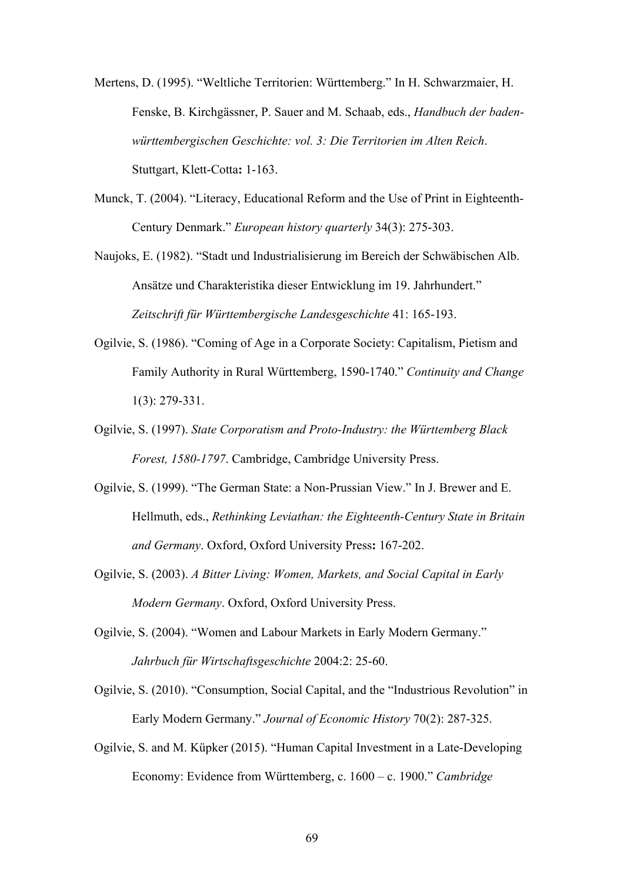Mertens, D. (1995). "Weltliche Territorien: Württemberg." In H. Schwarzmaier, H. Fenske, B. Kirchgässner, P. Sauer and M. Schaab, eds., *Handbuch der baden-württembergischen Geschichte: vol. 3: Die Territorien im Alten Reich*. Stuttgart, Klett-Cotta**:** 1-163.

Munck, T. (2004). "Literacy, Educational Reform and the Use of Print in Eighteenth-Century Denmark." *European history quarterly* 34(3): 275-303.

Naujoks, E. (1982). "Stadt und Industrialisierung im Bereich der Schwäbischen Alb. Ansätze und Charakteristika dieser Entwicklung im 19. Jahrhundert." *Zeitschrift für Württembergische Landesgeschichte* 41: 165-193.

Ogilvie, S. (1986). "Coming of Age in a Corporate Society: Capitalism, Pietism and Family Authority in Rural Württemberg, 1590-1740." *Continuity and Change* 1(3): 279-331.

Ogilvie, S. (1997). *State Corporatism and Proto-Industry: the Württemberg Black Forest, 1580-1797*. Cambridge, Cambridge University Press.

Ogilvie, S. (1999). "The German State: a Non-Prussian View." In J. Brewer and E. Hellmuth, eds., *Rethinking Leviathan: the Eighteenth-Century State in Britain and Germany*. Oxford, Oxford University Press**:** 167-202.

Ogilvie, S. (2003). *A Bitter Living: Women, Markets, and Social Capital in Early Modern Germany*. Oxford, Oxford University Press.

Ogilvie, S. (2004). "Women and Labour Markets in Early Modern Germany." *Jahrbuch für Wirtschaftsgeschichte* 2004:2: 25-60.

Ogilvie, S. (2010). "Consumption, Social Capital, and the "Industrious Revolution" in Early Modern Germany." *Journal of Economic History* 70(2): 287-325.

Ogilvie, S. and M. Küpker (2015). "Human Capital Investment in a Late-Developing Economy: Evidence from Württemberg, c. 1600 – c. 1900." *Cambridge*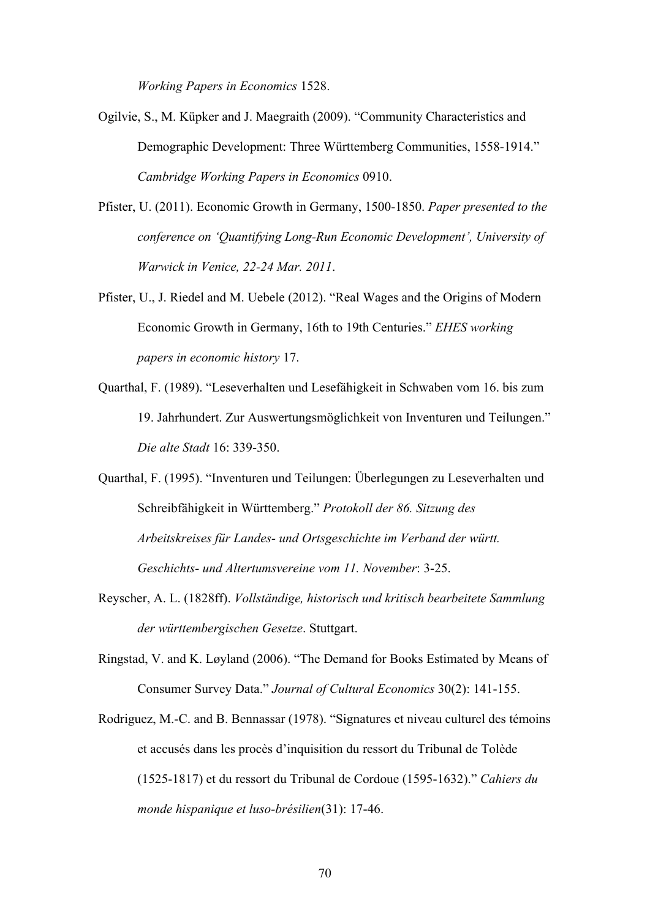*Working Papers in Economics* 1528.

Ogilvie, S., M. Küpker and J. Maegraith (2009). "Community Characteristics and Demographic Development: Three Württemberg Communities, 1558-1914." *Cambridge Working Papers in Economics* 0910.

Pfister, U. (2011). Economic Growth in Germany, 1500-1850. *Paper presented to the conference on 'Quantifying Long-Run Economic Development', University of Warwick in Venice, 22-24 Mar. 2011*.

Pfister, U., J. Riedel and M. Uebele (2012). "Real Wages and the Origins of Modern Economic Growth in Germany, 16th to 19th Centuries." *EHES working papers in economic history* 17.

Quarthal, F. (1989). "Leseverhalten und Lesefähigkeit in Schwaben vom 16. bis zum 19. Jahrhundert. Zur Auswertungsmöglichkeit von Inventuren und Teilungen." *Die alte Stadt* 16: 339-350.

Quarthal, F. (1995). "Inventuren und Teilungen: Überlegungen zu Leseverhalten und Schreibfähigkeit in Württemberg." *Protokoll der 86. Sitzung des Arbeitskreises für Landes- und Ortsgeschichte im Verband der württ. Geschichts- und Altertumsvereine vom 11. November*: 3-25.

Reyscher, A. L. (1828ff). *Vollständige, historisch und kritisch bearbeitete Sammlung der württembergischen Gesetze*. Stuttgart.

Ringstad, V. and K. Løyland (2006). "The Demand for Books Estimated by Means of Consumer Survey Data." *Journal of Cultural Economics* 30(2): 141-155.

Rodriguez, M.-C. and B. Bennassar (1978). "Signatures et niveau culturel des témoins et accusés dans les procès d'inquisition du ressort du Tribunal de Tolède (1525-1817) et du ressort du Tribunal de Cordoue (1595-1632)." *Cahiers du monde hispanique et luso-brésilien*(31): 17-46.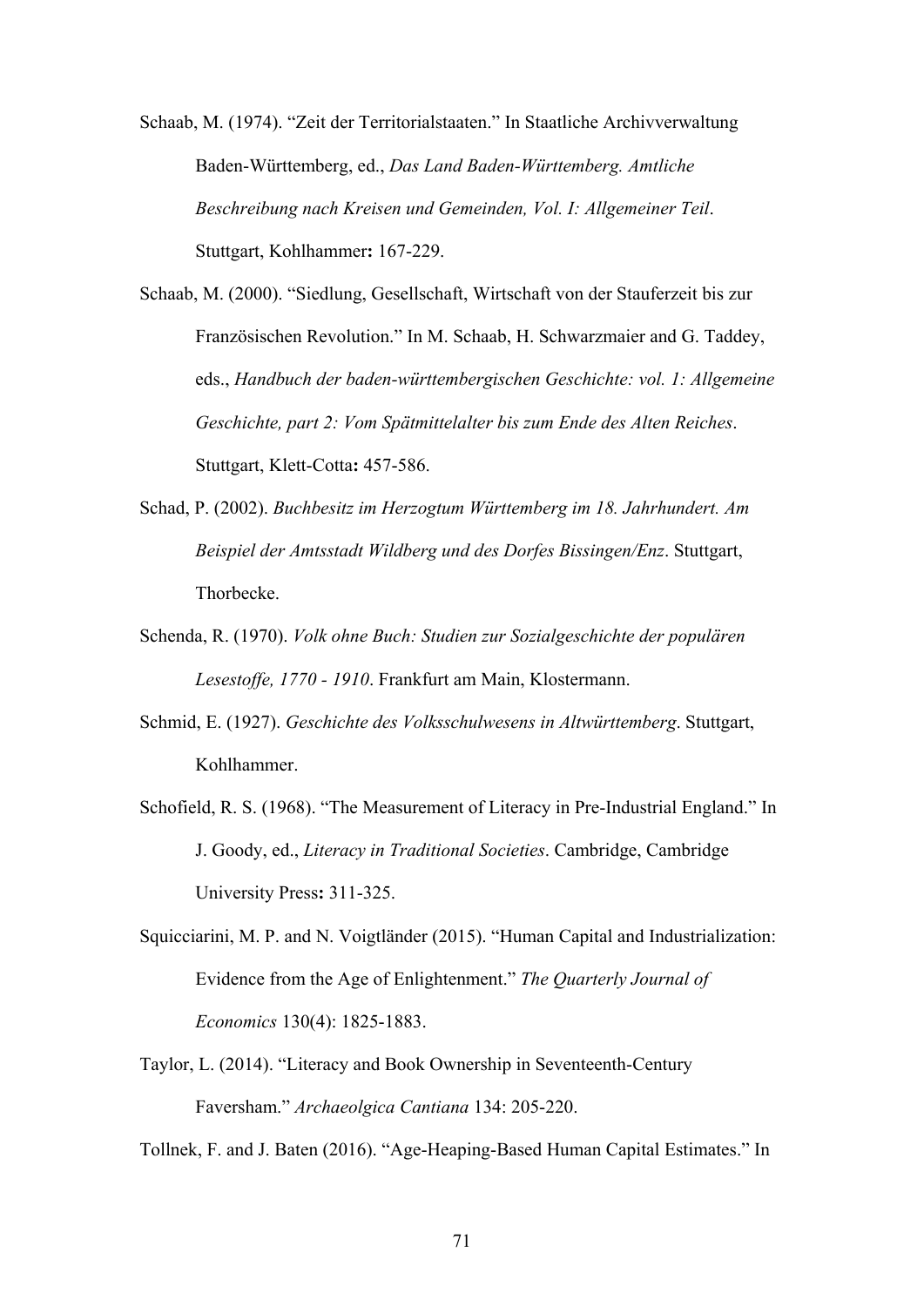Schaab, M. (1974). "Zeit der Territorialstaaten." In Staatliche Archivverwaltung Baden-Württemberg, ed., *Das Land Baden-Württemberg. Amtliche Beschreibung nach Kreisen und Gemeinden, Vol. I: Allgemeiner Teil*. Stuttgart, Kohlhammer**:** 167-229.

Schaab, M. (2000). "Siedlung, Gesellschaft, Wirtschaft von der Stauferzeit bis zur Französischen Revolution." In M. Schaab, H. Schwarzmaier and G. Taddey, eds., *Handbuch der baden-württembergischen Geschichte: vol. 1: Allgemeine Geschichte, part 2: Vom Spätmittelalter bis zum Ende des Alten Reiches*. Stuttgart, Klett-Cotta**:** 457-586.

Schad, P. (2002). *Buchbesitz im Herzogtum Württemberg im 18. Jahrhundert. Am Beispiel der Amtsstadt Wildberg und des Dorfes Bissingen/Enz*. Stuttgart, Thorbecke.

Schenda, R. (1970). *Volk ohne Buch: Studien zur Sozialgeschichte der populären Lesestoffe, 1770 - 1910*. Frankfurt am Main, Klostermann.

Schmid, E. (1927). *Geschichte des Volksschulwesens in Altwürttemberg*. Stuttgart, Kohlhammer.

Schofield, R. S. (1968). "The Measurement of Literacy in Pre-Industrial England." In J. Goody, ed., *Literacy in Traditional Societies*. Cambridge, Cambridge University Press**:** 311-325.

Squicciarini, M. P. and N. Voigtländer (2015). "Human Capital and Industrialization: Evidence from the Age of Enlightenment." *The Quarterly Journal of Economics* 130(4): 1825-1883.

Taylor, L. (2014). "Literacy and Book Ownership in Seventeenth-Century Faversham." *Archaeolgica Cantiana* 134: 205-220.

Tollnek, F. and J. Baten (2016). "Age-Heaping-Based Human Capital Estimates." In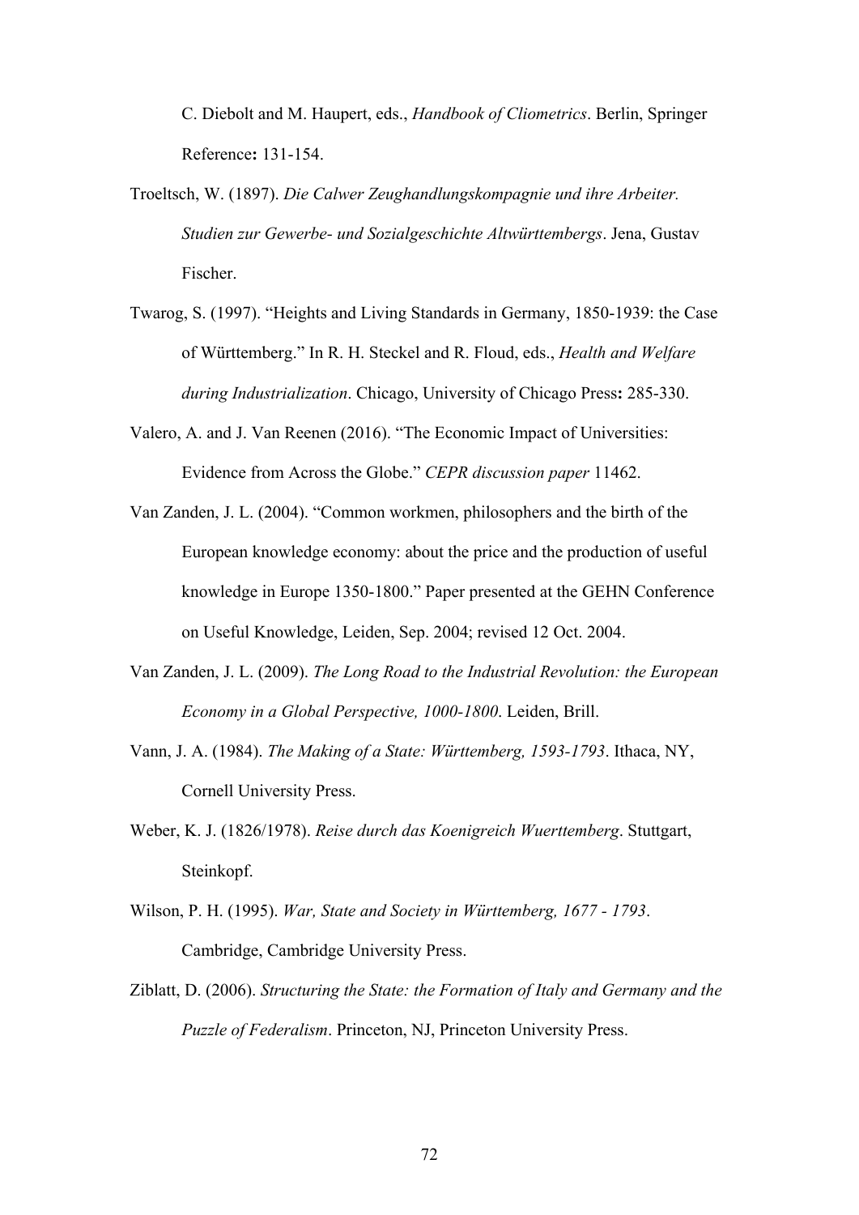C. Diebolt and M. Haupert, eds., *Handbook of Cliometrics*. Berlin, Springer Reference**:** 131-154.

Troeltsch, W. (1897). *Die Calwer Zeughandlungskompagnie und ihre Arbeiter. Studien zur Gewerbe- und Sozialgeschichte Altwürttembergs*. Jena, Gustav Fischer.

Twarog, S. (1997). "Heights and Living Standards in Germany, 1850-1939: the Case of Württemberg." In R. H. Steckel and R. Floud, eds., *Health and Welfare during Industrialization*. Chicago, University of Chicago Press**:** 285-330.

Valero, A. and J. Van Reenen (2016). "The Economic Impact of Universities: Evidence from Across the Globe." *CEPR discussion paper* 11462.

Van Zanden, J. L. (2004). "Common workmen, philosophers and the birth of the European knowledge economy: about the price and the production of useful knowledge in Europe 1350-1800." Paper presented at the GEHN Conference on Useful Knowledge, Leiden, Sep. 2004; revised 12 Oct. 2004.

Van Zanden, J. L. (2009). *The Long Road to the Industrial Revolution: the European Economy in a Global Perspective, 1000-1800*. Leiden, Brill.

Vann, J. A. (1984). *The Making of a State: Württemberg, 1593-1793*. Ithaca, NY, Cornell University Press.

Weber, K. J. (1826/1978). *Reise durch das Koenigreich Wuerttemberg*. Stuttgart, Steinkopf.

Wilson, P. H. (1995). *War, State and Society in Württemberg, 1677 - 1793*. Cambridge, Cambridge University Press.

Ziblatt, D. (2006). *Structuring the State: the Formation of Italy and Germany and the Puzzle of Federalism*. Princeton, NJ, Princeton University Press.